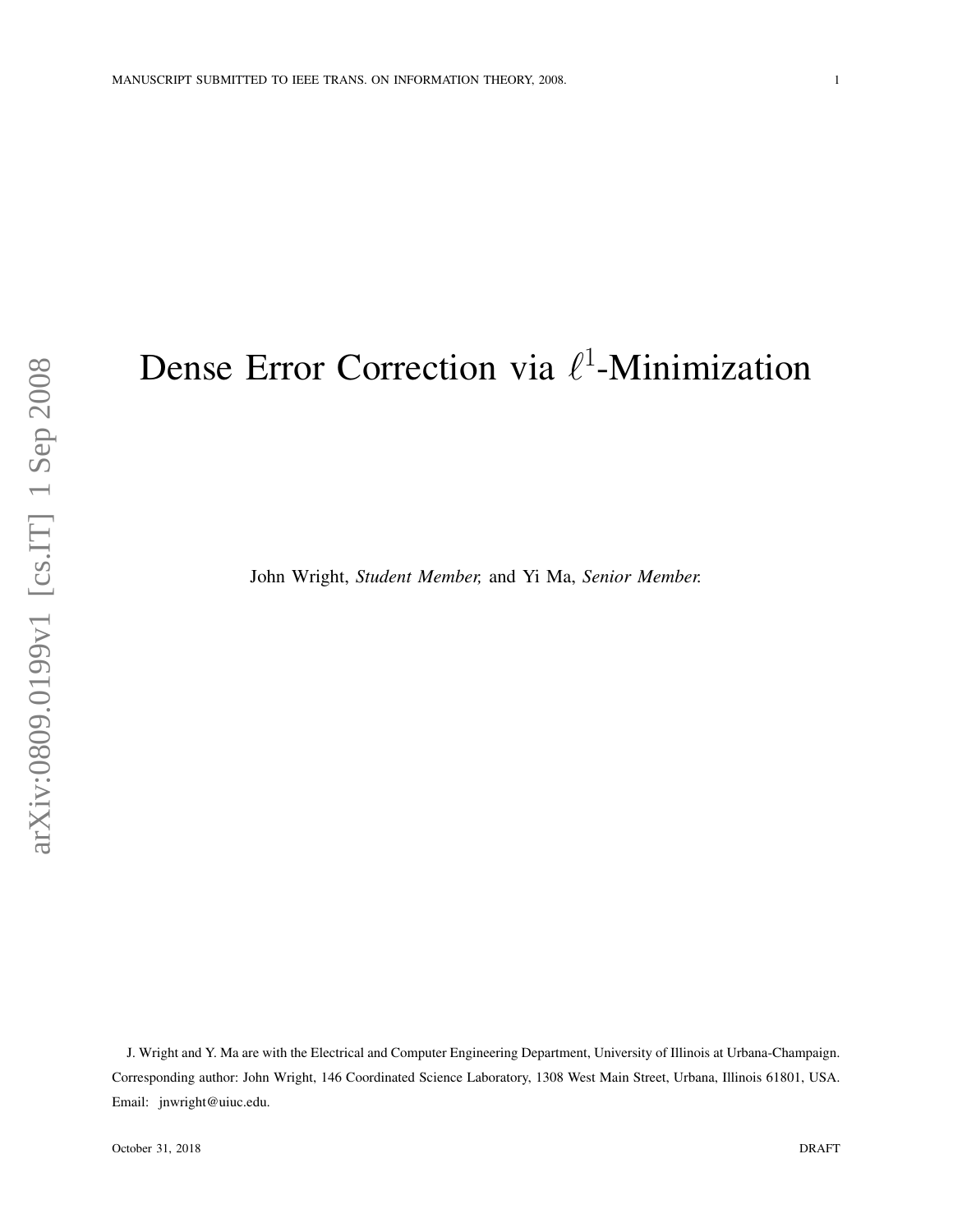# Dense Error Correction via $\ell^1$-Minimization

John Wright, *Student Member,* and Yi Ma, *Senior Member.*

J. Wright and Y. Ma are with the Electrical and Computer Engineering Department, University of Illinois at Urbana-Champaign. Corresponding author: John Wright, 146 Coordinated Science Laboratory, 1308 West Main Street, Urbana, Illinois 61801, USA. Email: jnwright@uiuc.edu.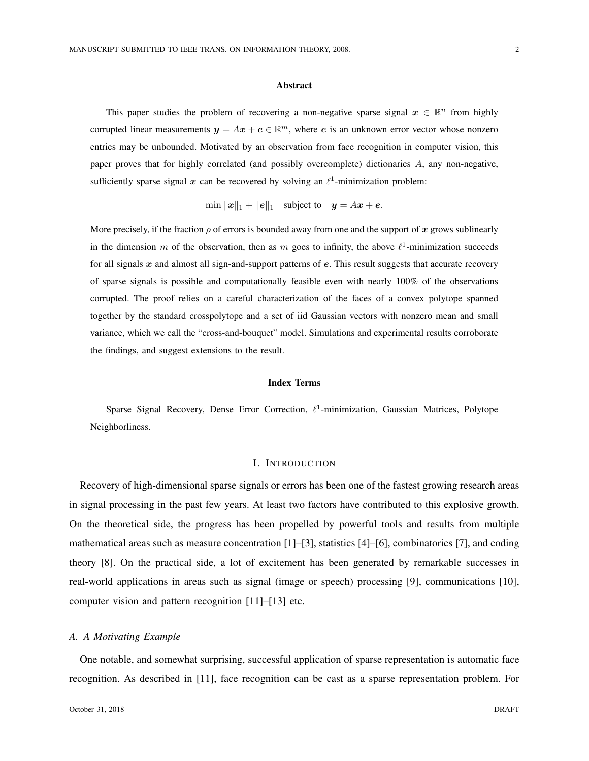## Abstract

This paper studies the problem of recovering a non-negative sparse signal $\boldsymbol{x} \in \mathbb{R}^n$ from highly corrupted linear measurements $\boldsymbol{y} = A\boldsymbol{x} + \boldsymbol{e} \in \mathbb{R}^m$, where $\boldsymbol{e}$ is an unknown error vector whose nonzero entries may be unbounded. Motivated by an observation from face recognition in computer vision, this paper proves that for highly correlated (and possibly overcomplete) dictionaries $A$, any non-negative, sufficiently sparse signal $\boldsymbol{x}$ can be recovered by solving an $\ell^1$-minimization problem:

$$\min \|\boldsymbol{x}\|_1 + \|\boldsymbol{e}\|_1 \quad \text{subject to} \quad \boldsymbol{y} = A\boldsymbol{x} + \boldsymbol{e}.$$

More precisely, if the fraction $\rho$ of errors is bounded away from one and the support of $\boldsymbol{x}$ grows sublinearly in the dimension $m$ of the observation, then as $m$ goes to infinity, the above $\ell^1$-minimization succeeds for all signals $\boldsymbol{x}$ and almost all sign-and-support patterns of $\boldsymbol{e}$. This result suggests that accurate recovery of sparse signals is possible and computationally feasible even with nearly 100% of the observations corrupted. The proof relies on a careful characterization of the faces of a convex polytope spanned together by the standard crosspolytope and a set of iid Gaussian vectors with nonzero mean and small variance, which we call the "cross-and-bouquet" model. Simulations and experimental results corroborate the findings, and suggest extensions to the result.

## Index Terms

Sparse Signal Recovery, Dense Error Correction, $\ell^1$-minimization, Gaussian Matrices, Polytope Neighborliness.

# I. Introduction

Recovery of high-dimensional sparse signals or errors has been one of the fastest growing research areas in signal processing in the past few years. At least two factors have contributed to this explosive growth. On the theoretical side, the progress has been propelled by powerful tools and results from multiple mathematical areas such as measure concentration [1]–[3], statistics [4]–[6], combinatorics [7], and coding theory [8]. On the practical side, a lot of excitement has been generated by remarkable successes in real-world applications in areas such as signal (image or speech) processing [9], communications [10], computer vision and pattern recognition [11]–[13] etc.

## *A. A Motivating Example*

One notable, and somewhat surprising, successful application of sparse representation is automatic face recognition. As described in [11], face recognition can be cast as a sparse representation problem. For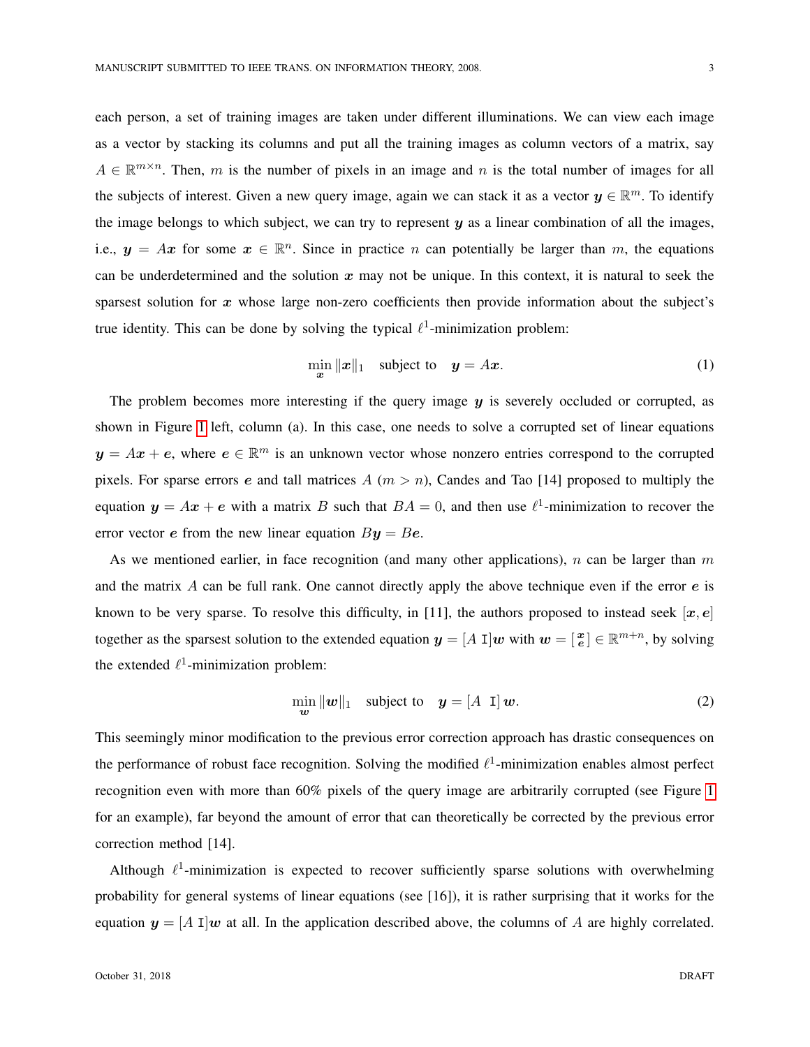each person, a set of training images are taken under different illuminations. We can view each image as a vector by stacking its columns and put all the training images as column vectors of a matrix, say $A \in \mathbb{R}^{m \times n}$. Then, $m$ is the number of pixels in an image and $n$ is the total number of images for all the subjects of interest. Given a new query image, again we can stack it as a vector $\boldsymbol{y} \in \mathbb{R}^m$. To identify the image belongs to which subject, we can try to represent $\boldsymbol{y}$ as a linear combination of all the images, i.e., $\boldsymbol{y} = A\boldsymbol{x}$ for some $\boldsymbol{x} \in \mathbb{R}^n$. Since in practice $n$ can potentially be larger than $m$, the equations can be underdetermined and the solution $\boldsymbol{x}$ may not be unique. In this context, it is natural to seek the sparsest solution for $\boldsymbol{x}$ whose large non-zero coefficients then provide information about the subject's true identity. This can be done by solving the typical $\ell^1$-minimization problem:

$$\min_{\boldsymbol{x}} \|\boldsymbol{x}\|_1 \quad \text{subject to} \quad \boldsymbol{y} = A\boldsymbol{x}. \tag{1}$$

The problem becomes more interesting if the query image $\boldsymbol{y}$ is severely occluded or corrupted, as shown in Figure 1 left, column (a). In this case, one needs to solve a corrupted set of linear equations $\boldsymbol{y} = A\boldsymbol{x} + \boldsymbol{e}$, where $\boldsymbol{e} \in \mathbb{R}^m$ is an unknown vector whose nonzero entries correspond to the corrupted pixels. For sparse errors $\boldsymbol{e}$ and tall matrices $A$ ($m > n$), Candes and Tao [14] proposed to multiply the equation $\boldsymbol{y} = A\boldsymbol{x} + \boldsymbol{e}$ with a matrix $B$ such that $BA = 0$, and then use $\ell^1$-minimization to recover the error vector $\boldsymbol{e}$ from the new linear equation $B\boldsymbol{y} = B\boldsymbol{e}$.

As we mentioned earlier, in face recognition (and many other applications), $n$ can be larger than $m$ and the matrix $A$ can be full rank. One cannot directly apply the above technique even if the error $\boldsymbol{e}$ is known to be very sparse. To resolve this difficulty, in [11], the authors proposed to instead seek $[\boldsymbol{x}, \boldsymbol{e}]$ together as the sparsest solution to the extended equation $\boldsymbol{y} = [A \ \mathtt{I}]\boldsymbol{w}$ with $\boldsymbol{w} = \left[\begin{smallmatrix}\boldsymbol{x} \\ \boldsymbol{e}\end{smallmatrix}\right] \in \mathbb{R}^{m+n}$, by solving the extended $\ell^1$-minimization problem:

$$\min_{\boldsymbol{w}} \|\boldsymbol{w}\|_1 \quad \text{subject to} \quad \boldsymbol{y} = [A \ \ \mathtt{I}]\, \boldsymbol{w}. \tag{2}$$

This seemingly minor modification to the previous error correction approach has drastic consequences on the performance of robust face recognition. Solving the modified $\ell^1$-minimization enables almost perfect recognition even with more than 60% pixels of the query image are arbitrarily corrupted (see Figure 1 for an example), far beyond the amount of error that can theoretically be corrected by the previous error correction method [14].

Although $\ell^1$-minimization is expected to recover sufficiently sparse solutions with overwhelming probability for general systems of linear equations (see [16]), it is rather surprising that it works for the equation $\boldsymbol{y} = [A \ \mathtt{I}]\boldsymbol{w}$ at all. In the application described above, the columns of $A$ are highly correlated.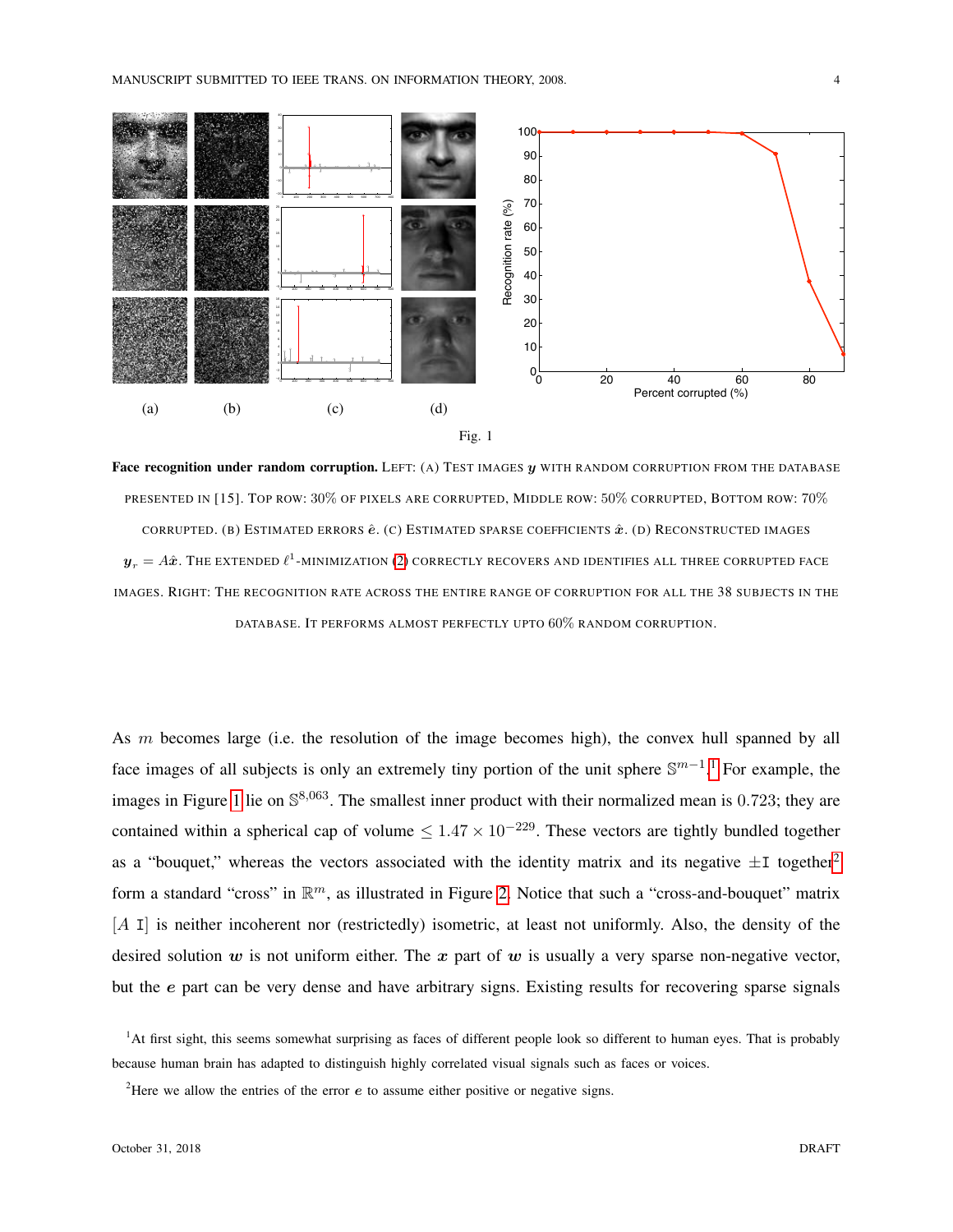Fig. 1

**Face recognition under random corruption.** LEFT: (A) TEST IMAGES $\boldsymbol{y}$ WITH RANDOM CORRUPTION FROM THE DATABASE PRESENTED IN [15]. TOP ROW: 30% OF PIXELS ARE CORRUPTED, MIDDLE ROW: 50% CORRUPTED, BOTTOM ROW: 70% CORRUPTED. (B) ESTIMATED ERRORS $\hat{\boldsymbol{e}}$. (C) ESTIMATED SPARSE COEFFICIENTS $\hat{\boldsymbol{x}}$. (D) RECONSTRUCTED IMAGES $\boldsymbol{y}_r = A\hat{\boldsymbol{x}}$. THE EXTENDED $\ell^1$-MINIMIZATION (2) CORRECTLY RECOVERS AND IDENTIFIES ALL THREE CORRUPTED FACE IMAGES. RIGHT: THE RECOGNITION RATE ACROSS THE ENTIRE RANGE OF CORRUPTION FOR ALL THE 38 SUBJECTS IN THE DATABASE. IT PERFORMS ALMOST PERFECTLY UPTO 60% RANDOM CORRUPTION.

As $m$ becomes large (i.e. the resolution of the image becomes high), the convex hull spanned by all face images of all subjects is only an extremely tiny portion of the unit sphere $\mathbb{S}^{m-1}$.[1] For example, the images in Figure 1 lie on $\mathbb{S}^{8,063}$. The smallest inner product with their normalized mean is 0.723; they are contained within a spherical cap of volume $\leq 1.47 \times 10^{-229}$. These vectors are tightly bundled together as a "bouquet," whereas the vectors associated with the identity matrix and its negative $\pm \mathtt{I}$ together[2] form a standard "cross" in $\mathbb{R}^m$, as illustrated in Figure 2. Notice that such a "cross-and-bouquet" matrix $[A\ \mathtt{I}]$ is neither incoherent nor (restrictedly) isometric, at least not uniformly. Also, the density of the desired solution $\boldsymbol{w}$ is not uniform either. The $\boldsymbol{x}$ part of $\boldsymbol{w}$ is usually a very sparse non-negative vector, but the $\boldsymbol{e}$ part can be very dense and have arbitrary signs. Existing results for recovering sparse signals

[1] At first sight, this seems somewhat surprising as faces of different people look so different to human eyes. That is probably because human brain has adapted to distinguish highly correlated visual signals such as faces or voices.

[2] Here we allow the entries of the error $\boldsymbol{e}$ to assume either positive or negative signs.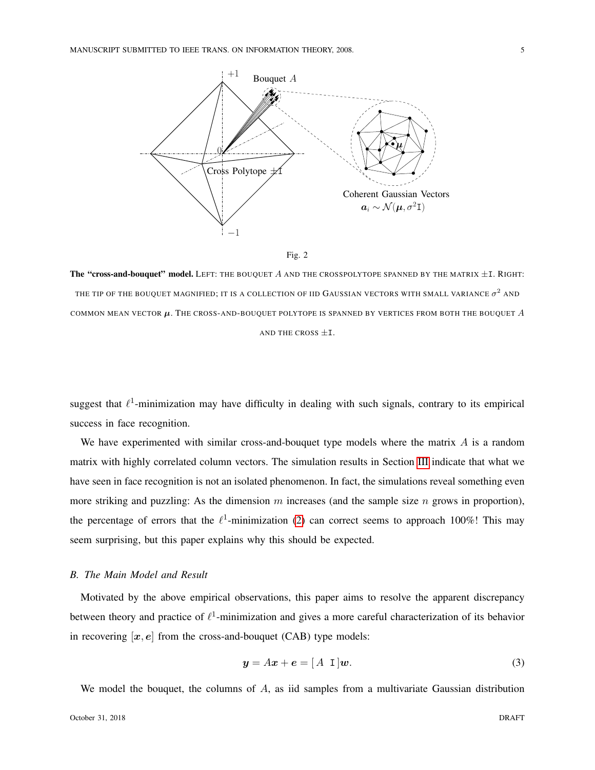Fig. 2

**The "cross-and-bouquet" model.** LEFT: THE BOUQUET $A$ AND THE CROSSPOLYTOPE SPANNED BY THE MATRIX $\pm\mathtt{I}$. RIGHT: THE TIP OF THE BOUQUET MAGNIFIED; IT IS A COLLECTION OF IID GAUSSIAN VECTORS WITH SMALL VARIANCE $\sigma^2$ AND COMMON MEAN VECTOR $\boldsymbol{\mu}$. THE CROSS-AND-BOUQUET POLYTOPE IS SPANNED BY VERTICES FROM BOTH THE BOUQUET $A$ AND THE CROSS $\pm\mathtt{I}$.

suggest that $\ell^1$-minimization may have difficulty in dealing with such signals, contrary to its empirical success in face recognition.

We have experimented with similar cross-and-bouquet type models where the matrix $A$ is a random matrix with highly correlated column vectors. The simulation results in Section III indicate that what we have seen in face recognition is not an isolated phenomenon. In fact, the simulations reveal something even more striking and puzzling: As the dimension $m$ increases (and the sample size $n$ grows in proportion), the percentage of errors that the $\ell^1$-minimization (2) can correct seems to approach 100%! This may seem surprising, but this paper explains why this should be expected.

### B. The Main Model and Result

Motivated by the above empirical observations, this paper aims to resolve the apparent discrepancy between theory and practice of $\ell^1$-minimization and gives a more careful characterization of its behavior in recovering $[\boldsymbol{x}, \boldsymbol{e}]$ from the cross-and-bouquet (CAB) type models:

$$\boldsymbol{y} = A\boldsymbol{x} + \boldsymbol{e} = [\,A \;\; \mathtt{I}\,]\boldsymbol{w}. \tag{3}$$

We model the bouquet, the columns of $A$, as iid samples from a multivariate Gaussian distribution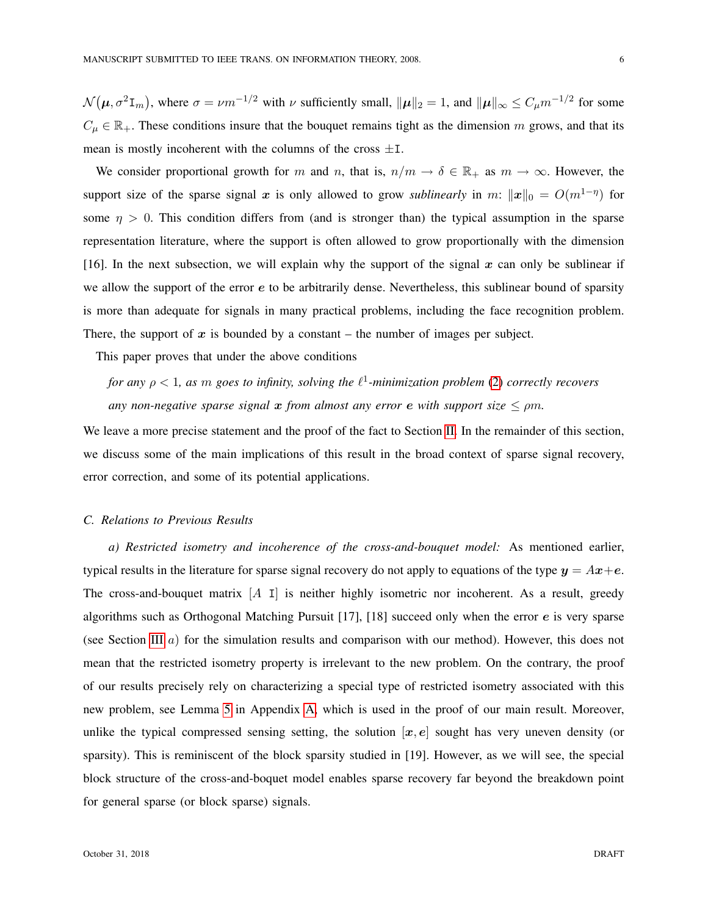$\mathcal{N}(\boldsymbol{\mu}, \sigma^2 \mathtt{I}_m)$, where $\sigma = \nu m^{-1/2}$ with $\nu$ sufficiently small, $\|\boldsymbol{\mu}\|_2 = 1$, and $\|\boldsymbol{\mu}\|_\infty \leq C_\mu m^{-1/2}$ for some $C_\mu \in \mathbb{R}_+$. These conditions insure that the bouquet remains tight as the dimension $m$ grows, and that its mean is mostly incoherent with the columns of the cross $\pm\mathtt{I}$.

We consider proportional growth for $m$ and $n$, that is, $n/m \to \delta \in \mathbb{R}_+$ as $m \to \infty$. However, the support size of the sparse signal $\boldsymbol{x}$ is only allowed to grow *sublinearly* in $m$: $\|\boldsymbol{x}\|_0 = O(m^{1-\eta})$ for some $\eta > 0$. This condition differs from (and is stronger than) the typical assumption in the sparse representation literature, where the support is often allowed to grow proportionally with the dimension [16]. In the next subsection, we will explain why the support of the signal $\boldsymbol{x}$ can only be sublinear if we allow the support of the error $\boldsymbol{e}$ to be arbitrarily dense. Nevertheless, this sublinear bound of sparsity is more than adequate for signals in many practical problems, including the face recognition problem. There, the support of $\boldsymbol{x}$ is bounded by a constant – the number of images per subject.

This paper proves that under the above conditions

> *for any $\rho < 1$, as $m$ goes to infinity, solving the $\ell^1$-minimization problem (2) correctly recovers any non-negative sparse signal $\boldsymbol{x}$ from almost any error $\boldsymbol{e}$ with support size $\leq \rho m$.*

We leave a more precise statement and the proof of the fact to Section II. In the remainder of this section, we discuss some of the main implications of this result in the broad context of sparse signal recovery, error correction, and some of its potential applications.

### C. Relations to Previous Results

*a) Restricted isometry and incoherence of the cross-and-bouquet model:* As mentioned earlier, typical results in the literature for sparse signal recovery do not apply to equations of the type $\boldsymbol{y} = A\boldsymbol{x} + \boldsymbol{e}$. The cross-and-bouquet matrix $[A \ \ \mathtt{I}]$ is neither highly isometric nor incoherent. As a result, greedy algorithms such as Orthogonal Matching Pursuit [17], [18] succeed only when the error $\boldsymbol{e}$ is very sparse (see Section III *a*) for the simulation results and comparison with our method). However, this does not mean that the restricted isometry property is irrelevant to the new problem. On the contrary, the proof of our results precisely rely on characterizing a special type of restricted isometry associated with this new problem, see Lemma 5 in Appendix A, which is used in the proof of our main result. Moreover, unlike the typical compressed sensing setting, the solution $[\boldsymbol{x}, \boldsymbol{e}]$ sought has very uneven density (or sparsity). This is reminiscent of the block sparsity studied in [19]. However, as we will see, the special block structure of the cross-and-boquet model enables sparse recovery far beyond the breakdown point for general sparse (or block sparse) signals.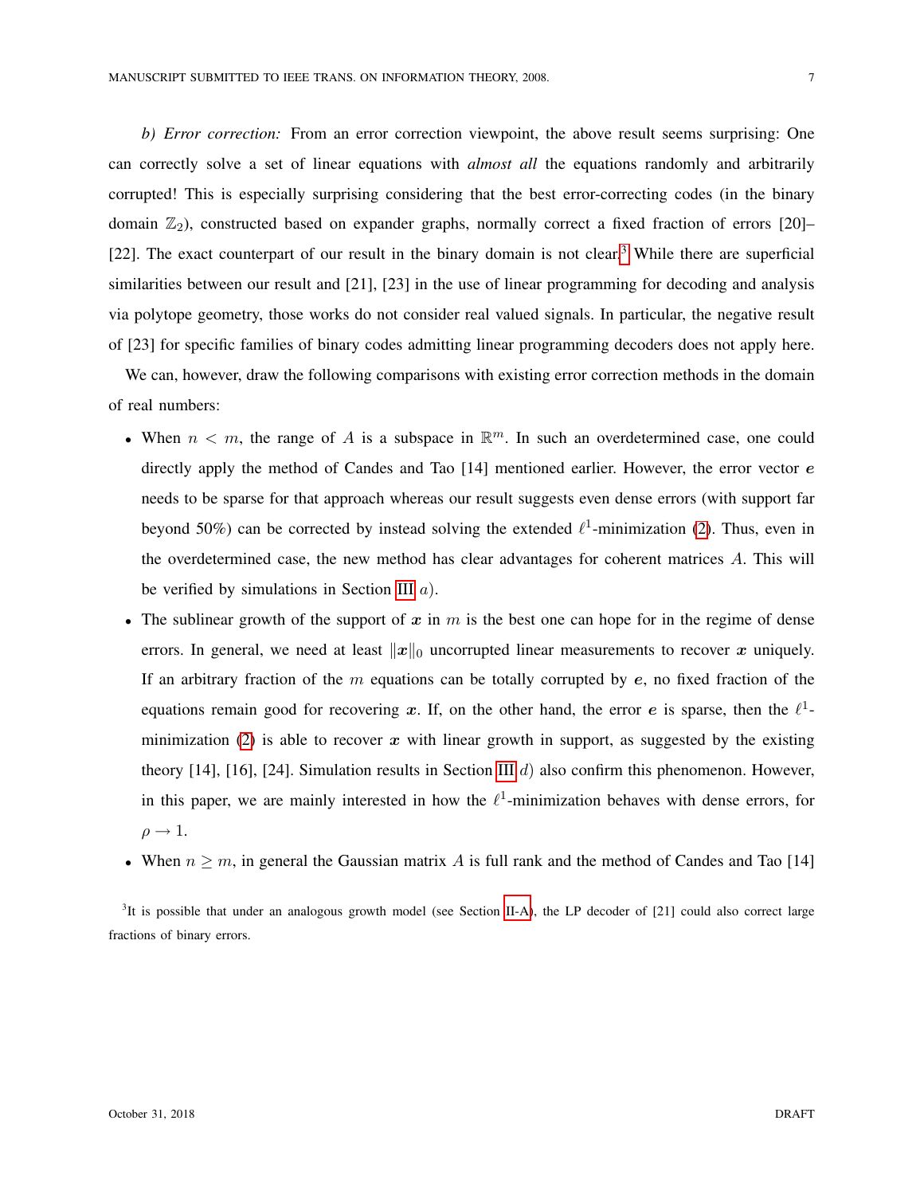*b) Error correction:* From an error correction viewpoint, the above result seems surprising: One can correctly solve a set of linear equations with *almost all* the equations randomly and arbitrarily corrupted! This is especially surprising considering that the best error-correcting codes (in the binary domain $\mathbb{Z}_2$), constructed based on expander graphs, normally correct a fixed fraction of errors [20]–[22]. The exact counterpart of our result in the binary domain is not clear.[3] While there are superficial similarities between our result and [21], [23] in the use of linear programming for decoding and analysis via polytope geometry, those works do not consider real valued signals. In particular, the negative result of [23] for specific families of binary codes admitting linear programming decoders does not apply here.

We can, however, draw the following comparisons with existing error correction methods in the domain of real numbers:

- When $n < m$, the range of $A$ is a subspace in $\mathbb{R}^m$. In such an overdetermined case, one could directly apply the method of Candes and Tao [14] mentioned earlier. However, the error vector $\boldsymbol{e}$ needs to be sparse for that approach whereas our result suggests even dense errors (with support far beyond 50%) can be corrected by instead solving the extended $\ell^1$-minimization (2). Thus, even in the overdetermined case, the new method has clear advantages for coherent matrices $A$. This will be verified by simulations in Section III $a$).
- The sublinear growth of the support of $\boldsymbol{x}$ in $m$ is the best one can hope for in the regime of dense errors. In general, we need at least $\|\boldsymbol{x}\|_0$ uncorrupted linear measurements to recover $\boldsymbol{x}$ uniquely. If an arbitrary fraction of the $m$ equations can be totally corrupted by $\boldsymbol{e}$, no fixed fraction of the equations remain good for recovering $\boldsymbol{x}$. If, on the other hand, the error $\boldsymbol{e}$ is sparse, then the $\ell^1$-minimization (2) is able to recover $\boldsymbol{x}$ with linear growth in support, as suggested by the existing theory [14], [16], [24]. Simulation results in Section III $d$) also confirm this phenomenon. However, in this paper, we are mainly interested in how the $\ell^1$-minimization behaves with dense errors, for $\rho \to 1$.
- When $n \geq m$, in general the Gaussian matrix $A$ is full rank and the method of Candes and Tao [14]

[3] It is possible that under an analogous growth model (see Section II-A), the LP decoder of [21] could also correct large fractions of binary errors.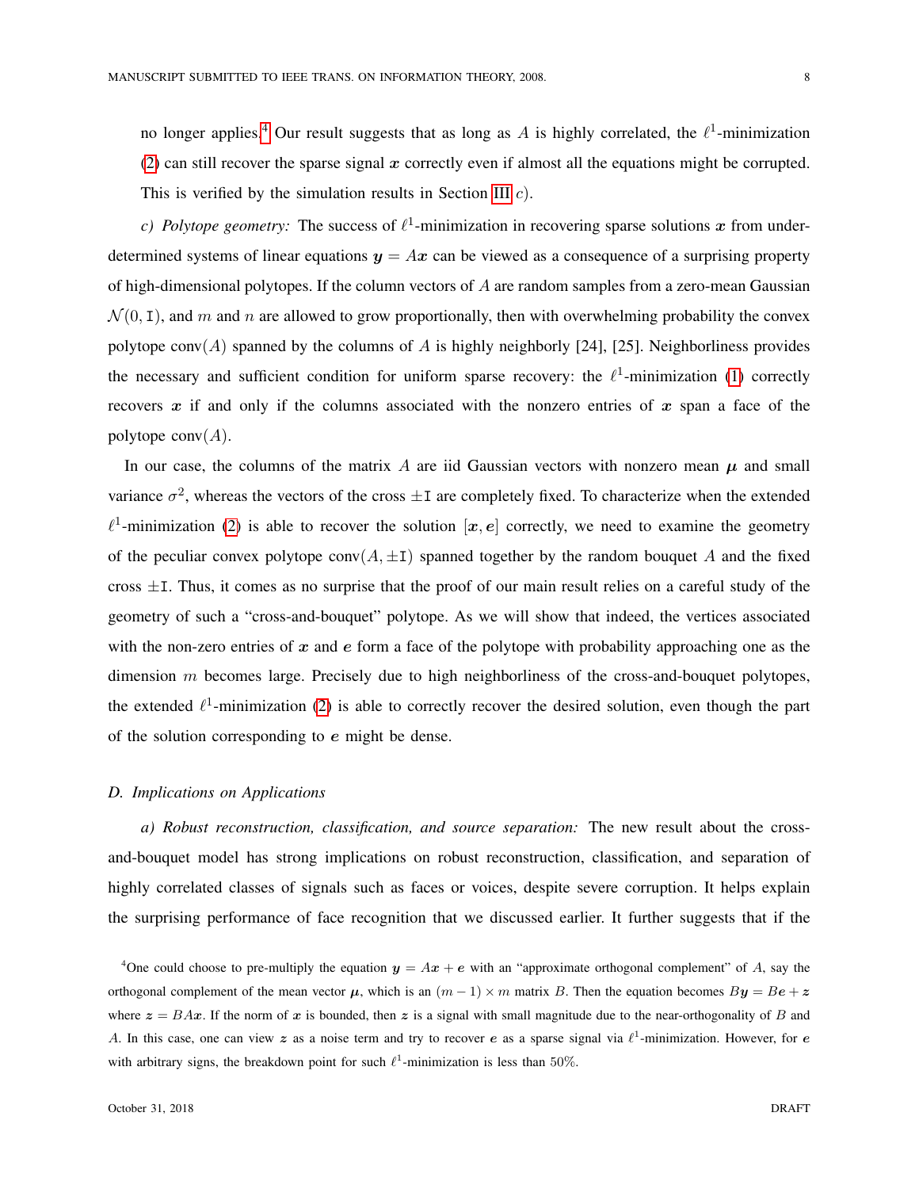no longer applies.[4] Our result suggests that as long as $A$ is highly correlated, the $\ell^1$-minimization (2) can still recover the sparse signal $\boldsymbol{x}$ correctly even if almost all the equations might be corrupted. This is verified by the simulation results in Section III $c$).

*c) Polytope geometry:* The success of $\ell^1$-minimization in recovering sparse solutions $\boldsymbol{x}$ from underdetermined systems of linear equations $\boldsymbol{y} = A\boldsymbol{x}$ can be viewed as a consequence of a surprising property of high-dimensional polytopes. If the column vectors of $A$ are random samples from a zero-mean Gaussian $\mathcal{N}(0, \mathtt{I})$, and $m$ and $n$ are allowed to grow proportionally, then with overwhelming probability the convex polytope $\mathrm{conv}(A)$ spanned by the columns of $A$ is highly neighborly [24], [25]. Neighborliness provides the necessary and sufficient condition for uniform sparse recovery: the $\ell^1$-minimization (1) correctly recovers $\boldsymbol{x}$ if and only if the columns associated with the nonzero entries of $\boldsymbol{x}$ span a face of the polytope $\mathrm{conv}(A)$.

In our case, the columns of the matrix $A$ are iid Gaussian vectors with nonzero mean $\boldsymbol{\mu}$ and small variance $\sigma^2$, whereas the vectors of the cross $\pm\mathtt{I}$ are completely fixed. To characterize when the extended $\ell^1$-minimization (2) is able to recover the solution $[\boldsymbol{x}, \boldsymbol{e}]$ correctly, we need to examine the geometry of the peculiar convex polytope $\mathrm{conv}(A, \pm\mathtt{I})$ spanned together by the random bouquet $A$ and the fixed cross $\pm\mathtt{I}$. Thus, it comes as no surprise that the proof of our main result relies on a careful study of the geometry of such a "cross-and-bouquet" polytope. As we will show that indeed, the vertices associated with the non-zero entries of $\boldsymbol{x}$ and $\boldsymbol{e}$ form a face of the polytope with probability approaching one as the dimension $m$ becomes large. Precisely due to high neighborliness of the cross-and-bouquet polytopes, the extended $\ell^1$-minimization (2) is able to correctly recover the desired solution, even though the part of the solution corresponding to $\boldsymbol{e}$ might be dense.

### D. Implications on Applications

*a) Robust reconstruction, classification, and source separation:* The new result about the cross-and-bouquet model has strong implications on robust reconstruction, classification, and separation of highly correlated classes of signals such as faces or voices, despite severe corruption. It helps explain the surprising performance of face recognition that we discussed earlier. It further suggests that if the

[4] One could choose to pre-multiply the equation $\boldsymbol{y} = A\boldsymbol{x} + \boldsymbol{e}$ with an "approximate orthogonal complement" of $A$, say the orthogonal complement of the mean vector $\boldsymbol{\mu}$, which is an $(m-1) \times m$ matrix $B$. Then the equation becomes $B\boldsymbol{y} = B\boldsymbol{e} + \boldsymbol{z}$ where $\boldsymbol{z} = BA\boldsymbol{x}$. If the norm of $\boldsymbol{x}$ is bounded, then $\boldsymbol{z}$ is a signal with small magnitude due to the near-orthogonality of $B$ and $A$. In this case, one can view $\boldsymbol{z}$ as a noise term and try to recover $\boldsymbol{e}$ as a sparse signal via $\ell^1$-minimization. However, for $\boldsymbol{e}$ with arbitrary signs, the breakdown point for such $\ell^1$-minimization is less than $50\%$.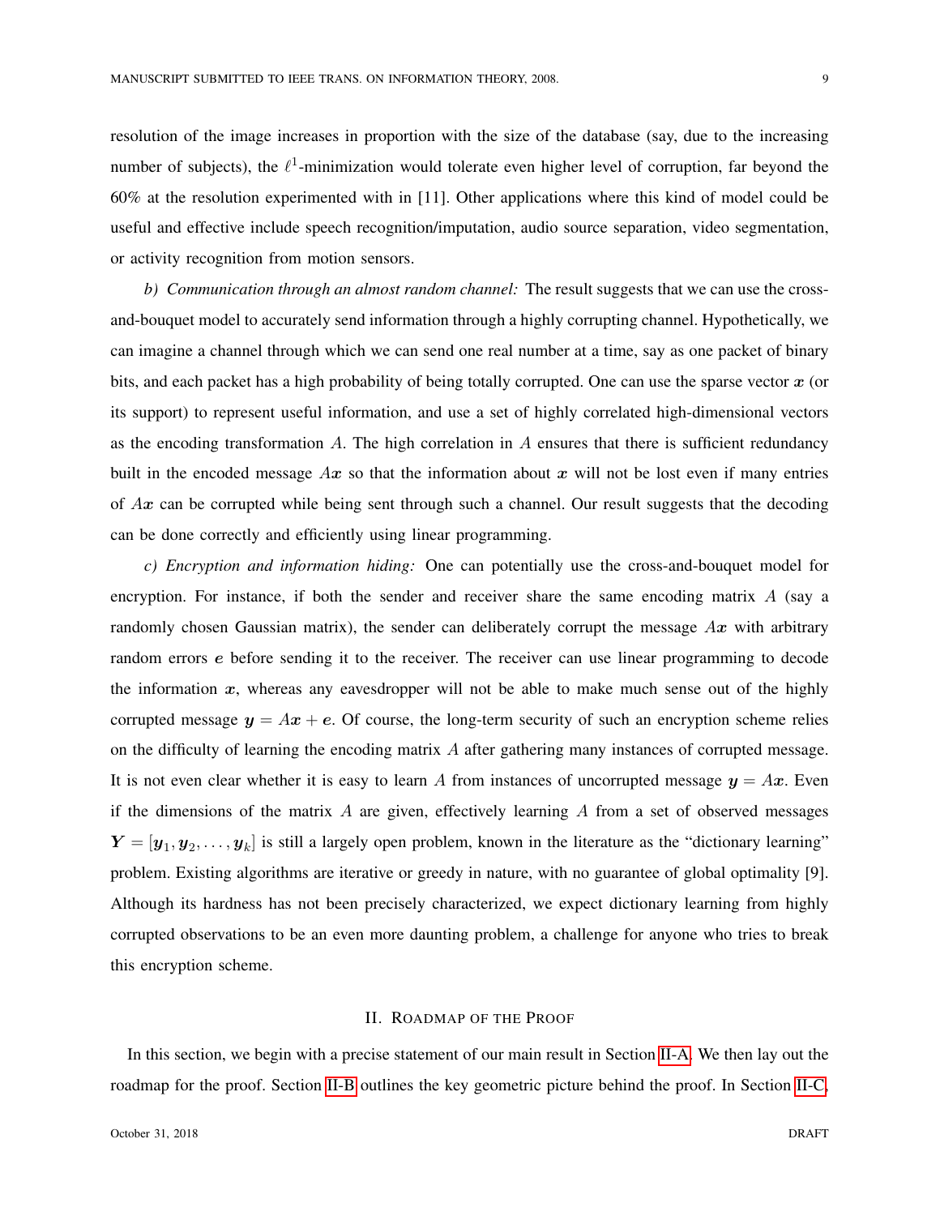resolution of the image increases in proportion with the size of the database (say, due to the increasing number of subjects), the $\ell^1$-minimization would tolerate even higher level of corruption, far beyond the 60% at the resolution experimented with in [11]. Other applications where this kind of model could be useful and effective include speech recognition/imputation, audio source separation, video segmentation, or activity recognition from motion sensors.

*b) Communication through an almost random channel:* The result suggests that we can use the cross-and-bouquet model to accurately send information through a highly corrupting channel. Hypothetically, we can imagine a channel through which we can send one real number at a time, say as one packet of binary bits, and each packet has a high probability of being totally corrupted. One can use the sparse vector $\boldsymbol{x}$ (or its support) to represent useful information, and use a set of highly correlated high-dimensional vectors as the encoding transformation $A$. The high correlation in $A$ ensures that there is sufficient redundancy built in the encoded message $A\boldsymbol{x}$ so that the information about $\boldsymbol{x}$ will not be lost even if many entries of $A\boldsymbol{x}$ can be corrupted while being sent through such a channel. Our result suggests that the decoding can be done correctly and efficiently using linear programming.

*c) Encryption and information hiding:* One can potentially use the cross-and-bouquet model for encryption. For instance, if both the sender and receiver share the same encoding matrix $A$ (say a randomly chosen Gaussian matrix), the sender can deliberately corrupt the message $A\boldsymbol{x}$ with arbitrary random errors $\boldsymbol{e}$ before sending it to the receiver. The receiver can use linear programming to decode the information $\boldsymbol{x}$, whereas any eavesdropper will not be able to make much sense out of the highly corrupted message $\boldsymbol{y} = A\boldsymbol{x} + \boldsymbol{e}$. Of course, the long-term security of such an encryption scheme relies on the difficulty of learning the encoding matrix $A$ after gathering many instances of corrupted message. It is not even clear whether it is easy to learn $A$ from instances of uncorrupted message $\boldsymbol{y} = A\boldsymbol{x}$. Even if the dimensions of the matrix $A$ are given, effectively learning $A$ from a set of observed messages $\boldsymbol{Y} = [\boldsymbol{y}_1, \boldsymbol{y}_2, \ldots, \boldsymbol{y}_k]$ is still a largely open problem, known in the literature as the "dictionary learning" problem. Existing algorithms are iterative or greedy in nature, with no guarantee of global optimality [9]. Although its hardness has not been precisely characterized, we expect dictionary learning from highly corrupted observations to be an even more daunting problem, a challenge for anyone who tries to break this encryption scheme.

## II. Roadmap of the Proof

In this section, we begin with a precise statement of our main result in Section II-A. We then lay out the roadmap for the proof. Section II-B outlines the key geometric picture behind the proof. In Section II-C,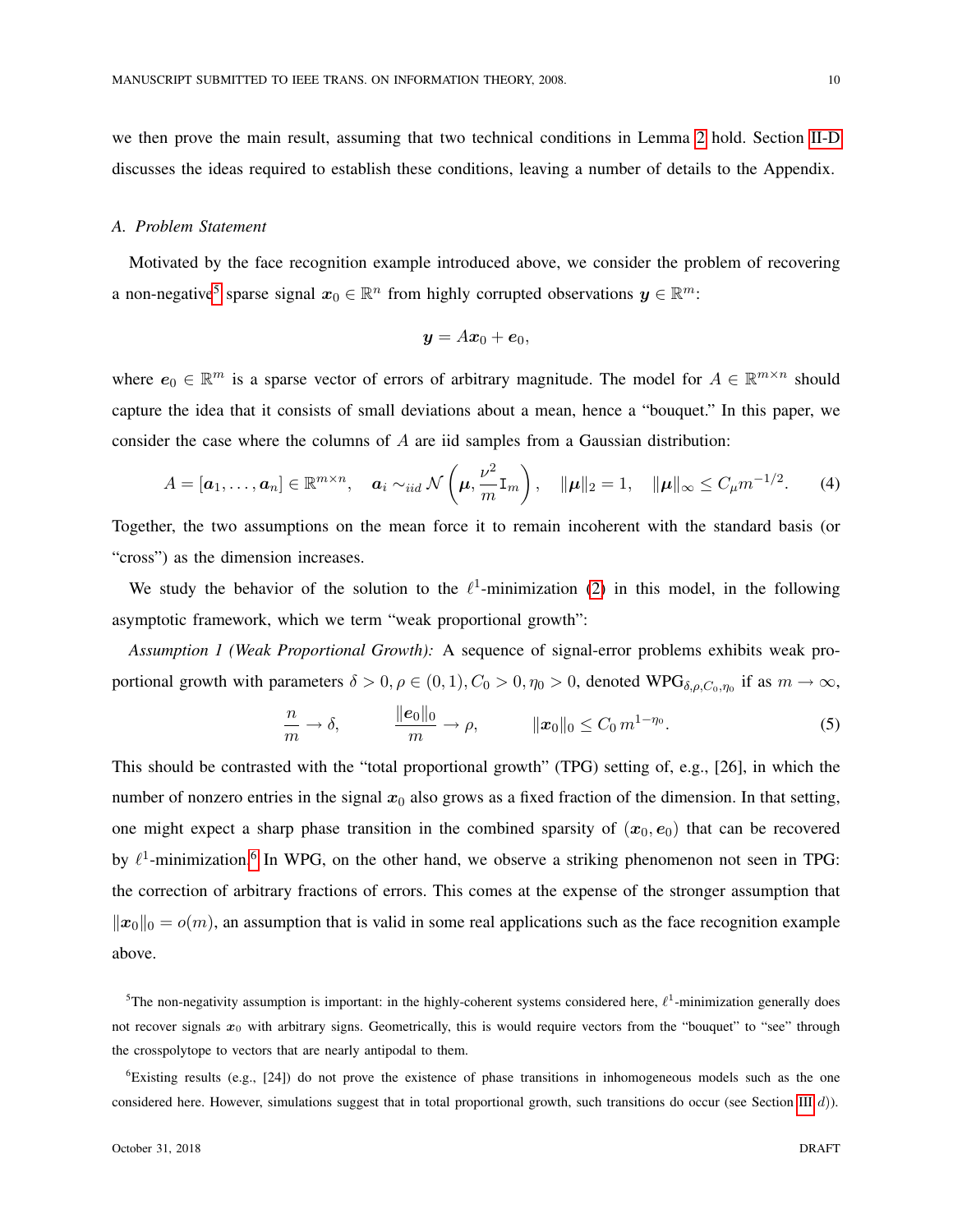we then prove the main result, assuming that two technical conditions in Lemma 2 hold. Section II-D discusses the ideas required to establish these conditions, leaving a number of details to the Appendix.

### A. Problem Statement

Motivated by the face recognition example introduced above, we consider the problem of recovering a non-negative[5] sparse signal $\boldsymbol{x}_0 \in \mathbb{R}^n$ from highly corrupted observations $\boldsymbol{y} \in \mathbb{R}^m$:

$$\boldsymbol{y} = A\boldsymbol{x}_0 + \boldsymbol{e}_0,$$

where $\boldsymbol{e}_0 \in \mathbb{R}^m$ is a sparse vector of errors of arbitrary magnitude. The model for $A \in \mathbb{R}^{m\times n}$ should capture the idea that it consists of small deviations about a mean, hence a "bouquet." In this paper, we consider the case where the columns of $A$ are iid samples from a Gaussian distribution:

$$A = [\boldsymbol{a}_1, \dots, \boldsymbol{a}_n] \in \mathbb{R}^{m\times n}, \quad \boldsymbol{a}_i \sim_{iid} \mathcal{N}\left(\boldsymbol{\mu}, \frac{\nu^2}{m}\mathrm{I}_m\right), \quad \|\boldsymbol{\mu}\|_2 = 1, \quad \|\boldsymbol{\mu}\|_\infty \leq C_\mu m^{-1/2}. \tag{4}$$

Together, the two assumptions on the mean force it to remain incoherent with the standard basis (or "cross") as the dimension increases.

We study the behavior of the solution to the $\ell^1$-minimization (2) in this model, in the following asymptotic framework, which we term "weak proportional growth":

*Assumption 1 (Weak Proportional Growth):* A sequence of signal-error problems exhibits weak proportional growth with parameters $\delta > 0, \rho \in (0,1), C_0 > 0, \eta_0 > 0$, denoted $\mathrm{WPG}_{\delta,\rho,C_0,\eta_0}$ if as $m \to \infty$,

$$\frac{n}{m} \to \delta, \qquad \frac{\|\boldsymbol{e}_0\|_0}{m} \to \rho, \qquad \|\boldsymbol{x}_0\|_0 \leq C_0\, m^{1-\eta_0}. \tag{5}$$

This should be contrasted with the "total proportional growth" (TPG) setting of, e.g., [26], in which the number of nonzero entries in the signal $\boldsymbol{x}_0$ also grows as a fixed fraction of the dimension. In that setting, one might expect a sharp phase transition in the combined sparsity of $(\boldsymbol{x}_0, \boldsymbol{e}_0)$ that can be recovered by $\ell^1$-minimization.[6] In WPG, on the other hand, we observe a striking phenomenon not seen in TPG: the correction of arbitrary fractions of errors. This comes at the expense of the stronger assumption that $\|\boldsymbol{x}_0\|_0 = o(m)$, an assumption that is valid in some real applications such as the face recognition example above.

[5] The non-negativity assumption is important: in the highly-coherent systems considered here, $\ell^1$-minimization generally does not recover signals $\boldsymbol{x}_0$ with arbitrary signs. Geometrically, this is would require vectors from the "bouquet" to "see" through the crosspolytope to vectors that are nearly antipodal to them.

[6] Existing results (e.g., [24]) do not prove the existence of phase transitions in inhomogeneous models such as the one considered here. However, simulations suggest that in total proportional growth, such transitions do occur (see Section III d)).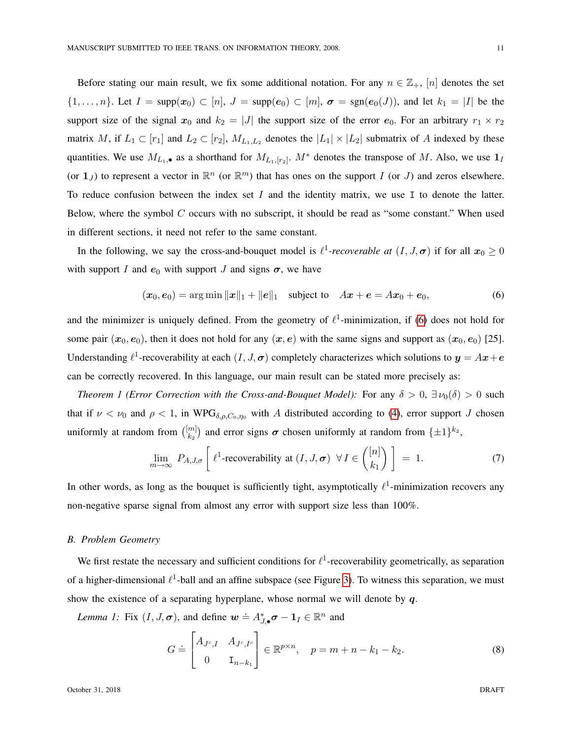Before stating our main result, we fix some additional notation. For any $n \in \mathbb{Z}_+$, $[n]$ denotes the set $\{1, \dots, n\}$. Let $I = \mathrm{supp}(\boldsymbol{x}_0) \subset [n]$, $J = \mathrm{supp}(\boldsymbol{e}_0) \subset [m]$, $\boldsymbol{\sigma} = \mathrm{sgn}(\boldsymbol{e}_0(J))$, and let $k_1 = |I|$ be the support size of the signal $\boldsymbol{x}_0$ and $k_2 = |J|$ the support size of the error $\boldsymbol{e}_0$. For an arbitrary $r_1 \times r_2$ matrix $M$, if $L_1 \subset [r_1]$ and $L_2 \subset [r_2]$, $M_{L_1,L_2}$ denotes the $|L_1| \times |L_2|$ submatrix of $A$ indexed by these quantities. We use $M_{L_1,\bullet}$ as a shorthand for $M_{L_1,[r_2]}$. $M^*$ denotes the transpose of $M$. Also, we use $\mathbf{1}_I$ (or $\mathbf{1}_J$) to represent a vector in $\mathbb{R}^n$ (or $\mathbb{R}^m$) that has ones on the support $I$ (or $J$) and zeros elsewhere. To reduce confusion between the index set $I$ and the identity matrix, we use $\mathtt{I}$ to denote the latter. Below, where the symbol $C$ occurs with no subscript, it should be read as "some constant." When used in different sections, it need not refer to the same constant.

In the following, we say the cross-and-bouquet model is $\ell^1$*-recoverable at* $(I, J, \boldsymbol{\sigma})$ if for all $\boldsymbol{x}_0 \geq 0$ with support $I$ and $\boldsymbol{e}_0$ with support $J$ and signs $\boldsymbol{\sigma}$, we have

$$(\boldsymbol{x}_0, \boldsymbol{e}_0) = \arg\min \|\boldsymbol{x}\|_1 + \|\boldsymbol{e}\|_1 \quad \text{subject to} \quad A\boldsymbol{x} + \boldsymbol{e} = A\boldsymbol{x}_0 + \boldsymbol{e}_0, \tag{6}$$

and the minimizer is uniquely defined. From the geometry of $\ell^1$-minimization, if (6) does not hold for some pair $(\boldsymbol{x}_0, \boldsymbol{e}_0)$, then it does not hold for any $(\boldsymbol{x}, \boldsymbol{e})$ with the same signs and support as $(\boldsymbol{x}_0, \boldsymbol{e}_0)$ [25]. Understanding $\ell^1$-recoverability at each $(I, J, \boldsymbol{\sigma})$ completely characterizes which solutions to $\boldsymbol{y} = A\boldsymbol{x} + \boldsymbol{e}$ can be correctly recovered. In this language, our main result can be stated more precisely as:

*Theorem 1 (Error Correction with the Cross-and-Bouquet Model):* For any $\delta > 0$, $\exists \nu_0(\delta) > 0$ such that if $\nu < \nu_0$ and $\rho < 1$, in $\mathrm{WPG}_{\delta,\rho,C_0,\eta_0}$ with $A$ distributed according to (4), error support $J$ chosen uniformly at random from $\binom{[m]}{k_2}$ and error signs $\boldsymbol{\sigma}$ chosen uniformly at random from $\{\pm 1\}^{k_2}$,

$$\lim_{m \to \infty} P_{A,J,\sigma}\left[\ \ell^1\text{-recoverability at } (I, J, \boldsymbol{\sigma})\ \ \forall\, I \in \binom{[n]}{k_1}\ \right] \ = \ 1. \tag{7}$$

In other words, as long as the bouquet is sufficiently tight, asymptotically $\ell^1$-minimization recovers any non-negative sparse signal from almost any error with support size less than 100%.

### B. Problem Geometry

We first restate the necessary and sufficient conditions for $\ell^1$-recoverability geometrically, as separation of a higher-dimensional $\ell^1$-ball and an affine subspace (see Figure 3). To witness this separation, we must show the existence of a separating hyperplane, whose normal we will denote by $\boldsymbol{q}$.

*Lemma 1:* Fix $(I, J, \boldsymbol{\sigma})$, and define $\boldsymbol{w} \doteq A^*_{J,\bullet}\boldsymbol{\sigma} - \mathbf{1}_I \in \mathbb{R}^n$ and

$$G \doteq \begin{bmatrix} A_{J^c,I} & A_{J^c,I^c} \\ 0 & \mathtt{I}_{n-k_1} \end{bmatrix} \in \mathbb{R}^{p \times n}, \quad p = m + n - k_1 - k_2. \tag{8}$$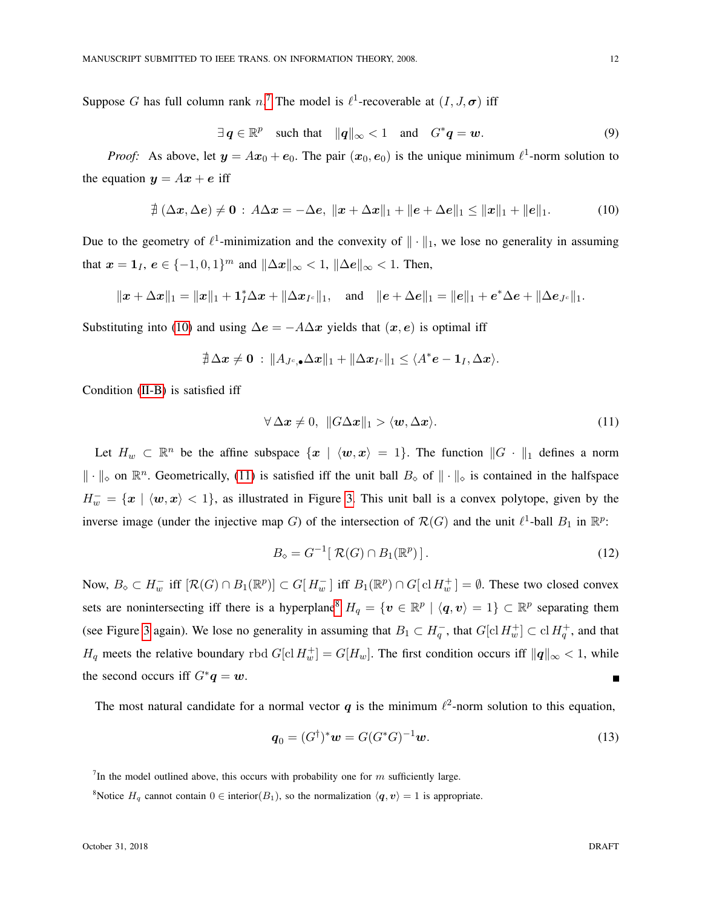Suppose $G$ has full column rank $n$.[7] The model is $\ell^1$-recoverable at $(I, J, \boldsymbol{\sigma})$ iff

$$\exists\, \boldsymbol{q} \in \mathbb{R}^p \quad \text{such that} \quad \|\boldsymbol{q}\|_\infty < 1 \quad \text{and} \quad G^* \boldsymbol{q} = \boldsymbol{w}. \tag{9}$$

*Proof:* As above, let $\boldsymbol{y} = A\boldsymbol{x}_0 + \boldsymbol{e}_0$. The pair $(\boldsymbol{x}_0, \boldsymbol{e}_0)$ is the unique minimum $\ell^1$-norm solution to the equation $\boldsymbol{y} = A\boldsymbol{x} + \boldsymbol{e}$ iff

$$\nexists\, (\Delta\boldsymbol{x}, \Delta\boldsymbol{e}) \neq \boldsymbol{0} \,:\, A\Delta\boldsymbol{x} = -\Delta\boldsymbol{e},\; \|\boldsymbol{x} + \Delta\boldsymbol{x}\|_1 + \|\boldsymbol{e} + \Delta\boldsymbol{e}\|_1 \leq \|\boldsymbol{x}\|_1 + \|\boldsymbol{e}\|_1. \tag{10}$$

Due to the geometry of $\ell^1$-minimization and the convexity of $\|\cdot\|_1$, we lose no generality in assuming that $\boldsymbol{x} = \boldsymbol{1}_I$, $\boldsymbol{e} \in \{-1, 0, 1\}^m$ and $\|\Delta\boldsymbol{x}\|_\infty < 1$, $\|\Delta\boldsymbol{e}\|_\infty < 1$. Then,

$$\|\boldsymbol{x} + \Delta\boldsymbol{x}\|_1 = \|\boldsymbol{x}\|_1 + \boldsymbol{1}_I^* \Delta\boldsymbol{x} + \|\Delta\boldsymbol{x}_{I^c}\|_1, \quad \text{and} \quad \|\boldsymbol{e} + \Delta\boldsymbol{e}\|_1 = \|\boldsymbol{e}\|_1 + \boldsymbol{e}^* \Delta\boldsymbol{e} + \|\Delta\boldsymbol{e}_{J^c}\|_1.$$

Substituting into (10) and using $\Delta\boldsymbol{e} = -A\Delta\boldsymbol{x}$ yields that $(\boldsymbol{x}, \boldsymbol{e})$ is optimal iff

$$\nexists\, \Delta\boldsymbol{x} \neq \boldsymbol{0} \;:\; \|A_{J^c,\bullet} \Delta\boldsymbol{x}\|_1 + \|\Delta\boldsymbol{x}_{I^c}\|_1 \leq \langle A^*\boldsymbol{e} - \boldsymbol{1}_I, \Delta\boldsymbol{x} \rangle.$$

Condition (II-B) is satisfied iff

$$\forall\, \Delta\boldsymbol{x} \neq 0, \;\; \|G\Delta\boldsymbol{x}\|_1 > \langle \boldsymbol{w}, \Delta\boldsymbol{x} \rangle. \tag{11}$$

Let $H_w \subset \mathbb{R}^n$ be the affine subspace $\{\boldsymbol{x} \mid \langle \boldsymbol{w}, \boldsymbol{x} \rangle = 1\}$. The function $\|G \cdot\|_1$ defines a norm $\|\cdot\|_\diamond$ on $\mathbb{R}^n$. Geometrically, (11) is satisfied iff the unit ball $B_\diamond$ of $\|\cdot\|_\diamond$ is contained in the halfspace $H_w^- = \{\boldsymbol{x} \mid \langle \boldsymbol{w}, \boldsymbol{x} \rangle < 1\}$, as illustrated in Figure 3. This unit ball is a convex polytope, given by the inverse image (under the injective map $G$) of the intersection of $\mathcal{R}(G)$ and the unit $\ell^1$-ball $B_1$ in $\mathbb{R}^p$:

$$B_\diamond = G^{-1}[\, \mathcal{R}(G) \cap B_1(\mathbb{R}^p) \,]\,. \tag{12}$$

Now, $B_\diamond \subset H_w^-$ iff $[\mathcal{R}(G) \cap B_1(\mathbb{R}^p)] \subset G[\, H_w^- \,]$ iff $B_1(\mathbb{R}^p) \cap G[\, \mathrm{cl}\, H_w^+ \,] = \emptyset$. These two closed convex sets are nonintersecting iff there is a hyperplane[8] $H_q = \{\boldsymbol{v} \in \mathbb{R}^p \mid \langle \boldsymbol{q}, \boldsymbol{v} \rangle = 1\} \subset \mathbb{R}^p$ separating them (see Figure 3 again). We lose no generality in assuming that $B_1 \subset H_q^-$, that $G[\mathrm{cl}\, H_w^+] \subset \mathrm{cl}\, H_q^+$, and that $H_q$ meets the relative boundary $\mathrm{rbd}\; G[\mathrm{cl}\, H_w^+] = G[H_w]$. The first condition occurs iff $\|\boldsymbol{q}\|_\infty < 1$, while the second occurs iff $G^*\boldsymbol{q} = \boldsymbol{w}$. ∎

The most natural candidate for a normal vector $\boldsymbol{q}$ is the minimum $\ell^2$-norm solution to this equation,

$$\boldsymbol{q}_0 = (G^\dagger)^* \boldsymbol{w} = G(G^*G)^{-1}\boldsymbol{w}. \tag{13}$$

[7] In the model outlined above, this occurs with probability one for $m$ sufficiently large.

[8] Notice $H_q$ cannot contain $0 \in \mathrm{interior}(B_1)$, so the normalization $\langle \boldsymbol{q}, \boldsymbol{v} \rangle = 1$ is appropriate.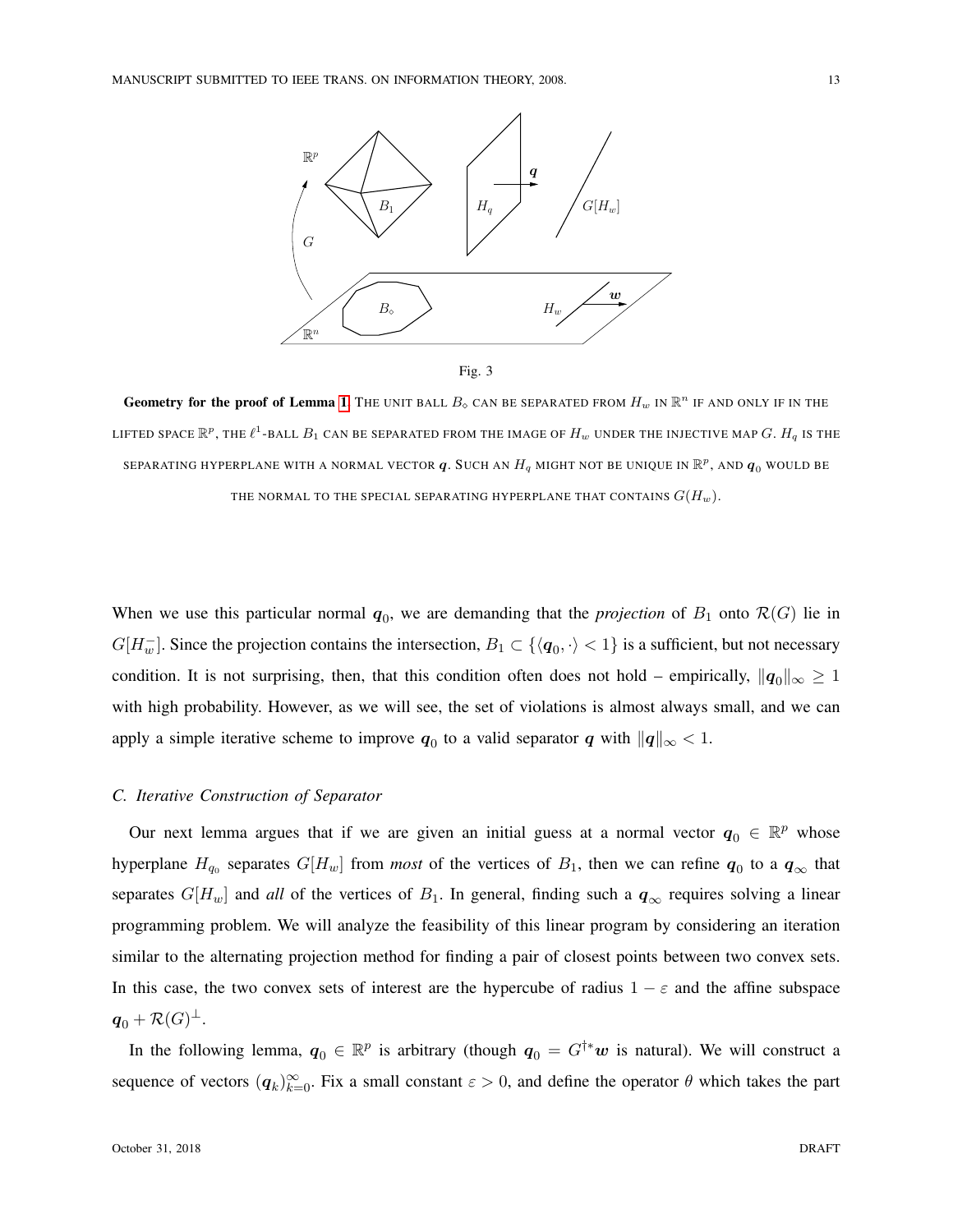Fig. 3

**Geometry for the proof of Lemma 1.** THE UNIT BALL $B_\diamond$ CAN BE SEPARATED FROM $H_w$ IN $\mathbb{R}^n$ IF AND ONLY IF IN THE LIFTED SPACE $\mathbb{R}^p$, THE $\ell^1$-BALL $B_1$ CAN BE SEPARATED FROM THE IMAGE OF $H_w$ UNDER THE INJECTIVE MAP $G$. $H_q$ IS THE SEPARATING HYPERPLANE WITH A NORMAL VECTOR $\boldsymbol{q}$. SUCH AN $H_q$ MIGHT NOT BE UNIQUE IN $\mathbb{R}^p$, AND $\boldsymbol{q}_0$ WOULD BE THE NORMAL TO THE SPECIAL SEPARATING HYPERPLANE THAT CONTAINS $G(H_w)$.

When we use this particular normal $\boldsymbol{q}_0$, we are demanding that the *projection* of $B_1$ onto $\mathcal{R}(G)$ lie in $G[H_w^-]$. Since the projection contains the intersection, $B_1 \subset \{\langle \boldsymbol{q}_0, \cdot \rangle < 1\}$ is a sufficient, but not necessary condition. It is not surprising, then, that this condition often does not hold – empirically, $\|\boldsymbol{q}_0\|_\infty \geq 1$ with high probability. However, as we will see, the set of violations is almost always small, and we can apply a simple iterative scheme to improve $\boldsymbol{q}_0$ to a valid separator $\boldsymbol{q}$ with $\|\boldsymbol{q}\|_\infty < 1$.

### C. Iterative Construction of Separator

Our next lemma argues that if we are given an initial guess at a normal vector $\boldsymbol{q}_0 \in \mathbb{R}^p$ whose hyperplane $H_{q_0}$ separates $G[H_w]$ from *most* of the vertices of $B_1$, then we can refine $\boldsymbol{q}_0$ to a $\boldsymbol{q}_\infty$ that separates $G[H_w]$ and *all* of the vertices of $B_1$. In general, finding such a $\boldsymbol{q}_\infty$ requires solving a linear programming problem. We will analyze the feasibility of this linear program by considering an iteration similar to the alternating projection method for finding a pair of closest points between two convex sets. In this case, the two convex sets of interest are the hypercube of radius $1-\varepsilon$ and the affine subspace $\boldsymbol{q}_0 + \mathcal{R}(G)^\perp$.

In the following lemma, $\boldsymbol{q}_0 \in \mathbb{R}^p$ is arbitrary (though $\boldsymbol{q}_0 = G^{\dagger *}\boldsymbol{w}$ is natural). We will construct a sequence of vectors $(\boldsymbol{q}_k)_{k=0}^\infty$. Fix a small constant $\varepsilon > 0$, and define the operator $\theta$ which takes the part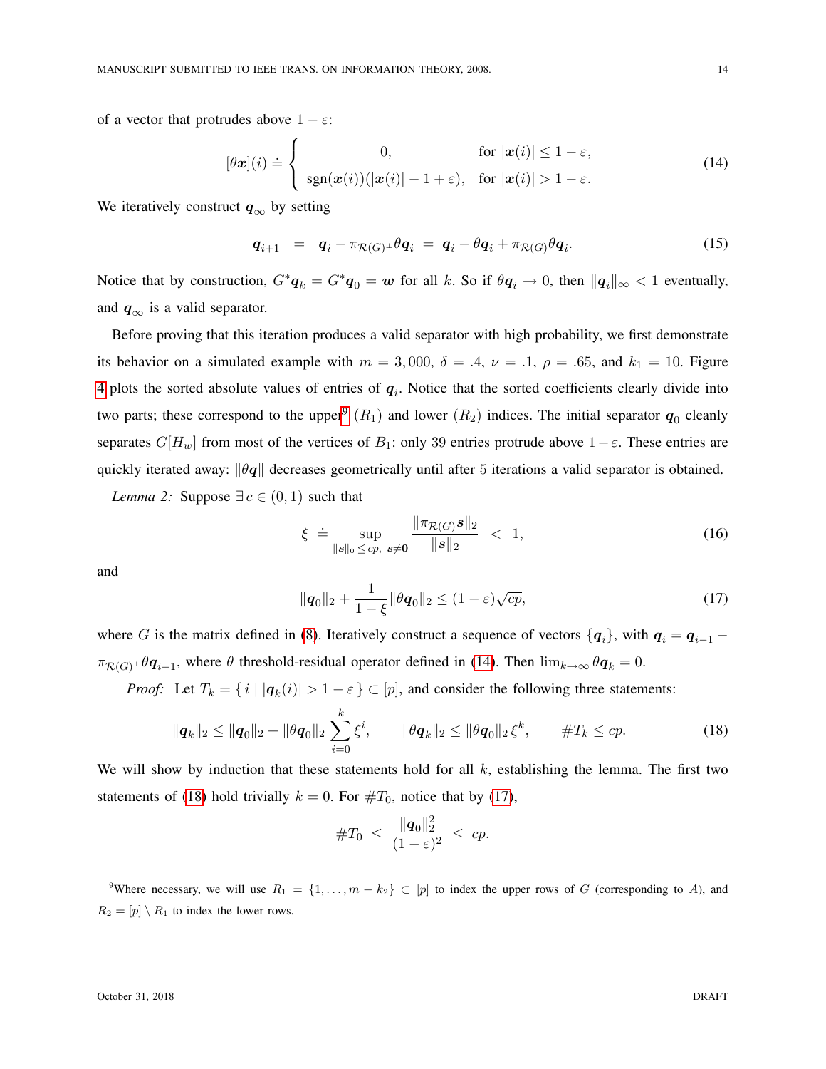of a vector that protrudes above $1 - \varepsilon$:

$$
[\theta \boldsymbol{x}](i) \doteq \begin{cases} 0, & \text{for } |\boldsymbol{x}(i)| \le 1 - \varepsilon, \\ \operatorname{sgn}(\boldsymbol{x}(i))(|\boldsymbol{x}(i)| - 1 + \varepsilon), & \text{for } |\boldsymbol{x}(i)| > 1 - \varepsilon. \end{cases} \tag{14}
$$

We iteratively construct $\boldsymbol{q}_\infty$ by setting

$$
\boldsymbol{q}_{i+1} \;=\; \boldsymbol{q}_i - \pi_{\mathcal{R}(G)^\perp} \theta \boldsymbol{q}_i \;=\; \boldsymbol{q}_i - \theta \boldsymbol{q}_i + \pi_{\mathcal{R}(G)} \theta \boldsymbol{q}_i. \tag{15}
$$

Notice that by construction, $G^* \boldsymbol{q}_k = G^* \boldsymbol{q}_0 = \boldsymbol{w}$ for all $k$. So if $\theta \boldsymbol{q}_i \to 0$, then $\|\boldsymbol{q}_i\|_\infty < 1$ eventually, and $\boldsymbol{q}_\infty$ is a valid separator.

Before proving that this iteration produces a valid separator with high probability, we first demonstrate its behavior on a simulated example with $m = 3{,}000$, $\delta = .4$, $\nu = .1$, $\rho = .65$, and $k_1 = 10$. Figure 4 plots the sorted absolute values of entries of $\boldsymbol{q}_i$. Notice that the sorted coefficients clearly divide into two parts; these correspond to the upper[9] ($R_1$) and lower ($R_2$) indices. The initial separator $\boldsymbol{q}_0$ cleanly separates $G[H_w]$ from most of the vertices of $B_1$: only 39 entries protrude above $1 - \varepsilon$. These entries are quickly iterated away: $\|\theta \boldsymbol{q}\|$ decreases geometrically until after 5 iterations a valid separator is obtained.

*Lemma 2:* Suppose $\exists\, c \in (0,1)$ such that

$$
\xi \;\doteq\; \sup_{\|\boldsymbol{s}\|_0 \le cp,\ \boldsymbol{s} \ne \boldsymbol{0}} \frac{\|\pi_{\mathcal{R}(G)} \boldsymbol{s}\|_2}{\|\boldsymbol{s}\|_2} \;<\; 1, \tag{16}
$$

and

$$
\|\boldsymbol{q}_0\|_2 + \frac{1}{1-\xi} \|\theta \boldsymbol{q}_0\|_2 \le (1-\varepsilon)\sqrt{cp}, \tag{17}
$$

where $G$ is the matrix defined in (8). Iteratively construct a sequence of vectors $\{\boldsymbol{q}_i\}$, with $\boldsymbol{q}_i = \boldsymbol{q}_{i-1} - \pi_{\mathcal{R}(G)^\perp} \theta \boldsymbol{q}_{i-1}$, where $\theta$ threshold-residual operator defined in (14). Then $\lim_{k \to \infty} \theta \boldsymbol{q}_k = 0$.

*Proof:* Let $T_k = \{\, i \mid |\boldsymbol{q}_k(i)| > 1 - \varepsilon \,\} \subset [p]$, and consider the following three statements:

$$
\|\boldsymbol{q}_k\|_2 \le \|\boldsymbol{q}_0\|_2 + \|\theta \boldsymbol{q}_0\|_2 \sum_{i=0}^{k} \xi^i, \qquad \|\theta \boldsymbol{q}_k\|_2 \le \|\theta \boldsymbol{q}_0\|_2\, \xi^k, \qquad \# T_k \le cp. \tag{18}
$$

We will show by induction that these statements hold for all $k$, establishing the lemma. The first two statements of (18) hold trivially $k = 0$. For $\# T_0$, notice that by (17),

$$
\# T_0 \;\le\; \frac{\|\boldsymbol{q}_0\|_2^2}{(1-\varepsilon)^2} \;\le\; cp.
$$

[9] Where necessary, we will use $R_1 = \{1, \dots, m - k_2\} \subset [p]$ to index the upper rows of $G$ (corresponding to $A$), and $R_2 = [p] \setminus R_1$ to index the lower rows.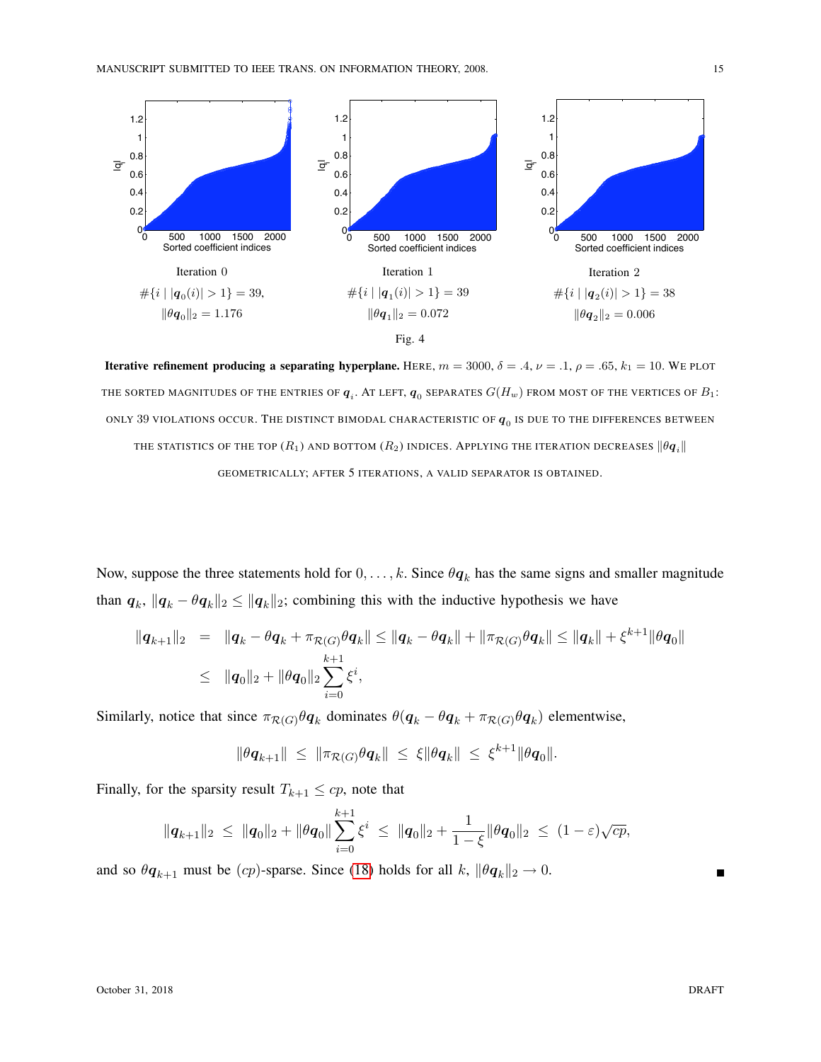Iteration 0

$\#\{i \mid |\boldsymbol{q}_0(i)| > 1\} = 39$,

$\|\theta \boldsymbol{q}_0\|_2 = 1.176$

Iteration 1

$\#\{i \mid |\boldsymbol{q}_1(i)| > 1\} = 39$

$\|\theta \boldsymbol{q}_1\|_2 = 0.072$

Iteration 2

$\#\{i \mid |\boldsymbol{q}_2(i)| > 1\} = 38$

$\|\theta \boldsymbol{q}_2\|_2 = 0.006$

Fig. 4

**Iterative refinement producing a separating hyperplane.** HERE, $m = 3000$, $\delta = .4$, $\nu = .1$, $\rho = .65$, $k_1 = 10$. WE PLOT THE SORTED MAGNITUDES OF THE ENTRIES OF $\boldsymbol{q}_i$. AT LEFT, $\boldsymbol{q}_0$ SEPARATES $G(H_w)$ FROM MOST OF THE VERTICES OF $B_1$: ONLY 39 VIOLATIONS OCCUR. THE DISTINCT BIMODAL CHARACTERISTIC OF $\boldsymbol{q}_0$ IS DUE TO THE DIFFERENCES BETWEEN THE STATISTICS OF THE TOP ($R_1$) AND BOTTOM ($R_2$) INDICES. APPLYING THE ITERATION DECREASES $\|\theta \boldsymbol{q}_i\|$ GEOMETRICALLY; AFTER 5 ITERATIONS, A VALID SEPARATOR IS OBTAINED.

Now, suppose the three statements hold for $0, \dots, k$. Since $\theta \boldsymbol{q}_k$ has the same signs and smaller magnitude than $\boldsymbol{q}_k$, $\|\boldsymbol{q}_k - \theta \boldsymbol{q}_k\|_2 \leq \|\boldsymbol{q}_k\|_2$; combining this with the inductive hypothesis we have

$$
\begin{aligned}
\|\boldsymbol{q}_{k+1}\|_2 &= \|\boldsymbol{q}_k - \theta \boldsymbol{q}_k + \pi_{\mathcal{R}(G)} \theta \boldsymbol{q}_k\| \leq \|\boldsymbol{q}_k - \theta \boldsymbol{q}_k\| + \|\pi_{\mathcal{R}(G)} \theta \boldsymbol{q}_k\| \leq \|\boldsymbol{q}_k\| + \xi^{k+1} \|\theta \boldsymbol{q}_0\| \\
&\leq \|\boldsymbol{q}_0\|_2 + \|\theta \boldsymbol{q}_0\|_2 \sum_{i=0}^{k+1} \xi^i,
\end{aligned}
$$

Similarly, notice that since $\pi_{\mathcal{R}(G)} \theta \boldsymbol{q}_k$ dominates $\theta(\boldsymbol{q}_k - \theta \boldsymbol{q}_k + \pi_{\mathcal{R}(G)} \theta \boldsymbol{q}_k)$ elementwise,

$$
\|\theta \boldsymbol{q}_{k+1}\| \leq \|\pi_{\mathcal{R}(G)} \theta \boldsymbol{q}_k\| \leq \xi \|\theta \boldsymbol{q}_k\| \leq \xi^{k+1} \|\theta \boldsymbol{q}_0\|.
$$

Finally, for the sparsity result $T_{k+1} \leq cp$, note that

$$
\|\boldsymbol{q}_{k+1}\|_2 \leq \|\boldsymbol{q}_0\|_2 + \|\theta \boldsymbol{q}_0\| \sum_{i=0}^{k+1} \xi^i \leq \|\boldsymbol{q}_0\|_2 + \frac{1}{1-\xi} \|\theta \boldsymbol{q}_0\|_2 \leq (1-\varepsilon)\sqrt{cp},
$$

and so $\theta \boldsymbol{q}_{k+1}$ must be $(cp)$-sparse. Since (18) holds for all $k$, $\|\theta \boldsymbol{q}_k\|_2 \to 0$. ∎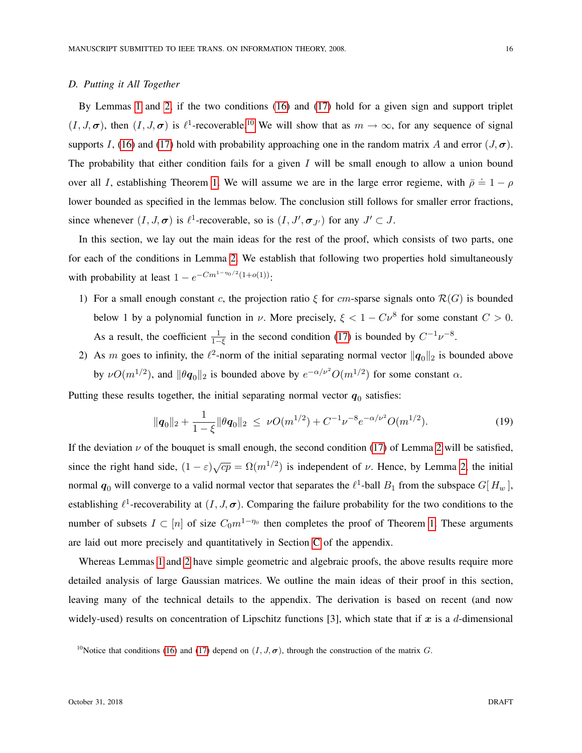### D. Putting it All Together

By Lemmas 1 and 2, if the two conditions (16) and (17) hold for a given sign and support triplet $(I, J, \boldsymbol{\sigma})$, then $(I, J, \boldsymbol{\sigma})$ is $\ell^1$-recoverable.[10] We will show that as $m \to \infty$, for any sequence of signal supports $I$, (16) and (17) hold with probability approaching one in the random matrix $A$ and error $(J, \boldsymbol{\sigma})$. The probability that either condition fails for a given $I$ will be small enough to allow a union bound over all $I$, establishing Theorem 1. We will assume we are in the large error regieme, with $\bar{\rho} \doteq 1 - \rho$ lower bounded as specified in the lemmas below. The conclusion still follows for smaller error fractions, since whenever $(I, J, \boldsymbol{\sigma})$ is $\ell^1$-recoverable, so is $(I, J', \boldsymbol{\sigma}_{J'})$ for any $J' \subset J$.

In this section, we lay out the main ideas for the rest of the proof, which consists of two parts, one for each of the conditions in Lemma 2. We establish that following two properties hold simultaneously with probability at least $1 - e^{-Cm^{1-\eta_0/2}(1+o(1))}$:

1) For a small enough constant $c$, the projection ratio $\xi$ for $cm$-sparse signals onto $\mathcal{R}(G)$ is bounded below 1 by a polynomial function in $\nu$. More precisely, $\xi < 1 - C\nu^8$ for some constant $C > 0$. As a result, the coefficient $\frac{1}{1-\xi}$ in the second condition (17) is bounded by $C^{-1}\nu^{-8}$.
2) As $m$ goes to infinity, the $\ell^2$-norm of the initial separating normal vector $\|\boldsymbol{q}_0\|_2$ is bounded above by $\nu O(m^{1/2})$, and $\|\theta \boldsymbol{q}_0\|_2$ is bounded above by $e^{-\alpha/\nu^2} O(m^{1/2})$ for some constant $\alpha$.

Putting these results together, the initial separating normal vector $\boldsymbol{q}_0$ satisfies:

$$\|\boldsymbol{q}_0\|_2 + \frac{1}{1-\xi}\|\theta \boldsymbol{q}_0\|_2 \;\leq\; \nu O(m^{1/2}) + C^{-1}\nu^{-8} e^{-\alpha/\nu^2} O(m^{1/2}). \tag{19}$$

If the deviation $\nu$ of the bouquet is small enough, the second condition (17) of Lemma 2 will be satisfied, since the right hand side, $(1-\varepsilon)\sqrt{cp} = \Omega(m^{1/2})$ is independent of $\nu$. Hence, by Lemma 2, the initial normal $\boldsymbol{q}_0$ will converge to a valid normal vector that separates the $\ell^1$-ball $B_1$ from the subspace $G[\, H_w \,]$, establishing $\ell^1$-recoverability at $(I, J, \boldsymbol{\sigma})$. Comparing the failure probability for the two conditions to the number of subsets $I \subset [n]$ of size $C_0 m^{1-\eta_0}$ then completes the proof of Theorem 1. These arguments are laid out more precisely and quantitatively in Section C of the appendix.

Whereas Lemmas 1 and 2 have simple geometric and algebraic proofs, the above results require more detailed analysis of large Gaussian matrices. We outline the main ideas of their proof in this section, leaving many of the technical details to the appendix. The derivation is based on recent (and now widely-used) results on concentration of Lipschitz functions [3], which state that if $\boldsymbol{x}$ is a $d$-dimensional

[10] Notice that conditions (16) and (17) depend on $(I, J, \boldsymbol{\sigma})$, through the construction of the matrix $G$.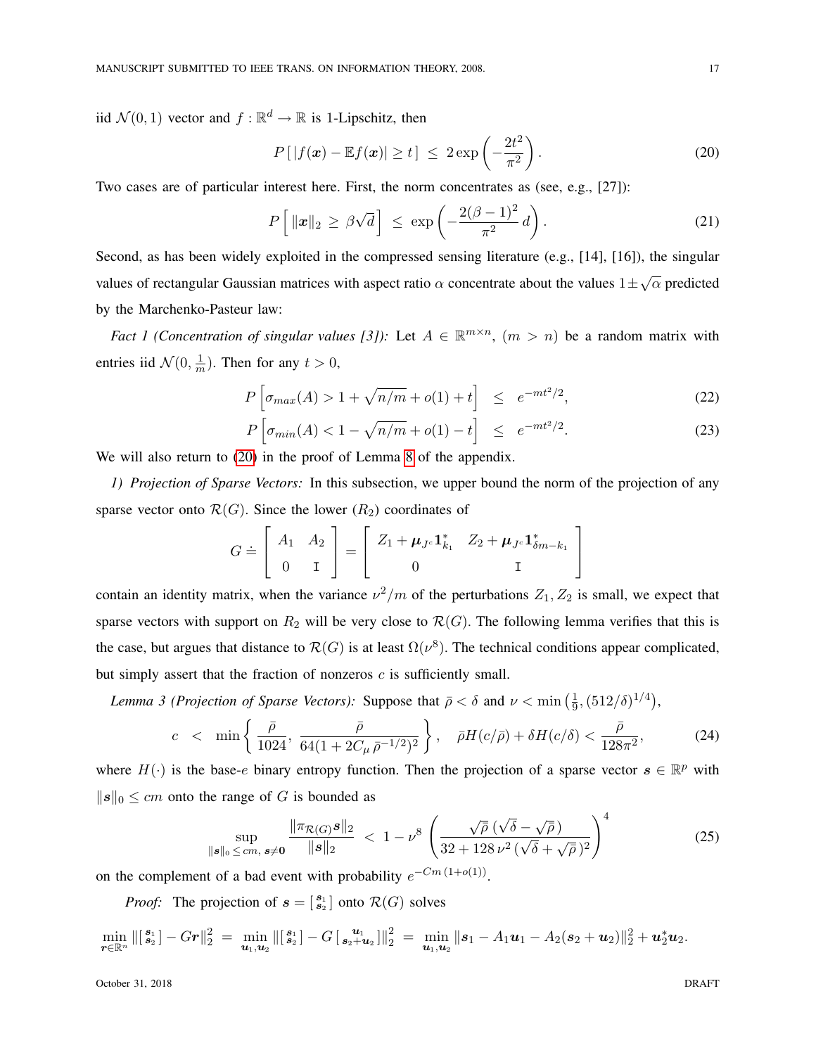iid $\mathcal{N}(0,1)$ vector and $f : \mathbb{R}^d \to \mathbb{R}$ is 1-Lipschitz, then

$$P\left[\,|f(\boldsymbol{x}) - \mathbb{E}f(\boldsymbol{x})| \geq t\,\right] \;\leq\; 2\exp\left(-\frac{2t^2}{\pi^2}\right). \tag{20}$$

Two cases are of particular interest here. First, the norm concentrates as (see, e.g., [27]):

$$P\left[\;\|\boldsymbol{x}\|_2 \;\geq\; \beta\sqrt{d}\;\right] \;\leq\; \exp\left(-\frac{2(\beta-1)^2}{\pi^2}\,d\right). \tag{21}$$

Second, as has been widely exploited in the compressed sensing literature (e.g., [14], [16]), the singular values of rectangular Gaussian matrices with aspect ratio $\alpha$ concentrate about the values $1 \pm \sqrt{\alpha}$ predicted by the Marchenko-Pasteur law:

*Fact 1 (Concentration of singular values [3]):* Let $A \in \mathbb{R}^{m\times n}$, $(m > n)$ be a random matrix with entries iid $\mathcal{N}(0, \frac{1}{m})$. Then for any $t > 0$,

$$P\left[\sigma_{max}(A) > 1 + \sqrt{n/m} + o(1) + t\right] \;\;\leq\;\; e^{-mt^2/2}, \tag{22}$$

$$P\left[\sigma_{min}(A) < 1 - \sqrt{n/m} + o(1) - t\right] \;\;\leq\;\; e^{-mt^2/2}. \tag{23}$$

We will also return to (20) in the proof of Lemma 8 of the appendix.

*1) Projection of Sparse Vectors:* In this subsection, we upper bound the norm of the projection of any sparse vector onto $\mathcal{R}(G)$. Since the lower $(R_2)$ coordinates of

$$G \doteq \left[\begin{array}{cc} A_1 & A_2 \\ 0 & \mathrm{I} \end{array}\right] = \left[\begin{array}{cc} Z_1 + \boldsymbol{\mu}_{J^c}\mathbf{1}_{k_1}^* & Z_2 + \boldsymbol{\mu}_{J^c}\mathbf{1}_{\delta m - k_1}^* \\ 0 & \mathrm{I} \end{array}\right]$$

contain an identity matrix, when the variance $\nu^2/m$ of the perturbations $Z_1, Z_2$ is small, we expect that sparse vectors with support on $R_2$ will be very close to $\mathcal{R}(G)$. The following lemma verifies that this is the case, but argues that distance to $\mathcal{R}(G)$ is at least $\Omega(\nu^8)$. The technical conditions appear complicated, but simply assert that the fraction of nonzeros $c$ is sufficiently small.

*Lemma 3 (Projection of Sparse Vectors):* Suppose that $\bar{\rho} < \delta$ and $\nu < \min\left(\frac{1}{9}, (512/\delta)^{1/4}\right)$,

$$c \;<\; \min\left\{\,\frac{\bar{\rho}}{1024},\; \frac{\bar{\rho}}{64(1 + 2C_\mu\,\bar{\rho}^{-1/2})^2}\,\right\}, \quad \bar{\rho}H(c/\bar{\rho}) + \delta H(c/\delta) < \frac{\bar{\rho}}{128\pi^2}, \tag{24}$$

where $H(\cdot)$ is the base-$e$ binary entropy function. Then the projection of a sparse vector $\boldsymbol{s} \in \mathbb{R}^p$ with $\|\boldsymbol{s}\|_0 \leq cm$ onto the range of $G$ is bounded as

$$\sup_{\|\boldsymbol{s}\|_0 \,\leq\, cm,\; \boldsymbol{s}\neq\mathbf{0}} \frac{\|\pi_{\mathcal{R}(G)}\boldsymbol{s}\|_2}{\|\boldsymbol{s}\|_2} \;<\; 1 - \nu^8\left(\frac{\sqrt{\bar{\rho}}\,(\sqrt{\delta} - \sqrt{\bar{\rho}}\,)}{32 + 128\,\nu^2\,(\sqrt{\delta} + \sqrt{\bar{\rho}}\,)^2}\right)^4 \tag{25}$$

on the complement of a bad event with probability $e^{-Cm\,(1+o(1))}$.

*Proof:* The projection of $\boldsymbol{s} = \left[\begin{smallmatrix}\boldsymbol{s}_1 \\ \boldsymbol{s}_2\end{smallmatrix}\right]$ onto $\mathcal{R}(G)$ solves

$$\min_{\boldsymbol{r}\in\mathbb{R}^n} \left\|\left[\begin{smallmatrix}\boldsymbol{s}_1 \\ \boldsymbol{s}_2\end{smallmatrix}\right] - G\boldsymbol{r}\right\|_2^2 \;=\; \min_{\boldsymbol{u}_1,\boldsymbol{u}_2} \left\|\left[\begin{smallmatrix}\boldsymbol{s}_1 \\ \boldsymbol{s}_2\end{smallmatrix}\right] - G\left[\begin{smallmatrix}\boldsymbol{u}_1 \\ \boldsymbol{s}_2+\boldsymbol{u}_2\end{smallmatrix}\right]\right\|_2^2 \;=\; \min_{\boldsymbol{u}_1,\boldsymbol{u}_2} \|\boldsymbol{s}_1 - A_1\boldsymbol{u}_1 - A_2(\boldsymbol{s}_2 + \boldsymbol{u}_2)\|_2^2 + \boldsymbol{u}_2^*\boldsymbol{u}_2.$$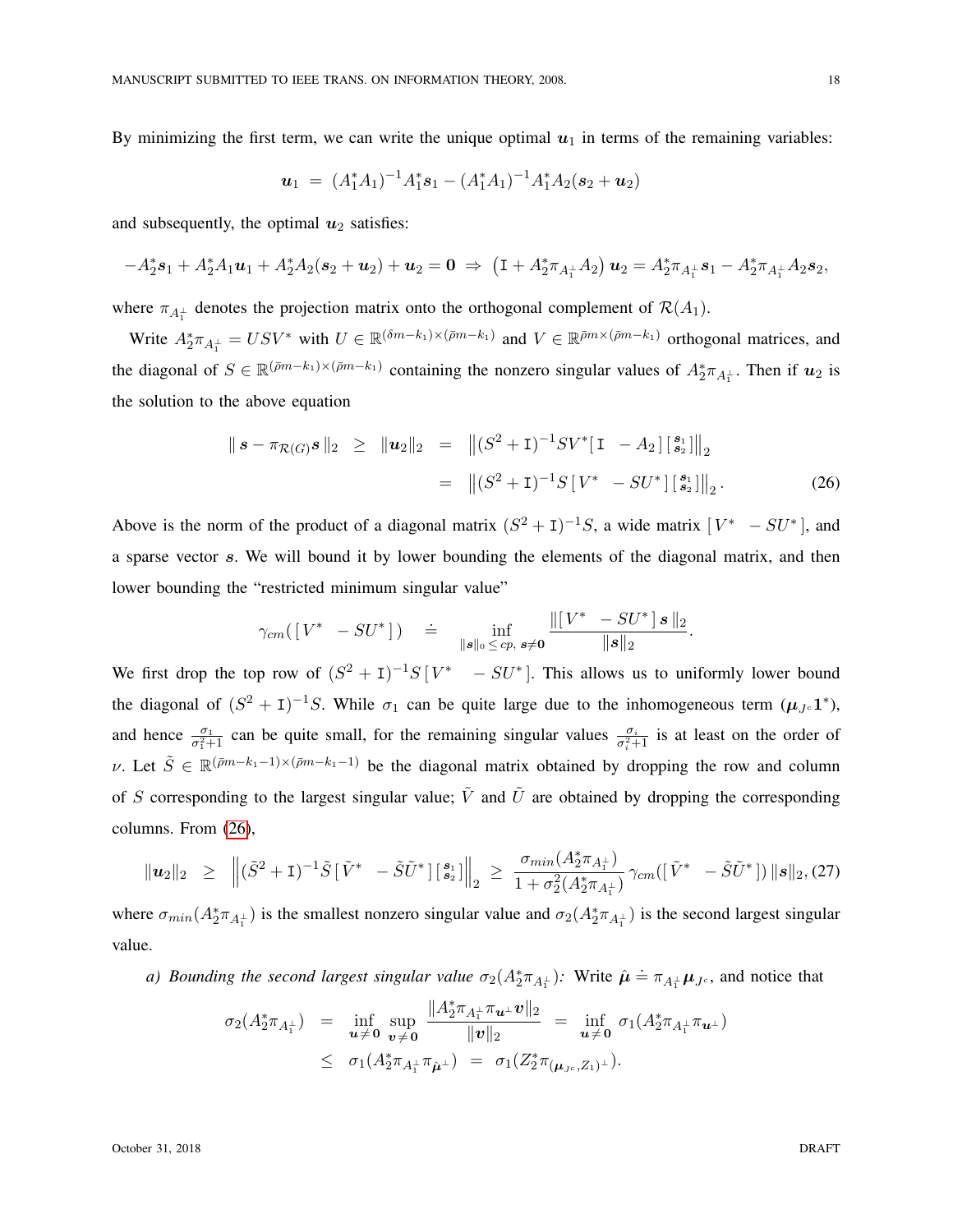By minimizing the first term, we can write the unique optimal $\boldsymbol{u}_1$ in terms of the remaining variables:

$$\boldsymbol{u}_1 \;=\; (A_1^* A_1)^{-1} A_1^* \boldsymbol{s}_1 - (A_1^* A_1)^{-1} A_1^* A_2 (\boldsymbol{s}_2 + \boldsymbol{u}_2)$$

and subsequently, the optimal $\boldsymbol{u}_2$ satisfies:

$$-A_2^* \boldsymbol{s}_1 + A_2^* A_1 \boldsymbol{u}_1 + A_2^* A_2 (\boldsymbol{s}_2 + \boldsymbol{u}_2) + \boldsymbol{u}_2 = \boldsymbol{0} \;\Rightarrow\; \left(\mathtt{I} + A_2^* \pi_{A_1^\perp} A_2\right) \boldsymbol{u}_2 = A_2^* \pi_{A_1^\perp} \boldsymbol{s}_1 - A_2^* \pi_{A_1^\perp} A_2 \boldsymbol{s}_2,$$

where $\pi_{A_1^\perp}$ denotes the projection matrix onto the orthogonal complement of $\mathcal{R}(A_1)$.

Write $A_2^* \pi_{A_1^\perp} = U S V^*$ with $U \in \mathbb{R}^{(\delta m - k_1) \times (\bar\rho m - k_1)}$ and $V \in \mathbb{R}^{\bar\rho m \times (\bar\rho m - k_1)}$ orthogonal matrices, and the diagonal of $S \in \mathbb{R}^{(\bar\rho m - k_1) \times (\bar\rho m - k_1)}$ containing the nonzero singular values of $A_2^* \pi_{A_1^\perp}$. Then if $\boldsymbol{u}_2$ is the solution to the above equation

$$\begin{aligned}
\|\, \boldsymbol{s} - \pi_{\mathcal{R}(G)} \boldsymbol{s} \,\|_2 \;\;\geq\;\; \|\boldsymbol{u}_2\|_2 &\;=\; \left\| (S^2 + \mathtt{I})^{-1} S V^* [\, \mathtt{I} \;\; -A_2 \,] \left[\begin{smallmatrix} \boldsymbol{s}_1 \\ \boldsymbol{s}_2 \end{smallmatrix}\right] \right\|_2 \\
&\;=\; \left\| (S^2 + \mathtt{I})^{-1} S \, [\, V^* \;\; -S U^* \,] \left[\begin{smallmatrix} \boldsymbol{s}_1 \\ \boldsymbol{s}_2 \end{smallmatrix}\right] \right\|_2 . \qquad (26)
\end{aligned}$$

Above is the norm of the product of a diagonal matrix $(S^2 + \mathtt{I})^{-1} S$, a wide matrix $[\, V^* \;\; -S U^* \,]$, and a sparse vector $\boldsymbol{s}$. We will bound it by lower bounding the elements of the diagonal matrix, and then lower bounding the "restricted minimum singular value"

$$\gamma_{cm}( [\, V^* \;\; -S U^* \,] ) \quad \doteq \quad \inf_{\|\boldsymbol{s}\|_0 \,\leq\, cp, \; \boldsymbol{s} \neq \boldsymbol{0}} \frac{\| [\, V^* \;\; -S U^* \,]\, \boldsymbol{s} \,\|_2}{\|\boldsymbol{s}\|_2}.$$

We first drop the top row of $(S^2 + \mathtt{I})^{-1} S \, [\, V^* \;\; -S U^* \,]$. This allows us to uniformly lower bound the diagonal of $(S^2 + \mathtt{I})^{-1} S$. While $\sigma_1$ can be quite large due to the inhomogeneous term ($\boldsymbol{\mu}_{J^c} \mathbf{1}^*$), and hence $\frac{\sigma_1}{\sigma_1^2 + 1}$ can be quite small, for the remaining singular values $\frac{\sigma_i}{\sigma_i^2 + 1}$ is at least on the order of $\nu$. Let $\tilde S \in \mathbb{R}^{(\bar\rho m - k_1 - 1) \times (\bar\rho m - k_1 - 1)}$ be the diagonal matrix obtained by dropping the row and column of $S$ corresponding to the largest singular value; $\tilde V$ and $\tilde U$ are obtained by dropping the corresponding columns. From (26),

$$\|\boldsymbol{u}_2\|_2 \;\;\geq\;\; \left\| (\tilde S^2 + \mathtt{I})^{-1} \tilde S \, [\, \tilde V^* \;\; -\tilde S \tilde U^* \,] \left[\begin{smallmatrix} \boldsymbol{s}_1 \\ \boldsymbol{s}_2 \end{smallmatrix}\right] \right\|_2 \;\geq\; \frac{\sigma_{min}(A_2^* \pi_{A_1^\perp})}{1 + \sigma_2^2(A_2^* \pi_{A_1^\perp})} \, \gamma_{cm}([\, \tilde V^* \;\; -\tilde S \tilde U^* \,]) \, \|\boldsymbol{s}\|_2, \qquad (27)$$

where $\sigma_{min}(A_2^* \pi_{A_1^\perp})$ is the smallest nonzero singular value and $\sigma_2(A_2^* \pi_{A_1^\perp})$ is the second largest singular value.

*a) Bounding the second largest singular value $\sigma_2(A_2^* \pi_{A_1^\perp})$:* Write $\hat{\boldsymbol{\mu}} \doteq \pi_{A_1^\perp} \boldsymbol{\mu}_{J^c}$, and notice that

$$\begin{aligned}
\sigma_2(A_2^* \pi_{A_1^\perp}) &\;=\; \inf_{\boldsymbol{u} \neq \boldsymbol{0}} \; \sup_{\boldsymbol{v} \neq \boldsymbol{0}} \; \frac{\|A_2^* \pi_{A_1^\perp} \pi_{\boldsymbol{u}^\perp} \boldsymbol{v}\|_2}{\|\boldsymbol{v}\|_2} \;\;=\;\; \inf_{\boldsymbol{u} \neq \boldsymbol{0}} \; \sigma_1(A_2^* \pi_{A_1^\perp} \pi_{\boldsymbol{u}^\perp}) \\
&\;\leq\; \sigma_1(A_2^* \pi_{A_1^\perp} \pi_{\hat{\boldsymbol{\mu}}^\perp}) \;\;=\;\; \sigma_1(Z_2^* \pi_{(\boldsymbol{\mu}_{J^c}, Z_1)^\perp}).
\end{aligned}$$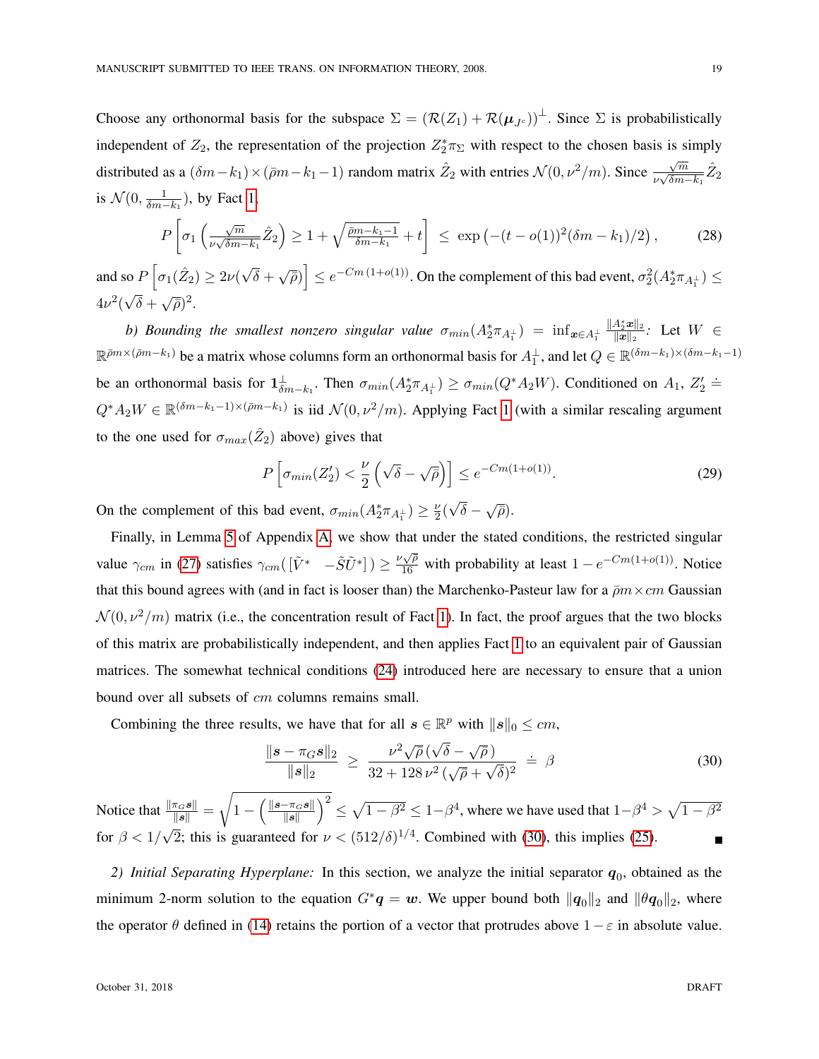Choose any orthonormal basis for the subspace $\Sigma = (\mathcal{R}(Z_1) + \mathcal{R}(\boldsymbol{\mu}_{J^c}))^\perp$. Since $\Sigma$ is probabilistically independent of $Z_2$, the representation of the projection $Z_2^* \pi_\Sigma$ with respect to the chosen basis is simply distributed as a $(\delta m - k_1) \times (\bar{\rho} m - k_1 - 1)$ random matrix $\hat{Z}_2$ with entries $\mathcal{N}(0, \nu^2/m)$. Since $\frac{\sqrt{m}}{\nu\sqrt{\delta m - k_1}} \hat{Z}_2$ is $\mathcal{N}(0, \frac{1}{\delta m - k_1})$, by Fact 1,

$$P\left[ \sigma_1\left( \tfrac{\sqrt{m}}{\nu\sqrt{\delta m - k_1}} \hat{Z}_2 \right) \geq 1 + \sqrt{\tfrac{\bar{\rho} m - k_1 - 1}{\delta m - k_1}} + t \right] \;\leq\; \exp\left( -(t - o(1))^2 (\delta m - k_1)/2 \right), \tag{28}$$

and so $P\left[ \sigma_1(\hat{Z}_2) \geq 2\nu(\sqrt{\delta} + \sqrt{\bar{\rho}}) \right] \leq e^{-Cm(1+o(1))}$. On the complement of this bad event, $\sigma_2^2(A_2^* \pi_{A_1^\perp}) \leq 4\nu^2(\sqrt{\delta} + \sqrt{\bar{\rho}})^2$.

*b) Bounding the smallest nonzero singular value* $\sigma_{min}(A_2^* \pi_{A_1^\perp}) = \inf_{\boldsymbol{x} \in A_1^\perp} \frac{\|A_2^* \boldsymbol{x}\|_2}{\|\boldsymbol{x}\|_2}$: Let $W \in \mathbb{R}^{\bar{\rho} m \times (\bar{\rho} m - k_1)}$ be a matrix whose columns form an orthonormal basis for $A_1^\perp$, and let $Q \in \mathbb{R}^{(\delta m - k_1) \times (\delta m - k_1 - 1)}$ be an orthonormal basis for $\mathbf{1}_{\delta m - k_1}^\perp$. Then $\sigma_{min}(A_2^* \pi_{A_1^\perp}) \geq \sigma_{min}(Q^* A_2 W)$. Conditioned on $A_1$, $Z_2' \doteq Q^* A_2 W \in \mathbb{R}^{(\delta m - k_1 - 1) \times (\bar{\rho} m - k_1)}$ is iid $\mathcal{N}(0, \nu^2/m)$. Applying Fact 1 (with a similar rescaling argument to the one used for $\sigma_{max}(\hat{Z}_2)$ above) gives that

$$P\left[ \sigma_{min}(Z_2') < \frac{\nu}{2}\left( \sqrt{\delta} - \sqrt{\bar{\rho}} \right) \right] \leq e^{-Cm(1+o(1))}. \tag{29}$$

On the complement of this bad event, $\sigma_{min}(A_2^* \pi_{A_1^\perp}) \geq \frac{\nu}{2}(\sqrt{\delta} - \sqrt{\bar{\rho}})$.

Finally, in Lemma 5 of Appendix A, we show that under the stated conditions, the restricted singular value $\gamma_{cm}$ in (27) satisfies $\gamma_{cm}(\,[\tilde{V}^* \;\; -\tilde{S}\tilde{U}^*]\,) \geq \frac{\nu\sqrt{\bar{\rho}}}{16}$ with probability at least $1 - e^{-Cm(1+o(1))}$. Notice that this bound agrees with (and in fact is looser than) the Marchenko-Pasteur law for a $\bar{\rho} m \times cm$ Gaussian $\mathcal{N}(0, \nu^2/m)$ matrix (i.e., the concentration result of Fact 1). In fact, the proof argues that the two blocks of this matrix are probabilistically independent, and then applies Fact 1 to an equivalent pair of Gaussian matrices. The somewhat technical conditions (24) introduced here are necessary to ensure that a union bound over all subsets of $cm$ columns remains small.

Combining the three results, we have that for all $\boldsymbol{s} \in \mathbb{R}^p$ with $\|\boldsymbol{s}\|_0 \leq cm$,

$$\frac{\|\boldsymbol{s} - \pi_G \boldsymbol{s}\|_2}{\|\boldsymbol{s}\|_2} \;\geq\; \frac{\nu^2 \sqrt{\bar{\rho}}\,(\sqrt{\delta} - \sqrt{\bar{\rho}}\,)}{32 + 128\,\nu^2\,(\sqrt{\bar{\rho}} + \sqrt{\delta})^2} \;\doteq\; \beta \tag{30}$$

Notice that $\frac{\|\pi_G \boldsymbol{s}\|}{\|\boldsymbol{s}\|} = \sqrt{1 - \left( \frac{\|\boldsymbol{s} - \pi_G \boldsymbol{s}\|}{\|\boldsymbol{s}\|} \right)^2} \leq \sqrt{1 - \beta^2} \leq 1 - \beta^4$, where we have used that $1 - \beta^4 > \sqrt{1 - \beta^2}$ for $\beta < 1/\sqrt{2}$; this is guaranteed for $\nu < (512/\delta)^{1/4}$. Combined with (30), this implies (25). ∎

*2) Initial Separating Hyperplane:* In this section, we analyze the initial separator $\boldsymbol{q}_0$, obtained as the minimum 2-norm solution to the equation $G^* \boldsymbol{q} = \boldsymbol{w}$. We upper bound both $\|\boldsymbol{q}_0\|_2$ and $\|\theta \boldsymbol{q}_0\|_2$, where the operator $\theta$ defined in (14) retains the portion of a vector that protrudes above $1 - \varepsilon$ in absolute value.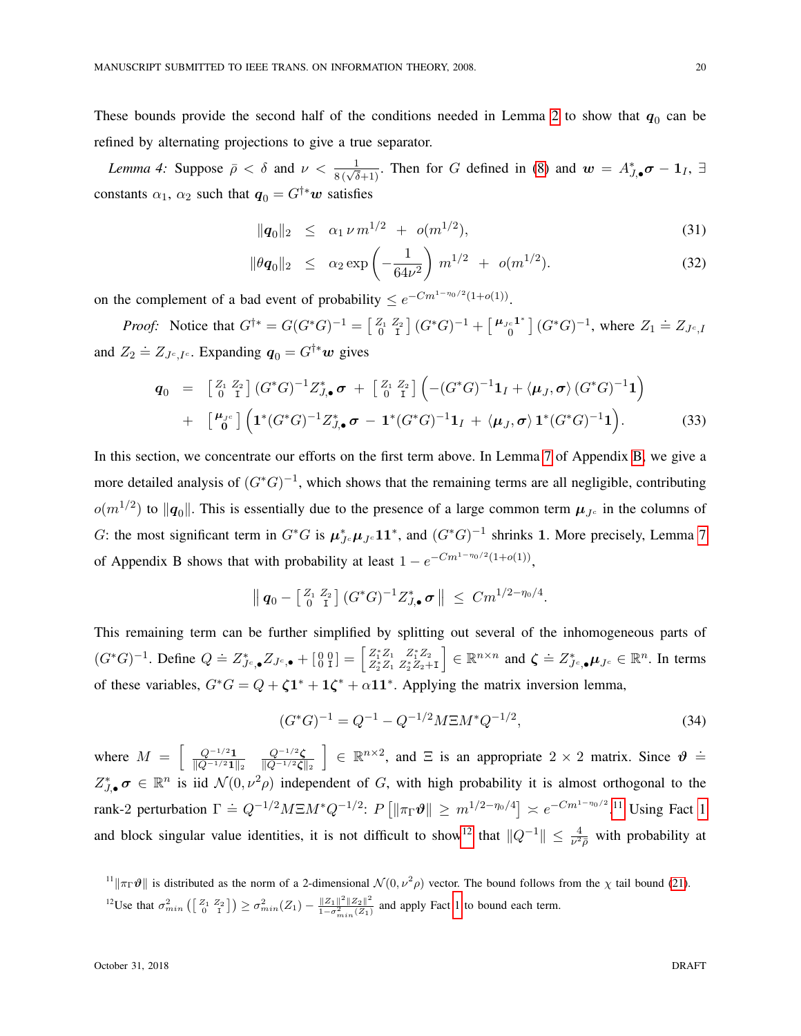These bounds provide the second half of the conditions needed in Lemma 2 to show that $\boldsymbol{q}_0$ can be refined by alternating projections to give a true separator.

*Lemma 4:* Suppose $\bar{\rho} < \delta$ and $\nu < \frac{1}{8(\sqrt{\delta}+1)}$. Then for $G$ defined in (8) and $\boldsymbol{w} = A^*_{J,\bullet}\boldsymbol{\sigma} - \mathbf{1}_I$, $\exists$ constants $\alpha_1$, $\alpha_2$ such that $\boldsymbol{q}_0 = G^{\dagger *}\boldsymbol{w}$ satisfies

$$\|\boldsymbol{q}_0\|_2 \;\leq\; \alpha_1 \,\nu\, m^{1/2} \;+\; o(m^{1/2}), \tag{31}$$

$$\|\theta \boldsymbol{q}_0\|_2 \;\leq\; \alpha_2 \exp\left(-\frac{1}{64\nu^2}\right) m^{1/2} \;+\; o(m^{1/2}). \tag{32}$$

on the complement of a bad event of probability $\leq e^{-Cm^{1-\eta_0/2}(1+o(1))}$.

*Proof:* Notice that $G^{\dagger *} = G(G^*G)^{-1} = \left[\begin{smallmatrix} Z_1 & Z_2 \\ 0 & \mathrm{I}\end{smallmatrix}\right](G^*G)^{-1} + \left[\begin{smallmatrix} \boldsymbol{\mu}_{J^c}\mathbf{1}^* \\ 0 \end{smallmatrix}\right](G^*G)^{-1}$, where $Z_1 \doteq Z_{J^c,I}$ and $Z_2 \doteq Z_{J^c,I^c}$. Expanding $\boldsymbol{q}_0 = G^{\dagger *}\boldsymbol{w}$ gives

$$\begin{aligned}\boldsymbol{q}_0 \;&=\; \left[\begin{smallmatrix} Z_1 & Z_2 \\ 0 & \mathrm{I}\end{smallmatrix}\right](G^*G)^{-1}Z^*_{J,\bullet}\boldsymbol{\sigma} \;+\; \left[\begin{smallmatrix} Z_1 & Z_2 \\ 0 & \mathrm{I}\end{smallmatrix}\right]\Big(-(G^*G)^{-1}\mathbf{1}_I + \langle \boldsymbol{\mu}_J, \boldsymbol{\sigma}\rangle\,(G^*G)^{-1}\mathbf{1}\Big) \\ &\quad+\; \left[\begin{smallmatrix} \boldsymbol{\mu}_{J^c} \\ \mathbf{0}\end{smallmatrix}\right]\Big(\mathbf{1}^*(G^*G)^{-1}Z^*_{J,\bullet}\boldsymbol{\sigma} \;-\; \mathbf{1}^*(G^*G)^{-1}\mathbf{1}_I \;+\; \langle \boldsymbol{\mu}_J, \boldsymbol{\sigma}\rangle\,\mathbf{1}^*(G^*G)^{-1}\mathbf{1}\Big).\end{aligned} \tag{33}$$

In this section, we concentrate our efforts on the first term above. In Lemma 7 of Appendix B, we give a more detailed analysis of $(G^*G)^{-1}$, which shows that the remaining terms are all negligible, contributing $o(m^{1/2})$ to $\|\boldsymbol{q}_0\|$. This is essentially due to the presence of a large common term $\boldsymbol{\mu}_{J^c}$ in the columns of $G$: the most significant term in $G^*G$ is $\boldsymbol{\mu}^*_{J^c}\boldsymbol{\mu}_{J^c}\mathbf{1}\mathbf{1}^*$, and $(G^*G)^{-1}$ shrinks $\mathbf{1}$. More precisely, Lemma 7 of Appendix B shows that with probability at least $1 - e^{-Cm^{1-\eta_0/2}(1+o(1))}$,

$$\left\|\, \boldsymbol{q}_0 - \left[\begin{smallmatrix} Z_1 & Z_2 \\ 0 & \mathrm{I}\end{smallmatrix}\right](G^*G)^{-1}Z^*_{J,\bullet}\boldsymbol{\sigma}\,\right\| \;\leq\; Cm^{1/2-\eta_0/4}.$$

This remaining term can be further simplified by splitting out several of the inhomogeneous parts of $(G^*G)^{-1}$. Define $Q \doteq Z^*_{J^c,\bullet}Z_{J^c,\bullet} + \left[\begin{smallmatrix} 0 & 0 \\ 0 & \mathrm{I}\end{smallmatrix}\right] = \left[\begin{smallmatrix} Z_1^*Z_1 & Z_1^*Z_2 \\ Z_2^*Z_1 & Z_2^*Z_2+\mathrm{I}\end{smallmatrix}\right] \in \mathbb{R}^{n\times n}$ and $\boldsymbol{\zeta} \doteq Z^*_{J^c,\bullet}\boldsymbol{\mu}_{J^c} \in \mathbb{R}^n$. In terms of these variables, $G^*G = Q + \boldsymbol{\zeta}\mathbf{1}^* + \mathbf{1}\boldsymbol{\zeta}^* + \alpha\mathbf{1}\mathbf{1}^*$. Applying the matrix inversion lemma,

$$(G^*G)^{-1} = Q^{-1} - Q^{-1/2}M\Xi M^*Q^{-1/2}, \tag{34}$$

where $M = \left[\begin{array}{cc} \frac{Q^{-1/2}\mathbf{1}}{\|Q^{-1/2}\mathbf{1}\|_2} & \frac{Q^{-1/2}\boldsymbol{\zeta}}{\|Q^{-1/2}\boldsymbol{\zeta}\|_2}\end{array}\right] \in \mathbb{R}^{n\times 2}$, and $\Xi$ is an appropriate $2\times 2$ matrix. Since $\boldsymbol{\vartheta} \doteq Z^*_{J,\bullet}\boldsymbol{\sigma} \in \mathbb{R}^n$ is iid $\mathcal{N}(0,\nu^2\rho)$ independent of $G$, with high probability it is almost orthogonal to the rank-2 perturbation $\Gamma \doteq Q^{-1/2}M\Xi M^*Q^{-1/2}$: $P\left[\|\pi_\Gamma\boldsymbol{\vartheta}\| \geq m^{1/2-\eta_0/4}\right] \asymp e^{-Cm^{1-\eta_0/2}}$.[11] Using Fact 1 and block singular value identities, it is not difficult to show[12] that $\|Q^{-1}\| \leq \frac{4}{\nu^2\bar{\rho}}$ with probability at

[11] $\|\pi_\Gamma\boldsymbol{\vartheta}\|$ is distributed as the norm of a 2-dimensional $\mathcal{N}(0,\nu^2\rho)$ vector. The bound follows from the $\chi$ tail bound (21).

[12] Use that $\sigma^2_{min}\left(\left[\begin{smallmatrix} Z_1 & Z_2 \\ 0 & \mathrm{I}\end{smallmatrix}\right]\right) \geq \sigma^2_{min}(Z_1) - \frac{\|Z_1\|^2\|Z_2\|^2}{1-\sigma^2_{min}(Z_1)}$ and apply Fact 1 to bound each term.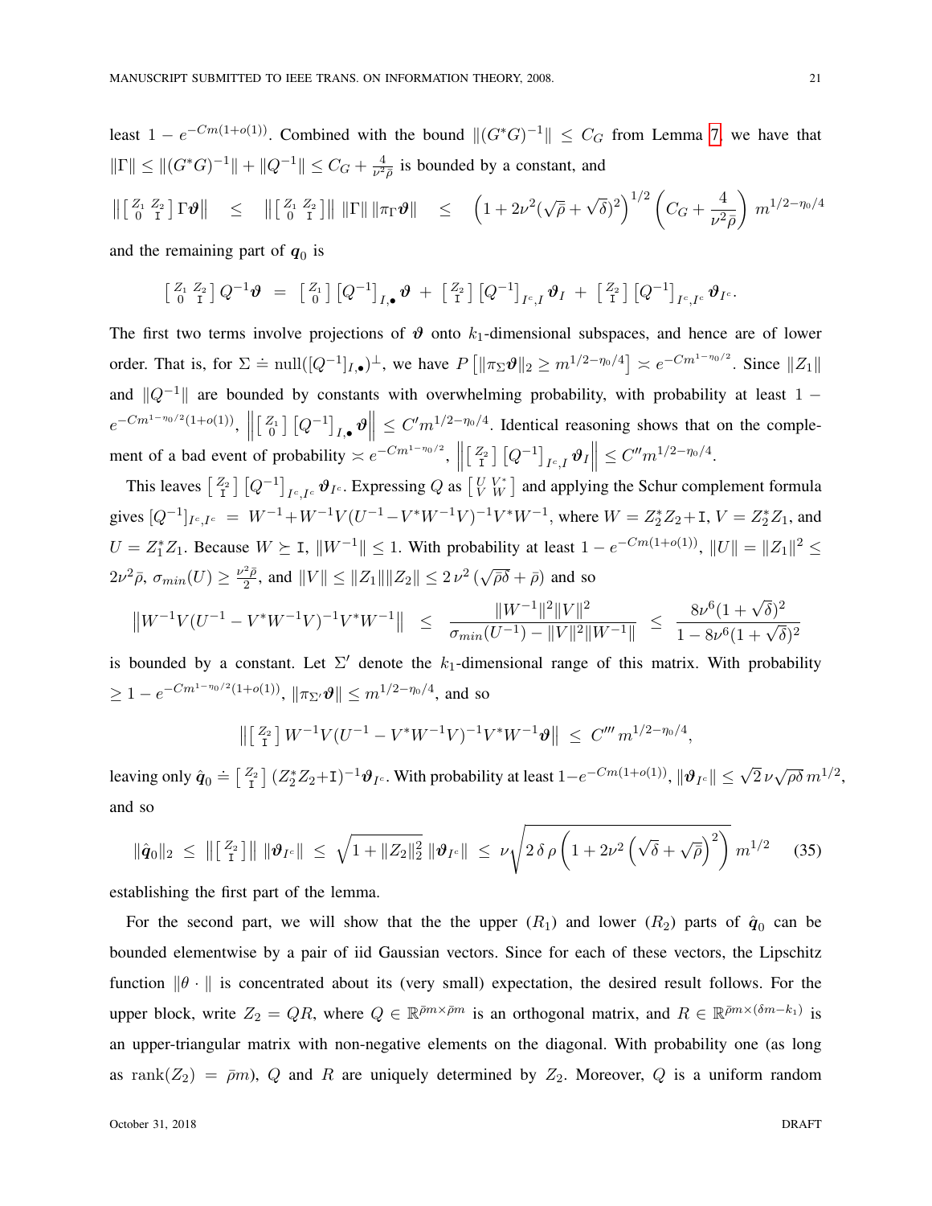least $1 - e^{-Cm(1+o(1))}$. Combined with the bound $\|(G^*G)^{-1}\| \le C_G$ from Lemma 7, we have that $\|\Gamma\| \le \|(G^*G)^{-1}\| + \|Q^{-1}\| \le C_G + \frac{4}{\nu^2\bar{\rho}}$ is bounded by a constant, and

$$\left\| \left[\begin{smallmatrix} Z_1 & Z_2 \\ 0 & \mathtt{I} \end{smallmatrix}\right] \Gamma \boldsymbol{\vartheta} \right\| \quad \le \quad \left\| \left[\begin{smallmatrix} Z_1 & Z_2 \\ 0 & \mathtt{I} \end{smallmatrix}\right] \right\| \, \|\Gamma\| \, \|\pi_\Gamma \boldsymbol{\vartheta}\| \quad \le \quad \left(1 + 2\nu^2(\sqrt{\bar{\rho}} + \sqrt{\delta})^2\right)^{1/2} \left(C_G + \frac{4}{\nu^2 \bar{\rho}}\right) m^{1/2 - \eta_0/4}$$

and the remaining part of $\boldsymbol{q}_0$ is

$$\left[\begin{smallmatrix} Z_1 & Z_2 \\ 0 & \mathtt{I} \end{smallmatrix}\right] Q^{-1} \boldsymbol{\vartheta} \;=\; \left[\begin{smallmatrix} Z_1 \\ 0 \end{smallmatrix}\right] \left[Q^{-1}\right]_{I,\bullet} \boldsymbol{\vartheta} \;+\; \left[\begin{smallmatrix} Z_2 \\ \mathtt{I} \end{smallmatrix}\right] \left[Q^{-1}\right]_{I^c,I} \boldsymbol{\vartheta}_I \;+\; \left[\begin{smallmatrix} Z_2 \\ \mathtt{I} \end{smallmatrix}\right] \left[Q^{-1}\right]_{I^c,I^c} \boldsymbol{\vartheta}_{I^c}.$$

The first two terms involve projections of $\boldsymbol{\vartheta}$ onto $k_1$-dimensional subspaces, and hence are of lower order. That is, for $\Sigma \doteq \mathrm{null}([Q^{-1}]_{I,\bullet})^\perp$, we have $P\left[\|\pi_\Sigma \boldsymbol{\vartheta}\|_2 \ge m^{1/2-\eta_0/4}\right] \asymp e^{-Cm^{1-\eta_0/2}}$. Since $\|Z_1\|$ and $\|Q^{-1}\|$ are bounded by constants with overwhelming probability, with probability at least $1 - e^{-Cm^{1-\eta_0/2}(1+o(1))}$, $\left\| \left[\begin{smallmatrix} Z_1 \\ 0 \end{smallmatrix}\right] \left[Q^{-1}\right]_{I,\bullet} \boldsymbol{\vartheta} \right\| \le C' m^{1/2-\eta_0/4}$. Identical reasoning shows that on the complement of a bad event of probability $\asymp e^{-Cm^{1-\eta_0/2}}$, $\left\| \left[\begin{smallmatrix} Z_2 \\ \mathtt{I} \end{smallmatrix}\right] \left[Q^{-1}\right]_{I^c,I} \boldsymbol{\vartheta}_I \right\| \le C'' m^{1/2-\eta_0/4}$.

This leaves $\left[\begin{smallmatrix} Z_2 \\ \mathtt{I} \end{smallmatrix}\right] \left[Q^{-1}\right]_{I^c,I^c} \boldsymbol{\vartheta}_{I^c}$. Expressing $Q$ as $\left[\begin{smallmatrix} U & V^* \\ V & W \end{smallmatrix}\right]$ and applying the Schur complement formula gives $[Q^{-1}]_{I^c,I^c} \;=\; W^{-1} + W^{-1}V(U^{-1} - V^*W^{-1}V)^{-1}V^*W^{-1}$, where $W = Z_2^*Z_2 + \mathtt{I}$, $V = Z_2^* Z_1$, and $U = Z_1^* Z_1$. Because $W \succeq \mathtt{I}$, $\|W^{-1}\| \le 1$. With probability at least $1 - e^{-Cm(1+o(1))}$, $\|U\| = \|Z_1\|^2 \le 2\nu^2\bar{\rho}$, $\sigma_{min}(U) \ge \frac{\nu^2\bar{\rho}}{2}$, and $\|V\| \le \|Z_1\|\|Z_2\| \le 2\,\nu^2\,(\sqrt{\bar{\rho}\delta} + \bar{\rho})$ and so

$$\left\|W^{-1}V(U^{-1} - V^*W^{-1}V)^{-1}V^*W^{-1}\right\| \;\le\; \frac{\|W^{-1}\|^2\|V\|^2}{\sigma_{min}(U^{-1}) - \|V\|^2\|W^{-1}\|} \;\le\; \frac{8\nu^6(1+\sqrt{\delta})^2}{1 - 8\nu^6(1+\sqrt{\delta})^2}$$

is bounded by a constant. Let $\Sigma'$ denote the $k_1$-dimensional range of this matrix. With probability $\ge 1 - e^{-Cm^{1-\eta_0/2}(1+o(1))}$, $\|\pi_{\Sigma'}\boldsymbol{\vartheta}\| \le m^{1/2-\eta_0/4}$, and so

$$\left\| \left[\begin{smallmatrix} Z_2 \\ \mathtt{I} \end{smallmatrix}\right] W^{-1}V(U^{-1} - V^*W^{-1}V)^{-1}V^*W^{-1}\boldsymbol{\vartheta} \right\| \;\le\; C'''\, m^{1/2-\eta_0/4},$$

leaving only $\hat{\boldsymbol{q}}_0 \doteq \left[\begin{smallmatrix} Z_2 \\ \mathtt{I} \end{smallmatrix}\right] (Z_2^*Z_2 + \mathtt{I})^{-1} \boldsymbol{\vartheta}_{I^c}$. With probability at least $1 - e^{-Cm(1+o(1))}$, $\|\boldsymbol{\vartheta}_{I^c}\| \le \sqrt{2}\,\nu\sqrt{\rho\delta}\,m^{1/2}$, and so

$$\|\hat{\boldsymbol{q}}_0\|_2 \;\le\; \left\| \left[\begin{smallmatrix} Z_2 \\ \mathtt{I} \end{smallmatrix}\right] \right\| \, \|\boldsymbol{\vartheta}_{I^c}\| \;\le\; \sqrt{1 + \|Z_2\|_2^2}\, \|\boldsymbol{\vartheta}_{I^c}\| \;\le\; \nu \sqrt{2\,\delta\,\rho\left(1 + 2\nu^2\left(\sqrt{\delta} + \sqrt{\bar{\rho}}\right)^2\right)}\; m^{1/2} \qquad (35)$$

establishing the first part of the lemma.

For the second part, we will show that the the upper ($R_1$) and lower ($R_2$) parts of $\hat{\boldsymbol{q}}_0$ can be bounded elementwise by a pair of iid Gaussian vectors. Since for each of these vectors, the Lipschitz function $\|\theta \cdot \|$ is concentrated about its (very small) expectation, the desired result follows. For the upper block, write $Z_2 = QR$, where $Q \in \mathbb{R}^{\bar{\rho}m \times \bar{\rho}m}$ is an orthogonal matrix, and $R \in \mathbb{R}^{\bar{\rho}m \times (\delta m - k_1)}$ is an upper-triangular matrix with non-negative elements on the diagonal. With probability one (as long as $\mathrm{rank}(Z_2) = \bar{\rho}m$), $Q$ and $R$ are uniquely determined by $Z_2$. Moreover, $Q$ is a uniform random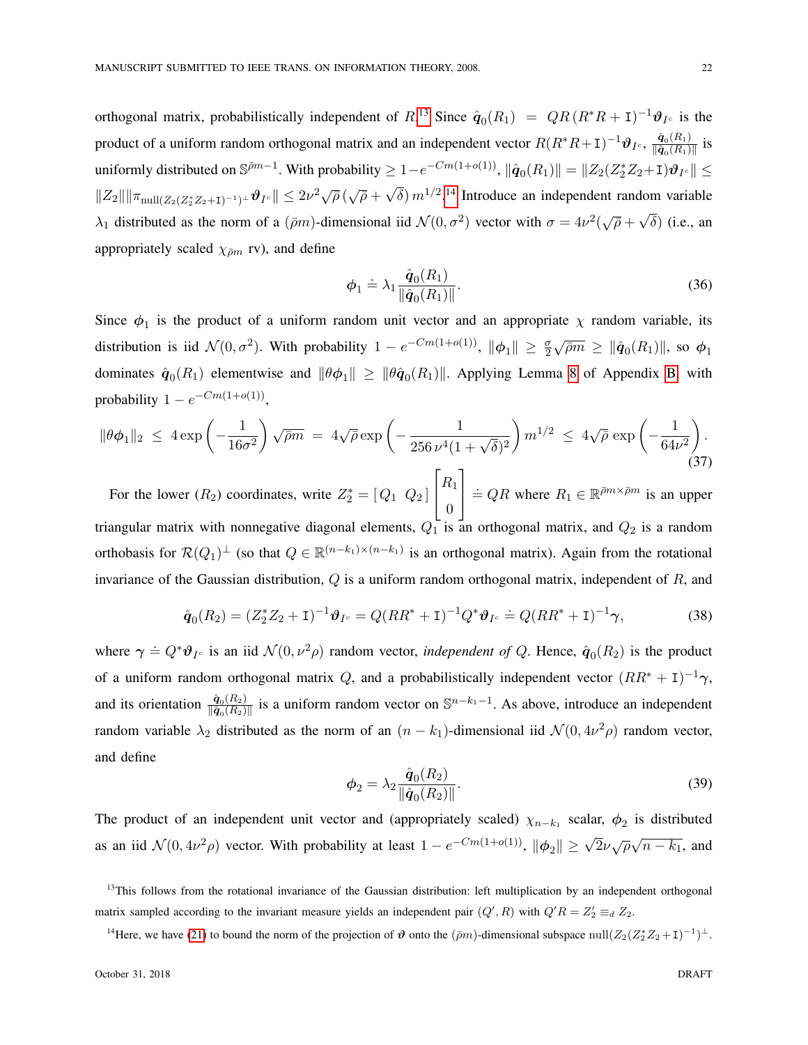orthogonal matrix, probabilistically independent of $R$.[13] Since $\hat{\boldsymbol{q}}_0(R_1) = QR\,(R^*R + \mathtt{I})^{-1}\boldsymbol{\vartheta}_{I^c}$ is the product of a uniform random orthogonal matrix and an independent vector $R(R^*R+\mathtt{I})^{-1}\boldsymbol{\vartheta}_{I^c}$, $\frac{\hat{\boldsymbol{q}}_0(R_1)}{\|\hat{\boldsymbol{q}}_0(R_1)\|}$ is uniformly distributed on $\mathbb{S}^{\bar{\rho}m-1}$. With probability $\geq 1 - e^{-Cm(1+o(1))}$, $\|\hat{\boldsymbol{q}}_0(R_1)\| = \|Z_2(Z_2^*Z_2+\mathtt{I})\boldsymbol{\vartheta}_{I^c}\| \leq \|Z_2\| \|\pi_{\mathrm{null}(Z_2(Z_2^*Z_2+\mathtt{I})^{-1})^\perp}\boldsymbol{\vartheta}_{I^c}\| \leq 2\nu^2\sqrt{\bar{\rho}}\,(\sqrt{\rho}+\sqrt{\delta})\,m^{1/2}$.[14] Introduce an independent random variable $\lambda_1$ distributed as the norm of a $(\bar{\rho}m)$-dimensional iid $\mathcal{N}(0,\sigma^2)$ vector with $\sigma = 4\nu^2(\sqrt{\rho}+\sqrt{\delta})$ (i.e., an appropriately scaled $\chi_{\bar{\rho}m}$ rv), and define

$$\boldsymbol{\phi}_1 \doteq \lambda_1 \frac{\hat{\boldsymbol{q}}_0(R_1)}{\|\hat{\boldsymbol{q}}_0(R_1)\|}. \tag{36}$$

Since $\boldsymbol{\phi}_1$ is the product of a uniform random unit vector and an appropriate $\chi$ random variable, its distribution is iid $\mathcal{N}(0,\sigma^2)$. With probability $1 - e^{-Cm(1+o(1))}$, $\|\boldsymbol{\phi}_1\| \geq \frac{\sigma}{2}\sqrt{\bar{\rho}m} \geq \|\hat{\boldsymbol{q}}_0(R_1)\|$, so $\boldsymbol{\phi}_1$ dominates $\hat{\boldsymbol{q}}_0(R_1)$ elementwise and $\|\theta\boldsymbol{\phi}_1\| \geq \|\theta\hat{\boldsymbol{q}}_0(R_1)\|$. Applying Lemma 8 of Appendix B, with probability $1 - e^{-Cm(1+o(1))}$,

$$\|\theta\boldsymbol{\phi}_1\|_2 \;\leq\; 4\exp\left(-\frac{1}{16\sigma^2}\right)\sqrt{\bar{\rho}m} \;=\; 4\sqrt{\bar{\rho}}\exp\left(-\frac{1}{256\,\nu^4(1+\sqrt{\delta})^2}\right)m^{1/2} \;\leq\; 4\sqrt{\bar{\rho}}\exp\left(-\frac{1}{64\nu^2}\right). \tag{37}$$

For the lower ($R_2$) coordinates, write $Z_2^* = [\,Q_1\;\;Q_2\,]\begin{bmatrix} R_1 \\ 0 \end{bmatrix} \doteq QR$ where $R_1 \in \mathbb{R}^{\bar{\rho}m\times\bar{\rho}m}$ is an upper triangular matrix with nonnegative diagonal elements, $Q_1$ is an orthogonal matrix, and $Q_2$ is a random orthobasis for $\mathcal{R}(Q_1)^\perp$ (so that $Q \in \mathbb{R}^{(n-k_1)\times(n-k_1)}$ is an orthogonal matrix). Again from the rotational invariance of the Gaussian distribution, $Q$ is a uniform random orthogonal matrix, independent of $R$, and

$$\hat{\boldsymbol{q}}_0(R_2) = (Z_2^*Z_2 + \mathtt{I})^{-1}\boldsymbol{\vartheta}_{I^c} = Q(RR^*+\mathtt{I})^{-1}Q^*\boldsymbol{\vartheta}_{I^c} \doteq Q(RR^*+\mathtt{I})^{-1}\boldsymbol{\gamma}, \tag{38}$$

where $\boldsymbol{\gamma} \doteq Q^*\boldsymbol{\vartheta}_{I^c}$ is an iid $\mathcal{N}(0,\nu^2\rho)$ random vector, *independent of* $Q$. Hence, $\hat{\boldsymbol{q}}_0(R_2)$ is the product of a uniform random orthogonal matrix $Q$, and a probabilistically independent vector $(RR^*+\mathtt{I})^{-1}\boldsymbol{\gamma}$, and its orientation $\frac{\hat{\boldsymbol{q}}_0(R_2)}{\|\hat{\boldsymbol{q}}_0(R_2)\|}$ is a uniform random vector on $\mathbb{S}^{n-k_1-1}$. As above, introduce an independent random variable $\lambda_2$ distributed as the norm of an $(n-k_1)$-dimensional iid $\mathcal{N}(0,4\nu^2\rho)$ random vector, and define

$$\boldsymbol{\phi}_2 = \lambda_2 \frac{\hat{\boldsymbol{q}}_0(R_2)}{\|\hat{\boldsymbol{q}}_0(R_2)\|}. \tag{39}$$

The product of an independent unit vector and (appropriately scaled) $\chi_{n-k_1}$ scalar, $\boldsymbol{\phi}_2$ is distributed as an iid $\mathcal{N}(0,4\nu^2\rho)$ vector. With probability at least $1 - e^{-Cm(1+o(1))}$, $\|\boldsymbol{\phi}_2\| \geq \sqrt{2}\nu\sqrt{\rho}\sqrt{n-k_1}$, and

[13] This follows from the rotational invariance of the Gaussian distribution: left multiplication by an independent orthogonal matrix sampled according to the invariant measure yields an independent pair $(Q', R)$ with $Q'R = Z_2' \equiv_d Z_2$.

[14] Here, we have (21) to bound the norm of the projection of $\boldsymbol{\vartheta}$ onto the $(\bar{\rho}m)$-dimensional subspace $\mathrm{null}(Z_2(Z_2^*Z_2+\mathtt{I})^{-1})^\perp$.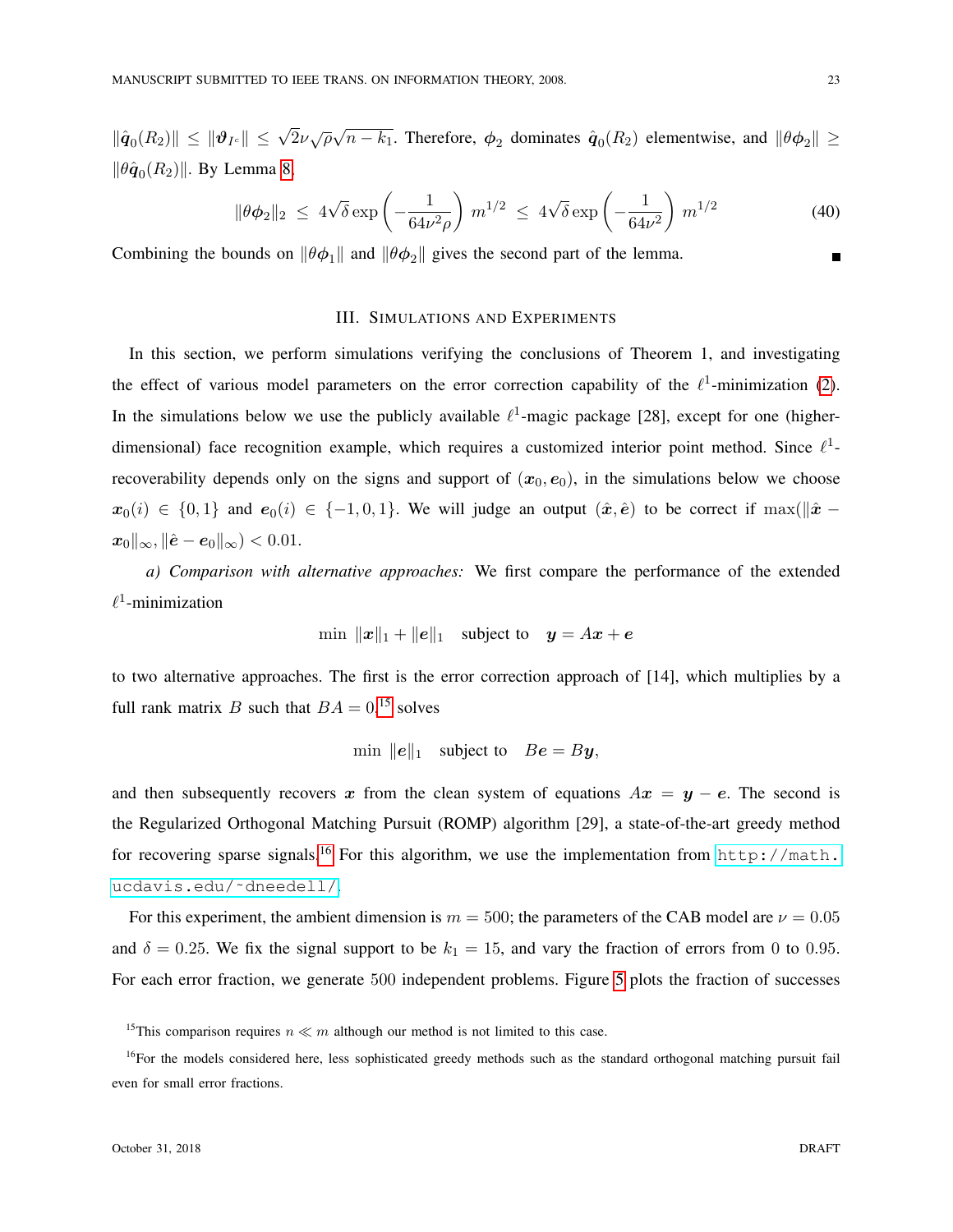$\|\hat{\boldsymbol{q}}_0(R_2)\| \leq \|\boldsymbol{\vartheta}_{I^c}\| \leq \sqrt{2}\nu\sqrt{\rho}\sqrt{n-k_1}$. Therefore, $\boldsymbol{\phi}_2$ dominates $\hat{\boldsymbol{q}}_0(R_2)$ elementwise, and $\|\theta\boldsymbol{\phi}_2\| \geq \|\theta\hat{\boldsymbol{q}}_0(R_2)\|$. By Lemma 8,

$$\|\theta\boldsymbol{\phi}_2\|_2 \;\leq\; 4\sqrt{\delta}\exp\left(-\frac{1}{64\nu^2\rho}\right) m^{1/2} \;\leq\; 4\sqrt{\delta}\exp\left(-\frac{1}{64\nu^2}\right) m^{1/2} \tag{40}$$

Combining the bounds on $\|\theta\boldsymbol{\phi}_1\|$ and $\|\theta\boldsymbol{\phi}_2\|$ gives the second part of the lemma. ∎

## III. Simulations and Experiments

In this section, we perform simulations verifying the conclusions of Theorem 1, and investigating the effect of various model parameters on the error correction capability of the $\ell^1$-minimization (2). In the simulations below we use the publicly available $\ell^1$-magic package [28], except for one (higher-dimensional) face recognition example, which requires a customized interior point method. Since $\ell^1$-recoverability depends only on the signs and support of $(\boldsymbol{x}_0, \boldsymbol{e}_0)$, in the simulations below we choose $\boldsymbol{x}_0(i) \in \{0,1\}$ and $\boldsymbol{e}_0(i) \in \{-1,0,1\}$. We will judge an output $(\hat{\boldsymbol{x}}, \hat{\boldsymbol{e}})$ to be correct if $\max(\|\hat{\boldsymbol{x}} - \boldsymbol{x}_0\|_\infty, \|\hat{\boldsymbol{e}} - \boldsymbol{e}_0\|_\infty) < 0.01$.

*a) Comparison with alternative approaches:* We first compare the performance of the extended $\ell^1$-minimization

$$\min\ \|\boldsymbol{x}\|_1 + \|\boldsymbol{e}\|_1 \quad \text{subject to} \quad \boldsymbol{y} = A\boldsymbol{x} + \boldsymbol{e}$$

to two alternative approaches. The first is the error correction approach of [14], which multiplies by a full rank matrix $B$ such that $BA = 0$,[15] solves

$$\min\ \|\boldsymbol{e}\|_1 \quad \text{subject to} \quad B\boldsymbol{e} = B\boldsymbol{y},$$

and then subsequently recovers $\boldsymbol{x}$ from the clean system of equations $A\boldsymbol{x} = \boldsymbol{y} - \boldsymbol{e}$. The second is the Regularized Orthogonal Matching Pursuit (ROMP) algorithm [29], a state-of-the-art greedy method for recovering sparse signals.[16] For this algorithm, we use the implementation from http://math.ucdavis.edu/~dneedell/.

For this experiment, the ambient dimension is $m = 500$; the parameters of the CAB model are $\nu = 0.05$ and $\delta = 0.25$. We fix the signal support to be $k_1 = 15$, and vary the fraction of errors from 0 to 0.95. For each error fraction, we generate 500 independent problems. Figure 5 plots the fraction of successes

[15] This comparison requires $n \ll m$ although our method is not limited to this case.

[16] For the models considered here, less sophisticated greedy methods such as the standard orthogonal matching pursuit fail even for small error fractions.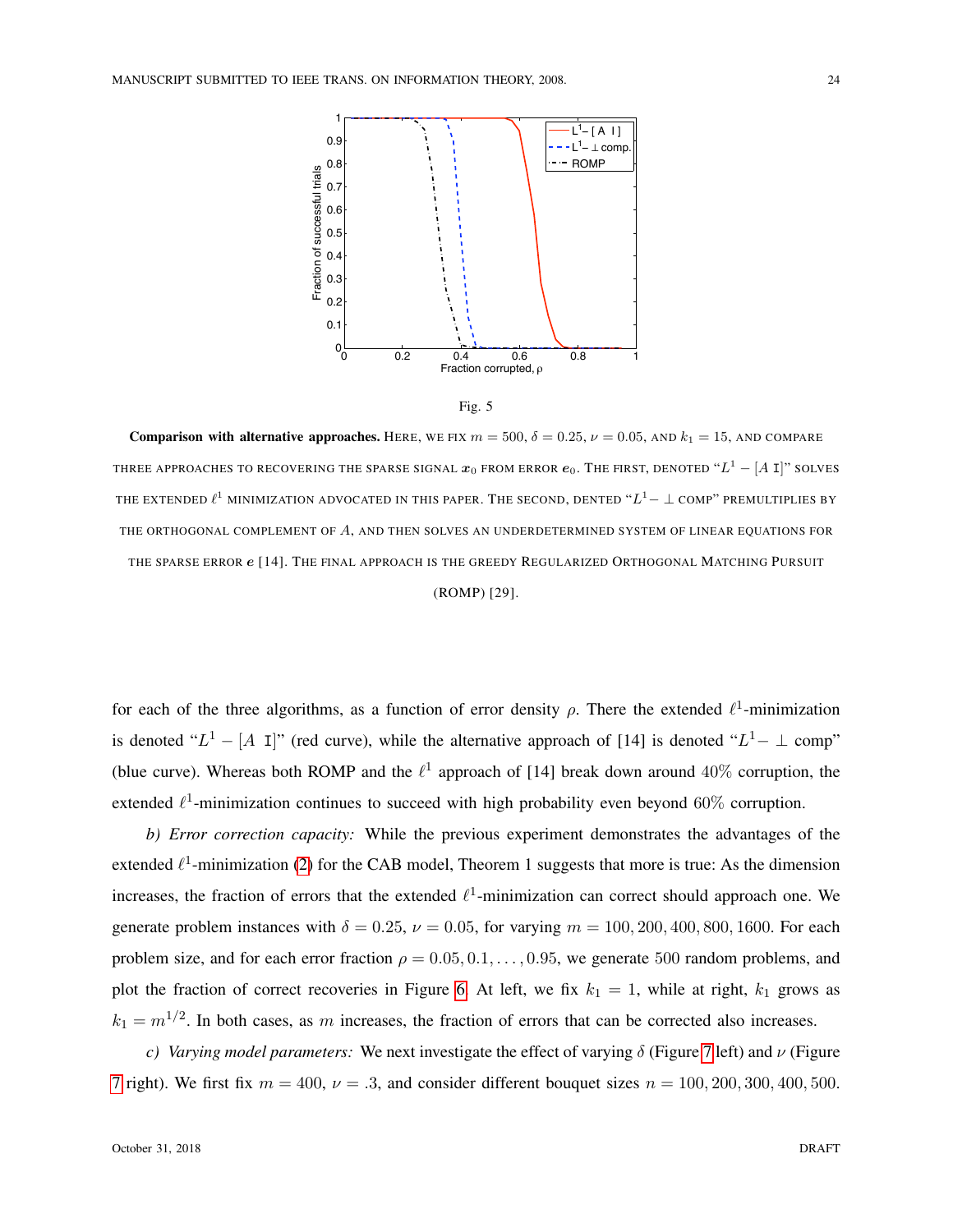Fig. 5

**Comparison with alternative approaches.** Here, we fix $m = 500$, $\delta = 0.25$, $\nu = 0.05$, and $k_1 = 15$, and compare three approaches to recovering the sparse signal $\boldsymbol{x}_0$ from error $\boldsymbol{e}_0$. The first, denoted "$L^1 - [A\ \mathtt{I}]$" solves the extended $\ell^1$ minimization advocated in this paper. The second, dented "$L^1 - \perp$ comp" premultiplies by the orthogonal complement of $A$, and then solves an underdetermined system of linear equations for the sparse error $\boldsymbol{e}$ [14]. The final approach is the greedy Regularized Orthogonal Matching Pursuit (ROMP) [29].

for each of the three algorithms, as a function of error density $\rho$. There the extended $\ell^1$-minimization is denoted "$L^1 - [A\ \mathtt{I}]$" (red curve), while the alternative approach of [14] is denoted "$L^1 - \perp$ comp" (blue curve). Whereas both ROMP and the $\ell^1$ approach of [14] break down around $40\%$ corruption, the extended $\ell^1$-minimization continues to succeed with high probability even beyond $60\%$ corruption.

*b) Error correction capacity:* While the previous experiment demonstrates the advantages of the extended $\ell^1$-minimization (2) for the CAB model, Theorem 1 suggests that more is true: As the dimension increases, the fraction of errors that the extended $\ell^1$-minimization can correct should approach one. We generate problem instances with $\delta = 0.25$, $\nu = 0.05$, for varying $m = 100, 200, 400, 800, 1600$. For each problem size, and for each error fraction $\rho = 0.05, 0.1, \ldots, 0.95$, we generate 500 random problems, and plot the fraction of correct recoveries in Figure 6. At left, we fix $k_1 = 1$, while at right, $k_1$ grows as $k_1 = m^{1/2}$. In both cases, as $m$ increases, the fraction of errors that can be corrected also increases.

*c) Varying model parameters:* We next investigate the effect of varying $\delta$ (Figure 7 left) and $\nu$ (Figure 7 right). We first fix $m = 400$, $\nu = .3$, and consider different bouquet sizes $n = 100, 200, 300, 400, 500$.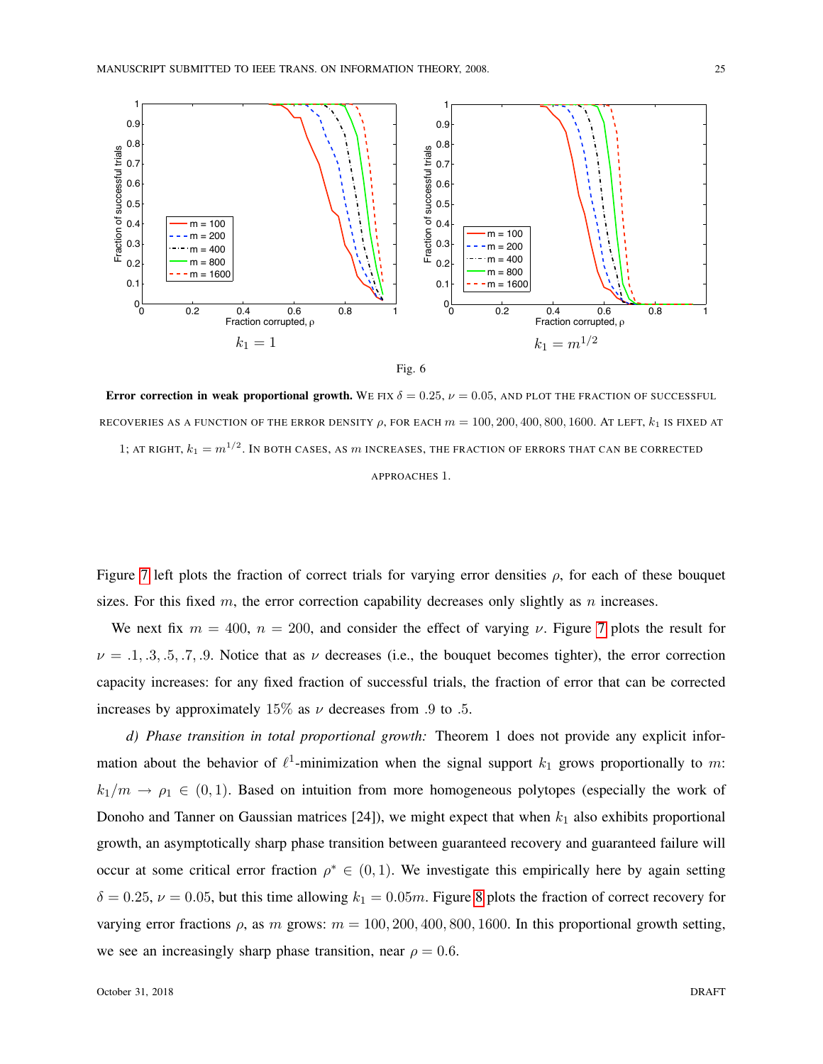Fig. 6

**Error correction in weak proportional growth.** We fix $\delta = 0.25$, $\nu = 0.05$, and plot the fraction of successful recoveries as a function of the error density $\rho$, for each $m = 100, 200, 400, 800, 1600$. At left, $k_1$ is fixed at 1; at right, $k_1 = m^{1/2}$. In both cases, as $m$ increases, the fraction of errors that can be corrected approaches 1.

Figure 7 left plots the fraction of correct trials for varying error densities $\rho$, for each of these bouquet sizes. For this fixed $m$, the error correction capability decreases only slightly as $n$ increases.

We next fix $m = 400$, $n = 200$, and consider the effect of varying $\nu$. Figure 7 plots the result for $\nu = .1, .3, .5, .7, .9$. Notice that as $\nu$ decreases (i.e., the bouquet becomes tighter), the error correction capacity increases: for any fixed fraction of successful trials, the fraction of error that can be corrected increases by approximately 15% as $\nu$ decreases from .9 to .5.

*d) Phase transition in total proportional growth:* Theorem 1 does not provide any explicit information about the behavior of $\ell^1$-minimization when the signal support $k_1$ grows proportionally to $m$: $k_1/m \to \rho_1 \in (0,1)$. Based on intuition from more homogeneous polytopes (especially the work of Donoho and Tanner on Gaussian matrices [24]), we might expect that when $k_1$ also exhibits proportional growth, an asymptotically sharp phase transition between guaranteed recovery and guaranteed failure will occur at some critical error fraction $\rho^* \in (0,1)$. We investigate this empirically here by again setting $\delta = 0.25$, $\nu = 0.05$, but this time allowing $k_1 = 0.05m$. Figure 8 plots the fraction of correct recovery for varying error fractions $\rho$, as $m$ grows: $m = 100, 200, 400, 800, 1600$. In this proportional growth setting, we see an increasingly sharp phase transition, near $\rho = 0.6$.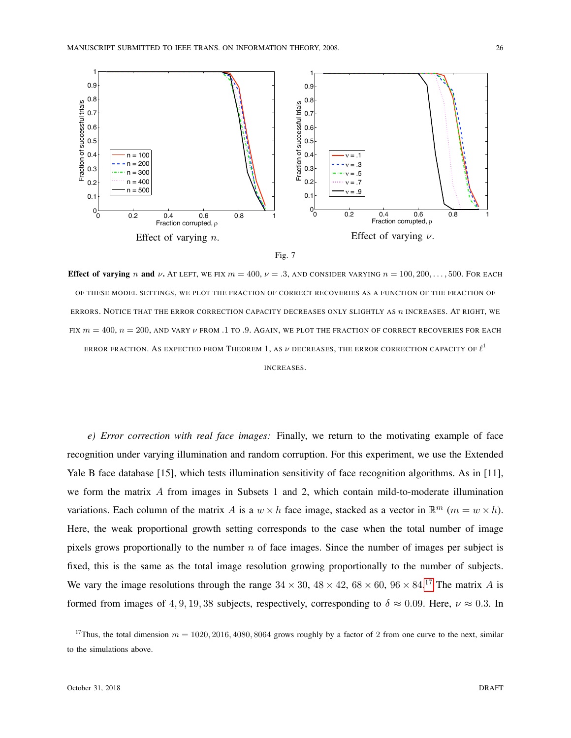Effect of varying $n$.

Effect of varying $\nu$.

Fig. 7

**Effect of varying $n$ and $\nu$.** At left, we fix $m = 400$, $\nu = .3$, and consider varying $n = 100, 200, \ldots, 500$. For each of these model settings, we plot the fraction of correct recoveries as a function of the fraction of errors. Notice that the error correction capacity decreases only slightly as $n$ increases. At right, we fix $m = 400$, $n = 200$, and vary $\nu$ from .1 to .9. Again, we plot the fraction of correct recoveries for each error fraction. As expected from Theorem 1, as $\nu$ decreases, the error correction capacity of $\ell^1$ increases.

*e) Error correction with real face images:* Finally, we return to the motivating example of face recognition under varying illumination and random corruption. For this experiment, we use the Extended Yale B face database [15], which tests illumination sensitivity of face recognition algorithms. As in [11], we form the matrix $A$ from images in Subsets 1 and 2, which contain mild-to-moderate illumination variations. Each column of the matrix $A$ is a $w \times h$ face image, stacked as a vector in $\mathbb{R}^m$ ($m = w \times h$). Here, the weak proportional growth setting corresponds to the case when the total number of image pixels grows proportionally to the number $n$ of face images. Since the number of images per subject is fixed, this is the same as the total image resolution growing proportionally to the number of subjects. We vary the image resolutions through the range $34 \times 30$, $48 \times 42$, $68 \times 60$, $96 \times 84$.[17] The matrix $A$ is formed from images of $4, 9, 19, 38$ subjects, respectively, corresponding to $\delta \approx 0.09$. Here, $\nu \approx 0.3$. In

[17] Thus, the total dimension $m = 1020, 2016, 4080, 8064$ grows roughly by a factor of 2 from one curve to the next, similar to the simulations above.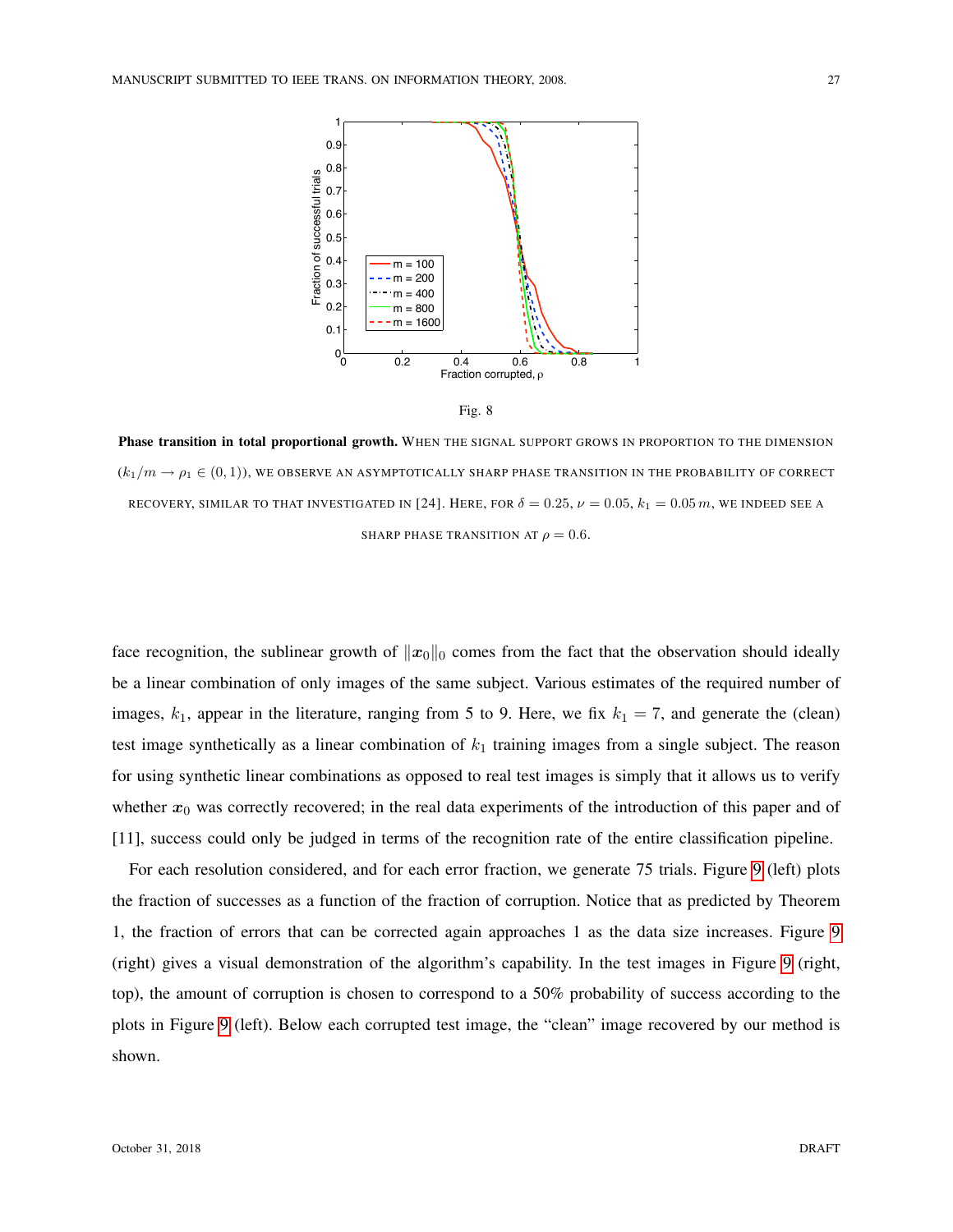Fig. 8

**Phase transition in total proportional growth.** When the signal support grows in proportion to the dimension ($k_1/m \to \rho_1 \in (0,1)$), we observe an asymptotically sharp phase transition in the probability of correct recovery, similar to that investigated in [24]. Here, for $\delta = 0.25$, $\nu = 0.05$, $k_1 = 0.05\,m$, we indeed see a sharp phase transition at $\rho = 0.6$.

face recognition, the sublinear growth of $\|\boldsymbol{x}_0\|_0$ comes from the fact that the observation should ideally be a linear combination of only images of the same subject. Various estimates of the required number of images, $k_1$, appear in the literature, ranging from 5 to 9. Here, we fix $k_1 = 7$, and generate the (clean) test image synthetically as a linear combination of $k_1$ training images from a single subject. The reason for using synthetic linear combinations as opposed to real test images is simply that it allows us to verify whether $\boldsymbol{x}_0$ was correctly recovered; in the real data experiments of the introduction of this paper and of [11], success could only be judged in terms of the recognition rate of the entire classification pipeline.

For each resolution considered, and for each error fraction, we generate 75 trials. Figure 9 (left) plots the fraction of successes as a function of the fraction of corruption. Notice that as predicted by Theorem 1, the fraction of errors that can be corrected again approaches 1 as the data size increases. Figure 9 (right) gives a visual demonstration of the algorithm's capability. In the test images in Figure 9 (right, top), the amount of corruption is chosen to correspond to a 50% probability of success according to the plots in Figure 9 (left). Below each corrupted test image, the "clean" image recovered by our method is shown.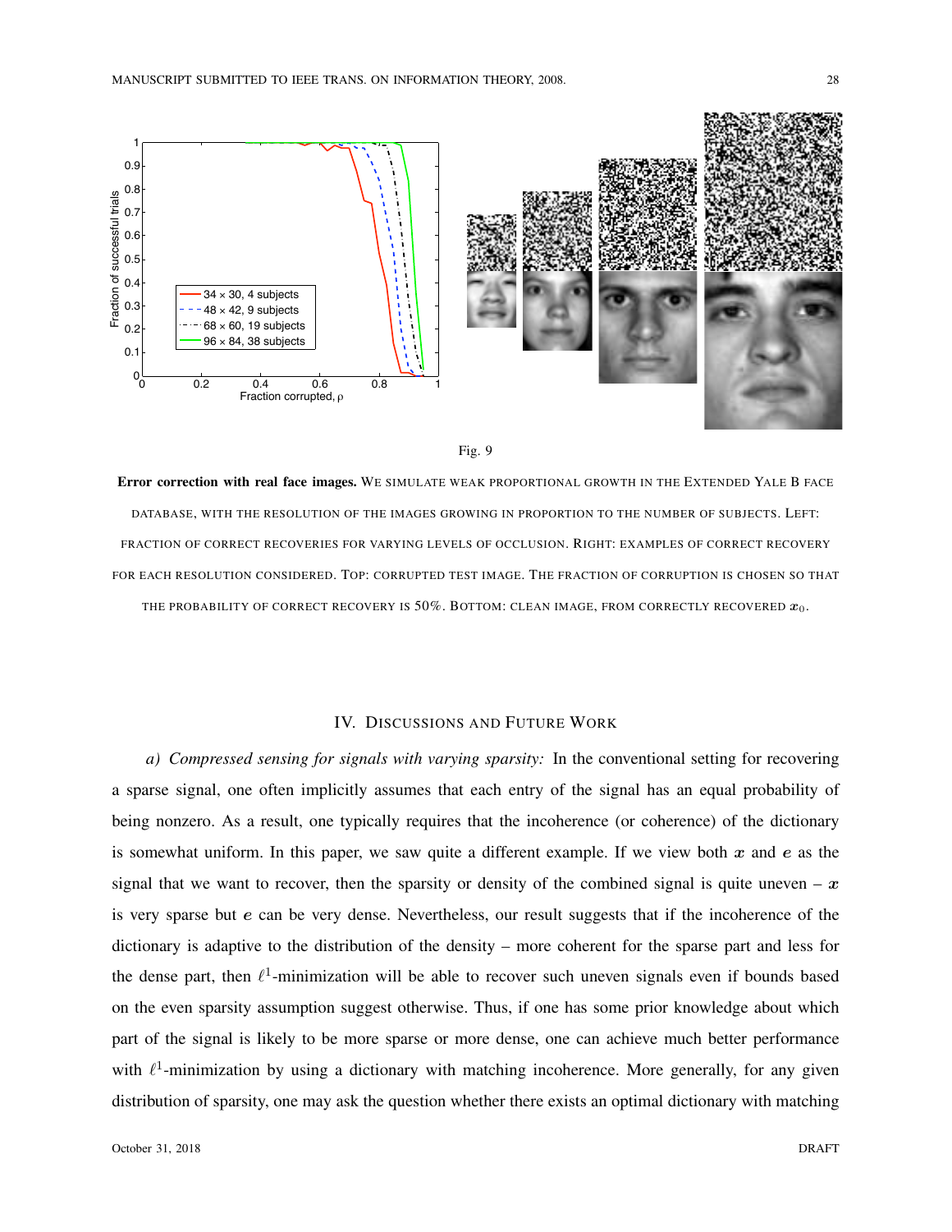Fig. 9

**Error correction with real face images.** We simulate weak proportional growth in the Extended Yale B face database, with the resolution of the images growing in proportion to the number of subjects. Left: fraction of correct recoveries for varying levels of occlusion. Right: examples of correct recovery for each resolution considered. Top: corrupted test image. The fraction of corruption is chosen so that the probability of correct recovery is 50%. Bottom: clean image, from correctly recovered $\boldsymbol{x}_0$.

## IV. Discussions and Future Work

*a) Compressed sensing for signals with varying sparsity:* In the conventional setting for recovering a sparse signal, one often implicitly assumes that each entry of the signal has an equal probability of being nonzero. As a result, one typically requires that the incoherence (or coherence) of the dictionary is somewhat uniform. In this paper, we saw quite a different example. If we view both $\boldsymbol{x}$ and $\boldsymbol{e}$ as the signal that we want to recover, then the sparsity or density of the combined signal is quite uneven – $\boldsymbol{x}$ is very sparse but $\boldsymbol{e}$ can be very dense. Nevertheless, our result suggests that if the incoherence of the dictionary is adaptive to the distribution of the density – more coherent for the sparse part and less for the dense part, then $\ell^1$-minimization will be able to recover such uneven signals even if bounds based on the even sparsity assumption suggest otherwise. Thus, if one has some prior knowledge about which part of the signal is likely to be more sparse or more dense, one can achieve much better performance with $\ell^1$-minimization by using a dictionary with matching incoherence. More generally, for any given distribution of sparsity, one may ask the question whether there exists an optimal dictionary with matching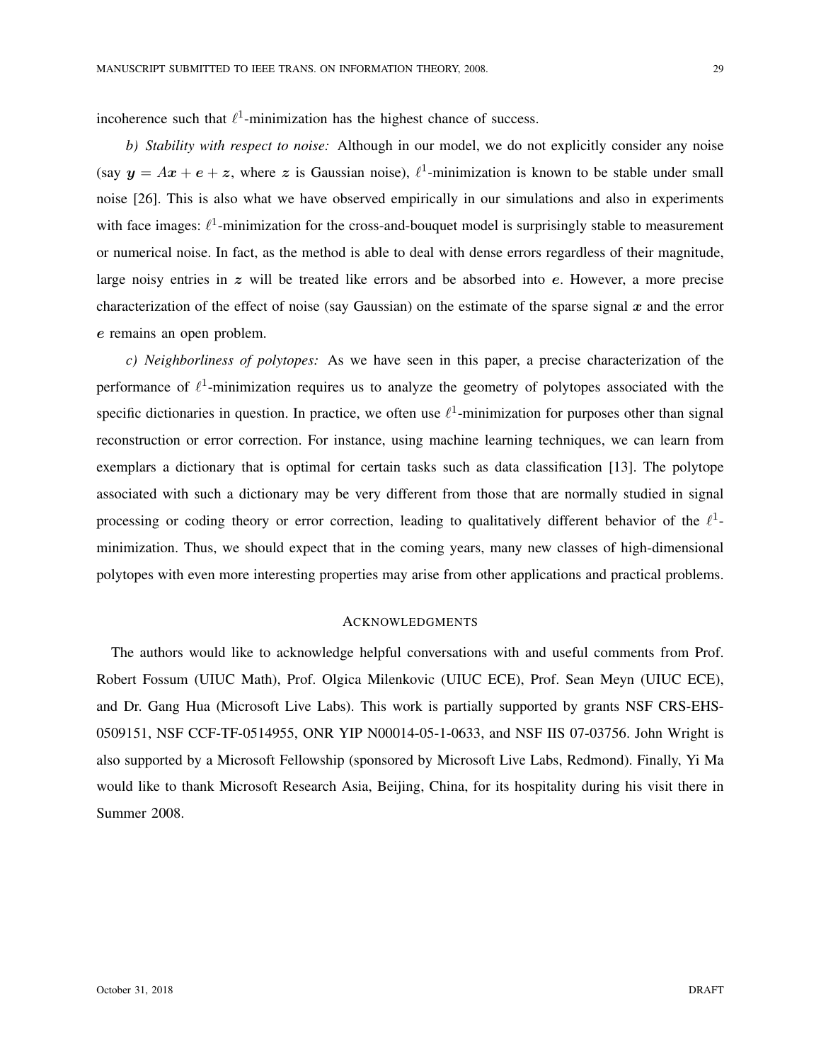incoherence such that $\ell^1$-minimization has the highest chance of success.

*b) Stability with respect to noise:* Although in our model, we do not explicitly consider any noise (say $\boldsymbol{y} = A\boldsymbol{x} + \boldsymbol{e} + \boldsymbol{z}$, where $\boldsymbol{z}$ is Gaussian noise), $\ell^1$-minimization is known to be stable under small noise [26]. This is also what we have observed empirically in our simulations and also in experiments with face images: $\ell^1$-minimization for the cross-and-bouquet model is surprisingly stable to measurement or numerical noise. In fact, as the method is able to deal with dense errors regardless of their magnitude, large noisy entries in $\boldsymbol{z}$ will be treated like errors and be absorbed into $\boldsymbol{e}$. However, a more precise characterization of the effect of noise (say Gaussian) on the estimate of the sparse signal $\boldsymbol{x}$ and the error $\boldsymbol{e}$ remains an open problem.

*c) Neighborliness of polytopes:* As we have seen in this paper, a precise characterization of the performance of $\ell^1$-minimization requires us to analyze the geometry of polytopes associated with the specific dictionaries in question. In practice, we often use $\ell^1$-minimization for purposes other than signal reconstruction or error correction. For instance, using machine learning techniques, we can learn from exemplars a dictionary that is optimal for certain tasks such as data classification [13]. The polytope associated with such a dictionary may be very different from those that are normally studied in signal processing or coding theory or error correction, leading to qualitatively different behavior of the $\ell^1$-minimization. Thus, we should expect that in the coming years, many new classes of high-dimensional polytopes with even more interesting properties may arise from other applications and practical problems.

## ACKNOWLEDGMENTS

The authors would like to acknowledge helpful conversations with and useful comments from Prof. Robert Fossum (UIUC Math), Prof. Olgica Milenkovic (UIUC ECE), Prof. Sean Meyn (UIUC ECE), and Dr. Gang Hua (Microsoft Live Labs). This work is partially supported by grants NSF CRS-EHS-0509151, NSF CCF-TF-0514955, ONR YIP N00014-05-1-0633, and NSF IIS 07-03756. John Wright is also supported by a Microsoft Fellowship (sponsored by Microsoft Live Labs, Redmond). Finally, Yi Ma would like to thank Microsoft Research Asia, Beijing, China, for its hospitality during his visit there in Summer 2008.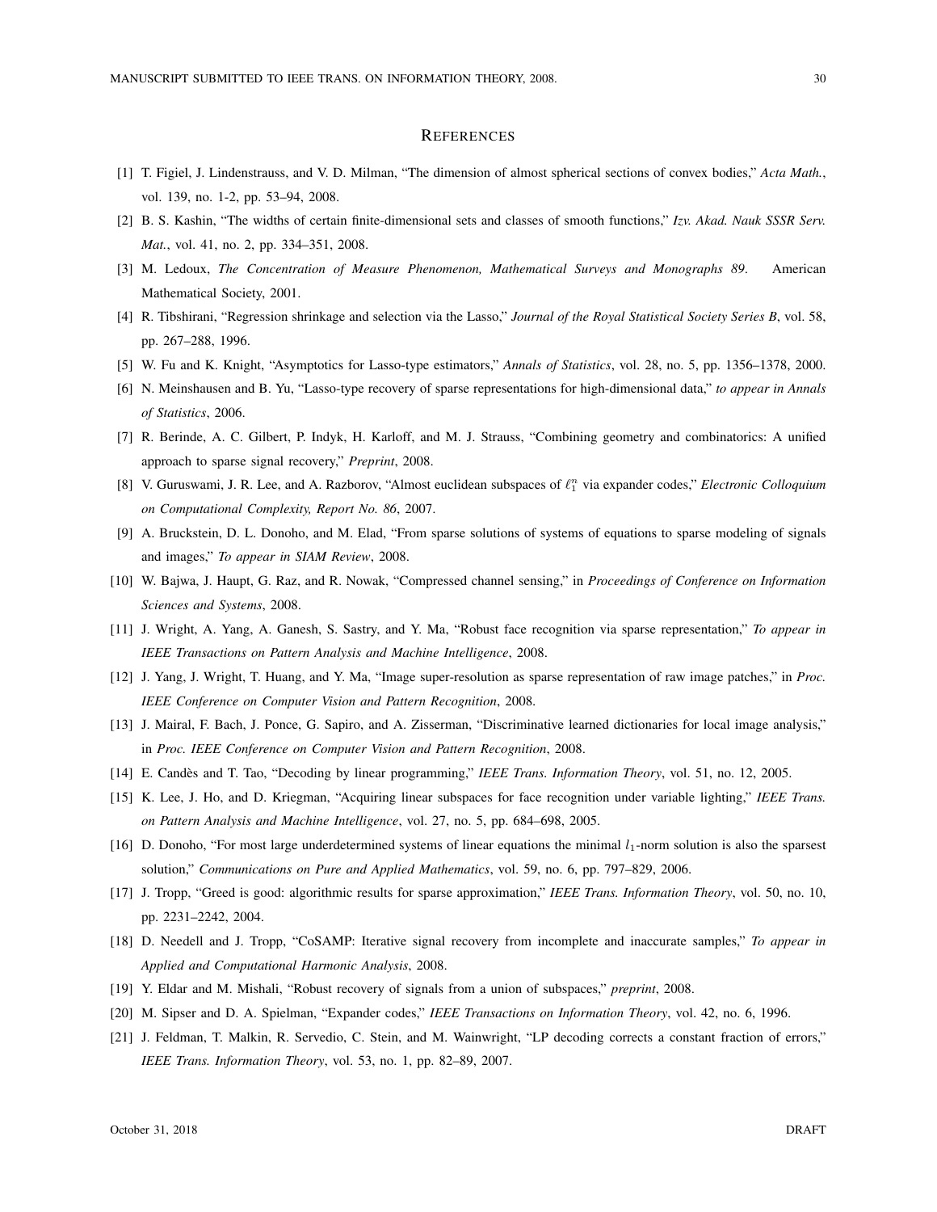## References

[1] T. Figiel, J. Lindenstrauss, and V. D. Milman, "The dimension of almost spherical sections of convex bodies," *Acta Math.*, vol. 139, no. 1-2, pp. 53–94, 2008.

[2] B. S. Kashin, "The widths of certain finite-dimensional sets and classes of smooth functions," *Izv. Akad. Nauk SSSR Serv. Mat.*, vol. 41, no. 2, pp. 334–351, 2008.

[3] M. Ledoux, *The Concentration of Measure Phenomenon, Mathematical Surveys and Monographs 89*. American Mathematical Society, 2001.

[4] R. Tibshirani, "Regression shrinkage and selection via the Lasso," *Journal of the Royal Statistical Society Series B*, vol. 58, pp. 267–288, 1996.

[5] W. Fu and K. Knight, "Asymptotics for Lasso-type estimators," *Annals of Statistics*, vol. 28, no. 5, pp. 1356–1378, 2000.

[6] N. Meinshausen and B. Yu, "Lasso-type recovery of sparse representations for high-dimensional data," *to appear in Annals of Statistics*, 2006.

[7] R. Berinde, A. C. Gilbert, P. Indyk, H. Karloff, and M. J. Strauss, "Combining geometry and combinatorics: A unified approach to sparse signal recovery," *Preprint*, 2008.

[8] V. Guruswami, J. R. Lee, and A. Razborov, "Almost euclidean subspaces of $\ell_1^n$ via expander codes," *Electronic Colloquium on Computational Complexity, Report No. 86*, 2007.

[9] A. Bruckstein, D. L. Donoho, and M. Elad, "From sparse solutions of systems of equations to sparse modeling of signals and images," *To appear in SIAM Review*, 2008.

[10] W. Bajwa, J. Haupt, G. Raz, and R. Nowak, "Compressed channel sensing," in *Proceedings of Conference on Information Sciences and Systems*, 2008.

[11] J. Wright, A. Yang, A. Ganesh, S. Sastry, and Y. Ma, "Robust face recognition via sparse representation," *To appear in IEEE Transactions on Pattern Analysis and Machine Intelligence*, 2008.

[12] J. Yang, J. Wright, T. Huang, and Y. Ma, "Image super-resolution as sparse representation of raw image patches," in *Proc. IEEE Conference on Computer Vision and Pattern Recognition*, 2008.

[13] J. Mairal, F. Bach, J. Ponce, G. Sapiro, and A. Zisserman, "Discriminative learned dictionaries for local image analysis," in *Proc. IEEE Conference on Computer Vision and Pattern Recognition*, 2008.

[14] E. Candès and T. Tao, "Decoding by linear programming," *IEEE Trans. Information Theory*, vol. 51, no. 12, 2005.

[15] K. Lee, J. Ho, and D. Kriegman, "Acquiring linear subspaces for face recognition under variable lighting," *IEEE Trans. on Pattern Analysis and Machine Intelligence*, vol. 27, no. 5, pp. 684–698, 2005.

[16] D. Donoho, "For most large underdetermined systems of linear equations the minimal $l_1$-norm solution is also the sparsest solution," *Communications on Pure and Applied Mathematics*, vol. 59, no. 6, pp. 797–829, 2006.

[17] J. Tropp, "Greed is good: algorithmic results for sparse approximation," *IEEE Trans. Information Theory*, vol. 50, no. 10, pp. 2231–2242, 2004.

[18] D. Needell and J. Tropp, "CoSAMP: Iterative signal recovery from incomplete and inaccurate samples," *To appear in Applied and Computational Harmonic Analysis*, 2008.

[19] Y. Eldar and M. Mishali, "Robust recovery of signals from a union of subspaces," *preprint*, 2008.

[20] M. Sipser and D. A. Spielman, "Expander codes," *IEEE Transactions on Information Theory*, vol. 42, no. 6, 1996.

[21] J. Feldman, T. Malkin, R. Servedio, C. Stein, and M. Wainwright, "LP decoding corrects a constant fraction of errors," *IEEE Trans. Information Theory*, vol. 53, no. 1, pp. 82–89, 2007.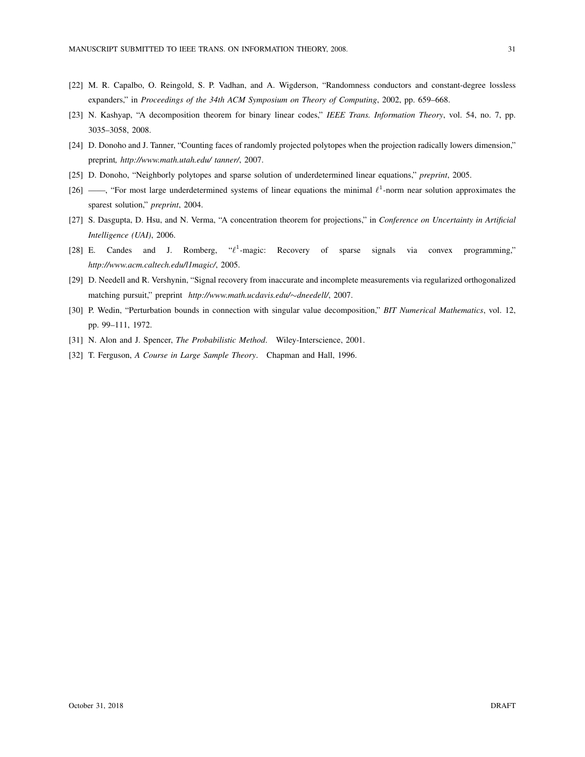[22] M. R. Capalbo, O. Reingold, S. P. Vadhan, and A. Wigderson, "Randomness conductors and constant-degree lossless expanders," in *Proceedings of the 34th ACM Symposium on Theory of Computing*, 2002, pp. 659–668.

[23] N. Kashyap, "A decomposition theorem for binary linear codes," *IEEE Trans. Information Theory*, vol. 54, no. 7, pp. 3035–3058, 2008.

[24] D. Donoho and J. Tanner, "Counting faces of randomly projected polytopes when the projection radically lowers dimension," preprint*, http://www.math.utah.edu/ tanner/*, 2007.

[25] D. Donoho, "Neighborly polytopes and sparse solution of underdetermined linear equations," *preprint*, 2005.

[26] ——, "For most large underdetermined systems of linear equations the minimal $\ell^1$-norm near solution approximates the sparest solution," *preprint*, 2004.

[27] S. Dasgupta, D. Hsu, and N. Verma, "A concentration theorem for projections," in *Conference on Uncertainty in Artificial Intelligence (UAI)*, 2006.

[28] E. Candes and J. Romberg, "$\ell^1$-magic: Recovery of sparse signals via convex programming," *http://www.acm.caltech.edu/l1magic/*, 2005.

[29] D. Needell and R. Vershynin, "Signal recovery from inaccurate and incomplete measurements via regularized orthogonalized matching pursuit," preprint *http://www.math.ucdavis.edu/∼dneedell/*, 2007.

[30] P. Wedin, "Perturbation bounds in connection with singular value decomposition," *BIT Numerical Mathematics*, vol. 12, pp. 99–111, 1972.

[31] N. Alon and J. Spencer, *The Probabilistic Method*. Wiley-Interscience, 2001.

[32] T. Ferguson, *A Course in Large Sample Theory*. Chapman and Hall, 1996.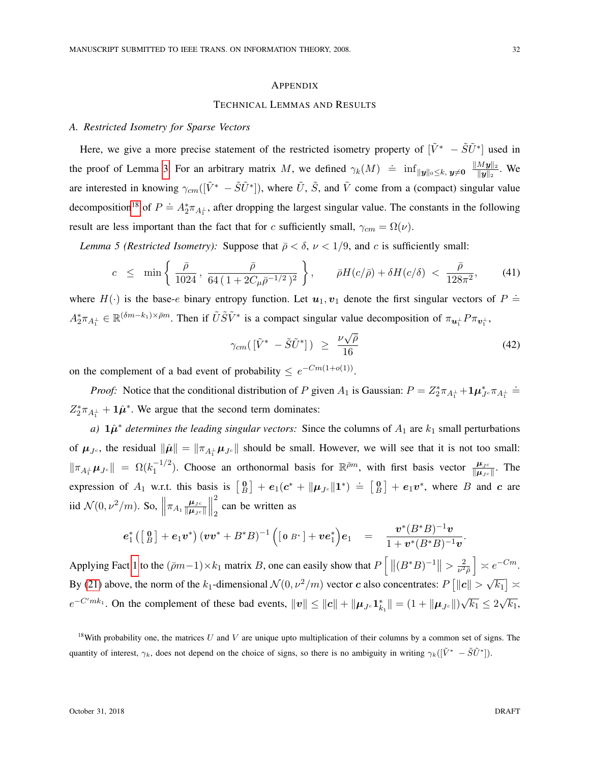## Appendix

## Technical Lemmas and Results

### A. Restricted Isometry for Sparse Vectors

Here, we give a more precise statement of the restricted isometry property of $[\tilde{V}^* \ \ -\tilde{S}\tilde{U}^*]$ used in the proof of Lemma 3. For an arbitrary matrix $M$, we defined $\gamma_k(M) \doteq \inf_{\|\boldsymbol{y}\|_0 \leq k,\, \boldsymbol{y} \neq \boldsymbol{0}} \frac{\|M\boldsymbol{y}\|_2}{\|\boldsymbol{y}\|_2}$. We are interested in knowing $\gamma_{cm}([\tilde{V}^* \ \ -\tilde{S}\tilde{U}^*])$, where $\tilde{U}$, $\tilde{S}$, and $\tilde{V}$ come from a (compact) singular value decomposition[18] of $P \doteq A_2^* \pi_{A_1^\perp}$, after dropping the largest singular value. The constants in the following result are less important than the fact that for $c$ sufficiently small, $\gamma_{cm} = \Omega(\nu)$.

*Lemma 5 (Restricted Isometry):* Suppose that $\bar{\rho} < \delta$, $\nu < 1/9$, and $c$ is sufficiently small:

$$c \ \leq \ \min\left\{ \frac{\bar{\rho}}{1024},\, \frac{\bar{\rho}}{64\,(\,1 + 2C_\mu \bar{\rho}^{-1/2}\,)^2} \right\}, \qquad \bar{\rho} H(c/\bar{\rho}) + \delta H(c/\delta) \ < \ \frac{\bar{\rho}}{128\pi^2}, \tag{41}$$

where $H(\cdot)$ is the base-$e$ binary entropy function. Let $\boldsymbol{u}_1, \boldsymbol{v}_1$ denote the first singular vectors of $P \doteq A_2^* \pi_{A_1^\perp} \in \mathbb{R}^{(\delta m - k_1) \times \bar{\rho} m}$. Then if $\tilde{U}\tilde{S}\tilde{V}^*$ is a compact singular value decomposition of $\pi_{\boldsymbol{u}_1^\perp} P \pi_{\boldsymbol{v}_1^\perp}$,

$$\gamma_{cm}(\,[\tilde{V}^* \ \ -\tilde{S}\tilde{U}^*]\,) \ \geq \ \frac{\nu\sqrt{\bar{\rho}}}{16} \tag{42}$$

on the complement of a bad event of probability $\leq e^{-Cm(1+o(1))}$.

*Proof:* Notice that the conditional distribution of $P$ given $A_1$ is Gaussian: $P = Z_2^* \pi_{A_1^\perp} + \boldsymbol{1}\boldsymbol{\mu}_{J^c}^* \pi_{A_1^\perp} \doteq Z_2^* \pi_{A_1^\perp} + \boldsymbol{1}\hat{\boldsymbol{\mu}}^*$. We argue that the second term dominates:

*a) $\boldsymbol{1}\hat{\boldsymbol{\mu}}^*$ determines the leading singular vectors:* Since the columns of $A_1$ are $k_1$ small perturbations of $\boldsymbol{\mu}_{J^c}$, the residual $\|\hat{\boldsymbol{\mu}}\| = \|\pi_{A_1^\perp} \boldsymbol{\mu}_{J^c}\|$ should be small. However, we will see that it is not too small: $\|\pi_{A_1^\perp} \boldsymbol{\mu}_{J^c}\| = \Omega(k_1^{-1/2})$. Choose an orthonormal basis for $\mathbb{R}^{\bar{\rho} m}$, with first basis vector $\frac{\boldsymbol{\mu}_{J^c}}{\|\boldsymbol{\mu}_{J^c}\|}$. The expression of $A_1$ w.r.t. this basis is $\left[\begin{smallmatrix} \boldsymbol{0} \\ B \end{smallmatrix}\right] + \boldsymbol{e}_1(\boldsymbol{c}^* + \|\boldsymbol{\mu}_{J^c}\|\boldsymbol{1}^*) \doteq \left[\begin{smallmatrix} \boldsymbol{0} \\ B \end{smallmatrix}\right] + \boldsymbol{e}_1 \boldsymbol{v}^*$, where $B$ and $\boldsymbol{c}$ are iid $\mathcal{N}(0, \nu^2/m)$. So, $\left\| \pi_{A_1} \frac{\boldsymbol{\mu}_{J^c}}{\|\boldsymbol{\mu}_{J^c}\|} \right\|_2^2$ can be written as

$$\boldsymbol{e}_1^* \left( \left[\begin{smallmatrix} \boldsymbol{0} \\ B \end{smallmatrix}\right] + \boldsymbol{e}_1 \boldsymbol{v}^* \right) (\boldsymbol{v}\boldsymbol{v}^* + B^*B)^{-1} \left( \left[\begin{smallmatrix} \boldsymbol{0} & B^* \end{smallmatrix}\right] + \boldsymbol{v}\boldsymbol{e}_1^* \right) \boldsymbol{e}_1 \quad = \quad \frac{\boldsymbol{v}^*(B^*B)^{-1}\boldsymbol{v}}{1 + \boldsymbol{v}^*(B^*B)^{-1}\boldsymbol{v}}.$$

Applying Fact 1 to the $(\bar{\rho}m - 1) \times k_1$ matrix $B$, one can easily show that $P\left[\, \|(B^*B)^{-1}\| > \frac{2}{\nu^2 \bar{\rho}} \,\right] \asymp e^{-Cm}$. By (21) above, the norm of the $k_1$-dimensional $\mathcal{N}(0, \nu^2/m)$ vector $\boldsymbol{c}$ also concentrates: $P\left[\|\boldsymbol{c}\| > \sqrt{k_1}\right] \asymp e^{-C' m k_1}$. On the complement of these bad events, $\|\boldsymbol{v}\| \leq \|\boldsymbol{c}\| + \|\boldsymbol{\mu}_{J^c} \boldsymbol{1}_{k_1}^*\| = (1 + \|\boldsymbol{\mu}_{J^c}\|)\sqrt{k_1} \leq 2\sqrt{k_1}$,

[18] With probability one, the matrices $U$ and $V$ are unique upto multiplication of their columns by a common set of signs. The quantity of interest, $\gamma_k$, does not depend on the choice of signs, so there is no ambiguity in writing $\gamma_k([\tilde{V}^* \ \ -\tilde{S}\tilde{U}^*])$.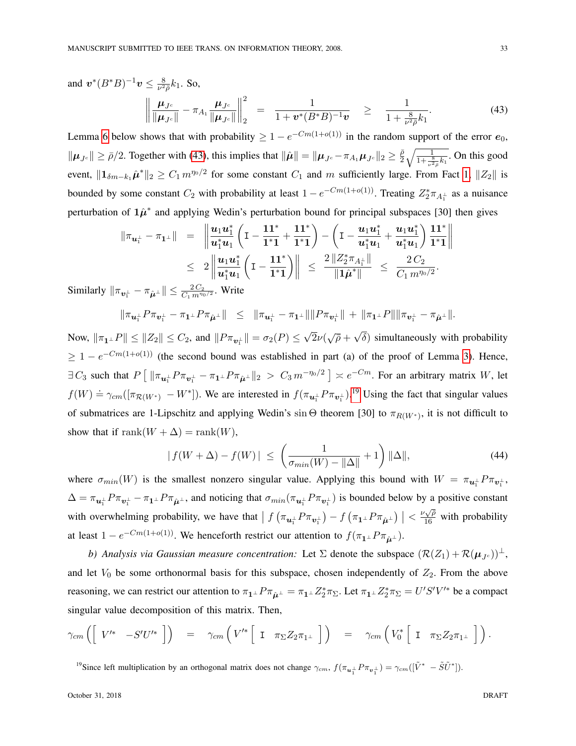and $\boldsymbol{v}^*(B^*B)^{-1}\boldsymbol{v} \le \frac{8}{\nu^2\bar\rho}k_1$. So,

$$\left\| \frac{\boldsymbol{\mu}_{J^c}}{\|\boldsymbol{\mu}_{J^c}\|} - \pi_{A_1}\frac{\boldsymbol{\mu}_{J^c}}{\|\boldsymbol{\mu}_{J^c}\|}\right\|_2^2 \;=\; \frac{1}{1+\boldsymbol{v}^*(B^*B)^{-1}\boldsymbol{v}} \;\ge\; \frac{1}{1+\frac{8}{\nu^2\bar\rho}k_1}. \tag{43}$$

Lemma 6 below shows that with probability $\ge 1-e^{-Cm(1+o(1))}$ in the random support of the error $\boldsymbol{e}_0$, $\|\boldsymbol{\mu}_{J^c}\| \ge \bar\rho/2$. Together with (43), this implies that $\|\hat{\boldsymbol{\mu}}\| = \|\boldsymbol{\mu}_{J^c} - \pi_{A_1}\boldsymbol{\mu}_{J^c}\|_2 \ge \frac{\bar\rho}{2}\sqrt{\frac{1}{1+\frac{8}{\nu^2\bar\rho}k_1}}$. On this good event, $\|\mathbf{1}_{\delta m-k_1}\hat{\boldsymbol{\mu}}^*\|_2 \ge C_1\, m^{\eta_0/2}$ for some constant $C_1$ and $m$ sufficiently large. From Fact 1, $\|Z_2\|$ is bounded by some constant $C_2$ with probability at least $1-e^{-Cm(1+o(1))}$. Treating $Z_2^*\pi_{A_1^\perp}$ as a nuisance perturbation of $\mathbf{1}\hat{\boldsymbol{\mu}}^*$ and applying Wedin's perturbation bound for principal subspaces [30] then gives

$$\begin{aligned}
\|\pi_{\boldsymbol{u}_1^\perp} - \pi_{\mathbf{1}^\perp}\| &= \left\| \frac{\boldsymbol{u}_1\boldsymbol{u}_1^*}{\boldsymbol{u}_1^*\boldsymbol{u}_1}\left(\mathtt{I} - \frac{\mathbf{1}\mathbf{1}^*}{\mathbf{1}^*\mathbf{1}} + \frac{\mathbf{1}\mathbf{1}^*}{\mathbf{1}^*\mathbf{1}}\right) - \left(\mathtt{I} - \frac{\boldsymbol{u}_1\boldsymbol{u}_1^*}{\boldsymbol{u}_1^*\boldsymbol{u}_1} + \frac{\boldsymbol{u}_1\boldsymbol{u}_1^*}{\boldsymbol{u}_1^*\boldsymbol{u}_1}\right)\frac{\mathbf{1}\mathbf{1}^*}{\mathbf{1}^*\mathbf{1}}\right\| \\
&\le 2\left\| \frac{\boldsymbol{u}_1\boldsymbol{u}_1^*}{\boldsymbol{u}_1^*\boldsymbol{u}_1}\left(\mathtt{I} - \frac{\mathbf{1}\mathbf{1}^*}{\mathbf{1}^*\mathbf{1}}\right)\right\| \;\le\; \frac{2\,\|Z_2^*\pi_{A_1^\perp}\|}{\|\mathbf{1}\hat{\boldsymbol{\mu}}^*\|} \;\le\; \frac{2\,C_2}{C_1\,m^{\eta_0/2}}.
\end{aligned}$$

Similarly $\|\pi_{\boldsymbol{v}_1^\perp} - \pi_{\hat{\boldsymbol{\mu}}^\perp}\| \le \frac{2\,C_2}{C_1\,m^{\eta_0/2}}$. Write

$$\|\pi_{\boldsymbol{u}_1^\perp}P\pi_{\boldsymbol{v}_1^\perp} - \pi_{\mathbf{1}^\perp}P\pi_{\hat{\boldsymbol{\mu}}^\perp}\| \;\le\; \|\pi_{\boldsymbol{u}_1^\perp} - \pi_{\mathbf{1}^\perp}\|\|P\pi_{\boldsymbol{v}_1^\perp}\| + \|\pi_{\mathbf{1}^\perp}P\|\|\pi_{\boldsymbol{v}_1^\perp} - \pi_{\hat{\boldsymbol{\mu}}^\perp}\|.$$

Now, $\|\pi_{\mathbf{1}^\perp}P\| \le \|Z_2\| \le C_2$, and $\|P\pi_{\boldsymbol{v}_1^\perp}\| = \sigma_2(P) \le \sqrt{2}\nu(\sqrt{\bar\rho}+\sqrt{\delta})$ simultaneously with probability $\ge 1-e^{-Cm(1+o(1))}$ (the second bound was established in part (a) of the proof of Lemma 3). Hence, $\exists\, C_3$ such that $P\left[\ \|\pi_{\boldsymbol{u}_1^\perp}P\pi_{\boldsymbol{v}_1^\perp} - \pi_{\mathbf{1}^\perp}P\pi_{\hat{\boldsymbol{\mu}}^\perp}\|_2 \,>\, C_3\, m^{-\eta_0/2}\ \right] \asymp e^{-Cm}$. For an arbitrary matrix $W$, let $f(W) \doteq \gamma_{cm}([\pi_{\mathcal{R}(W^*)}\ \ -W^*])$. We are interested in $f(\pi_{\boldsymbol{u}_1^\perp}P\pi_{\boldsymbol{v}_1^\perp})$.[19] Using the fact that singular values of submatrices are 1-Lipschitz and applying Wedin's $\sin\Theta$ theorem [30] to $\pi_{R(W^*)}$, it is not difficult to show that if $\mathrm{rank}(W+\Delta) = \mathrm{rank}(W)$,

$$|\,f(W+\Delta) - f(W)\,| \;\le\; \left(\frac{1}{\sigma_{min}(W) - \|\Delta\|} + 1\right)\|\Delta\|, \tag{44}$$

where $\sigma_{min}(W)$ is the smallest nonzero singular value. Applying this bound with $W = \pi_{\boldsymbol{u}_1^\perp}P\pi_{\boldsymbol{v}_1^\perp}$, $\Delta = \pi_{\boldsymbol{u}_1^\perp}P\pi_{\boldsymbol{v}_1^\perp} - \pi_{\mathbf{1}^\perp}P\pi_{\hat{\boldsymbol{\mu}}^\perp}$, and noticing that $\sigma_{min}(\pi_{\boldsymbol{u}_1^\perp}P\pi_{\boldsymbol{v}_1^\perp})$ is bounded below by a positive constant with overwhelming probability, we have that $\left|\ f\left(\pi_{\boldsymbol{u}_1^\perp}P\pi_{\boldsymbol{v}_1^\perp}\right) - f\left(\pi_{\mathbf{1}^\perp}P\pi_{\hat{\boldsymbol{\mu}}^\perp}\right)\ \right| < \frac{\nu\sqrt{\bar\rho}}{16}$ with probability at least $1-e^{-Cm(1+o(1))}$. We henceforth restrict our attention to $f(\pi_{\mathbf{1}^\perp}P\pi_{\hat{\boldsymbol{\mu}}^\perp})$.

*b) Analysis via Gaussian measure concentration:* Let $\Sigma$ denote the subspace $(\mathcal{R}(Z_1)+\mathcal{R}(\boldsymbol{\mu}_{J^c}))^\perp$, and let $V_0$ be some orthonormal basis for this subspace, chosen independently of $Z_2$. From the above reasoning, we can restrict our attention to $\pi_{\mathbf{1}^\perp}P\pi_{\hat{\boldsymbol{\mu}}^\perp} = \pi_{\mathbf{1}^\perp}Z_2^*\pi_\Sigma$. Let $\pi_{\mathbf{1}^\perp}Z_2^*\pi_\Sigma = U'S'V'^*$ be a compact singular value decomposition of this matrix. Then,

$$\gamma_{cm}\left(\left[\begin{array}{cc} V'^* & -S'U'^* \end{array}\right]\right) \;=\; \gamma_{cm}\left(V'^*\left[\begin{array}{cc} \mathtt{I} & \pi_\Sigma Z_2\pi_{\mathbf{1}^\perp}\end{array}\right]\right) \;=\; \gamma_{cm}\left(V_0^*\left[\begin{array}{cc} \mathtt{I} & \pi_\Sigma Z_2\pi_{\mathbf{1}^\perp}\end{array}\right]\right).$$

[19] Since left multiplication by an orthogonal matrix does not change $\gamma_{cm}$, $f(\pi_{\boldsymbol{u}_1^\perp}P\pi_{\boldsymbol{v}_1^\perp}) = \gamma_{cm}([\tilde V^*\ \ -\tilde S\tilde U^*])$.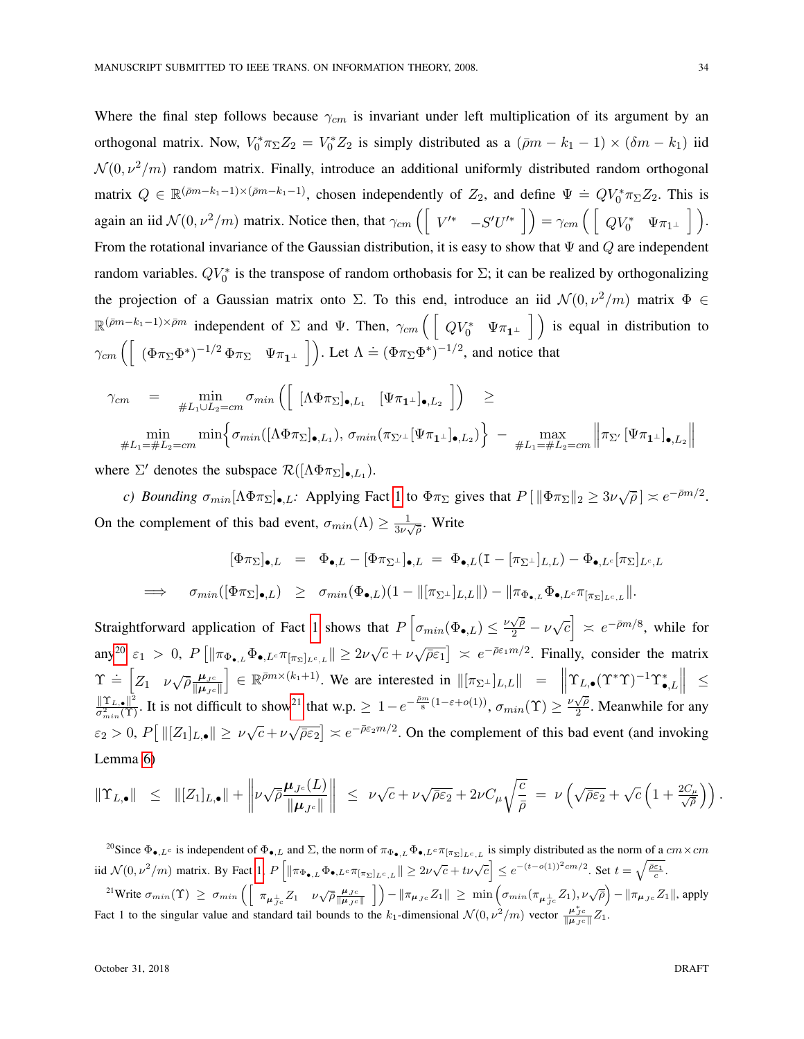Where the final step follows because $\gamma_{cm}$ is invariant under left multiplication of its argument by an orthogonal matrix. Now, $V_0^* \pi_\Sigma Z_2 = V_0^* Z_2$ is simply distributed as a $(\bar\rho m - k_1 - 1) \times (\delta m - k_1)$ iid $\mathcal{N}(0, \nu^2/m)$ random matrix. Finally, introduce an additional uniformly distributed random orthogonal matrix $Q \in \mathbb{R}^{(\bar\rho m - k_1 - 1)\times(\bar\rho m - k_1 - 1)}$, chosen independently of $Z_2$, and define $\Psi \doteq Q V_0^* \pi_\Sigma Z_2$. This is again an iid $\mathcal{N}(0,\nu^2/m)$ matrix. Notice then, that $\gamma_{cm}\left(\left[\begin{array}{cc} V'^* & -S'U'^* \end{array}\right]\right) = \gamma_{cm}\left(\left[\begin{array}{cc} QV_0^* & \Psi\pi_{1^\perp} \end{array}\right]\right)$. From the rotational invariance of the Gaussian distribution, it is easy to show that $\Psi$ and $Q$ are independent random variables. $QV_0^*$ is the transpose of random orthobasis for $\Sigma$; it can be realized by orthogonalizing the projection of a Gaussian matrix onto $\Sigma$. To this end, introduce an iid $\mathcal{N}(0,\nu^2/m)$ matrix $\Phi \in \mathbb{R}^{(\bar\rho m - k_1 - 1)\times \bar\rho m}$ independent of $\Sigma$ and $\Psi$. Then, $\gamma_{cm}\left(\left[\begin{array}{cc} QV_0^* & \Psi\pi_{\mathbf{1}^\perp} \end{array}\right]\right)$ is equal in distribution to $\gamma_{cm}\left(\left[\begin{array}{cc} (\Phi\pi_\Sigma\Phi^*)^{-1/2}\,\Phi\pi_\Sigma & \Psi\pi_{\mathbf{1}^\perp} \end{array}\right]\right)$. Let $\Lambda \doteq (\Phi\pi_\Sigma\Phi^*)^{-1/2}$, and notice that

$$
\begin{aligned}
\gamma_{cm} \;&=\; \min_{\#L_1\cup L_2 = cm} \sigma_{min}\left(\left[\begin{array}{cc} [\Lambda\Phi\pi_\Sigma]_{\bullet,L_1} & [\Psi\pi_{\mathbf{1}^\perp}]_{\bullet,L_2} \end{array}\right]\right) \;\geq \\
&\min_{\#L_1=\#L_2=cm} \min\Big\{\sigma_{min}([\Lambda\Phi\pi_\Sigma]_{\bullet,L_1}),\, \sigma_{min}(\pi_{\Sigma'^\perp}[\Psi\pi_{\mathbf{1}^\perp}]_{\bullet,L_2})\Big\} \;-\; \max_{\#L_1=\#L_2=cm}\Big\|\pi_{\Sigma'}\,[\Psi\pi_{\mathbf{1}^\perp}]_{\bullet,L_2}\Big\|
\end{aligned}
$$

where $\Sigma'$ denotes the subspace $\mathcal{R}([\Lambda\Phi\pi_\Sigma]_{\bullet,L_1})$.

*c) Bounding* $\sigma_{min}[\Lambda\Phi\pi_\Sigma]_{\bullet,L}$*:* Applying Fact 1 to $\Phi\pi_\Sigma$ gives that $P\left[\,\|\Phi\pi_\Sigma\|_2 \geq 3\nu\sqrt{\bar\rho}\,\right] \asymp e^{-\bar\rho m/2}$. On the complement of this bad event, $\sigma_{min}(\Lambda) \geq \frac{1}{3\nu\sqrt{\bar\rho}}$. Write

$$
\begin{aligned}
[\Phi\pi_\Sigma]_{\bullet,L} \;&=\; \Phi_{\bullet,L} - [\Phi\pi_{\Sigma^\perp}]_{\bullet,L} \;=\; \Phi_{\bullet,L}(\mathtt{I} - [\pi_{\Sigma^\perp}]_{L,L}) - \Phi_{\bullet,L^c}[\pi_\Sigma]_{L^c,L} \\
\implies\quad \sigma_{min}([\Phi\pi_\Sigma]_{\bullet,L}) \;&\geq\; \sigma_{min}(\Phi_{\bullet,L})(1 - \|[\pi_{\Sigma^\perp}]_{L,L}\|) - \|\pi_{\Phi_{\bullet,L}}\Phi_{\bullet,L^c}\pi_{[\pi_\Sigma]_{L^c,L}}\|.
\end{aligned}
$$

Straightforward application of Fact 1 shows that $P\left[\sigma_{min}(\Phi_{\bullet,L}) \leq \frac{\nu\sqrt{\bar\rho}}{2} - \nu\sqrt{c}\right] \asymp e^{-\bar\rho m/8}$, while for any[20] $\varepsilon_1 > 0$, $P\left[\|\pi_{\Phi_{\bullet,L}}\Phi_{\bullet,L^c}\pi_{[\pi_\Sigma]_{L^c,L}}\| \geq 2\nu\sqrt{c} + \nu\sqrt{\bar\rho\varepsilon_1}\right] \asymp e^{-\bar\rho\varepsilon_1 m/2}$. Finally, consider the matrix $\Upsilon \doteq \left[Z_1 \quad \nu\sqrt{\bar\rho}\frac{\boldsymbol{\mu}_{J^c}}{\|\boldsymbol{\mu}_{J^c}\|}\right] \in \mathbb{R}^{\bar\rho m\times(k_1+1)}$. We are interested in $\|[\pi_{\Sigma^\perp}]_{L,L}\| = \left\|\Upsilon_{L,\bullet}(\Upsilon^*\Upsilon)^{-1}\Upsilon^*_{\bullet,L}\right\| \leq \frac{\|\Upsilon_{L,\bullet}\|^2}{\sigma^2_{min}(\Upsilon)}$. It is not difficult to show[21] that w.p. $\geq 1 - e^{-\frac{\bar\rho m}{8}(1-\varepsilon+o(1))}$, $\sigma_{min}(\Upsilon) \geq \frac{\nu\sqrt{\bar\rho}}{2}$. Meanwhile for any $\varepsilon_2 > 0$, $P\left[\,\|[Z_1]_{L,\bullet}\| \geq \nu\sqrt{c} + \nu\sqrt{\bar\rho\varepsilon_2}\right] \asymp e^{-\bar\rho\varepsilon_2 m/2}$. On the complement of this bad event (and invoking Lemma 6)

$$
\|\Upsilon_{L,\bullet}\| \;\leq\; \|[Z_1]_{L,\bullet}\| + \left\|\nu\sqrt{\bar\rho}\frac{\boldsymbol{\mu}_{J^c}(L)}{\|\boldsymbol{\mu}_{J^c}\|}\right\| \;\leq\; \nu\sqrt{c} + \nu\sqrt{\bar\rho\varepsilon_2} + 2\nu C_\mu\sqrt{\frac{c}{\bar\rho}} \;=\; \nu\left(\sqrt{\bar\rho\varepsilon_2} + \sqrt{c}\left(1 + \frac{2C_\mu}{\sqrt{\bar\rho}}\right)\right).
$$

[20] Since $\Phi_{\bullet,L^c}$ is independent of $\Phi_{\bullet,L}$ and $\Sigma$, the norm of $\pi_{\Phi_{\bullet,L}}\Phi_{\bullet,L^c}\pi_{[\pi_\Sigma]_{L^c,L}}$ is simply distributed as the norm of a $cm\times cm$ iid $\mathcal{N}(0,\nu^2/m)$ matrix. By Fact 1, $P\left[\|\pi_{\Phi_{\bullet,L}}\Phi_{\bullet,L^c}\pi_{[\pi_\Sigma]_{L^c,L}}\| \geq 2\nu\sqrt{c} + t\nu\sqrt{c}\right] \leq e^{-(t-o(1))^2 cm/2}$. Set $t = \sqrt{\frac{\bar\rho\varepsilon_1}{c}}$.

[21] Write $\sigma_{min}(\Upsilon) \geq \sigma_{min}\left(\left[\begin{array}{cc}\pi_{\boldsymbol{\mu}^\perp_{J^c}}Z_1 & \nu\sqrt{\bar\rho}\frac{\boldsymbol{\mu}_{J^c}}{\|\boldsymbol{\mu}_{J^c}\|}\end{array}\right]\right) - \|\pi_{\boldsymbol{\mu}_{J^c}}Z_1\| \geq \min\left(\sigma_{min}(\pi_{\boldsymbol{\mu}^\perp_{J^c}}Z_1), \nu\sqrt{\bar\rho}\right) - \|\pi_{\boldsymbol{\mu}_{J^c}}Z_1\|$, apply Fact 1 to the singular value and standard tail bounds to the $k_1$-dimensional $\mathcal{N}(0,\nu^2/m)$ vector $\frac{\boldsymbol{\mu}^*_{J^c}}{\|\boldsymbol{\mu}_{J^c}\|}Z_1$.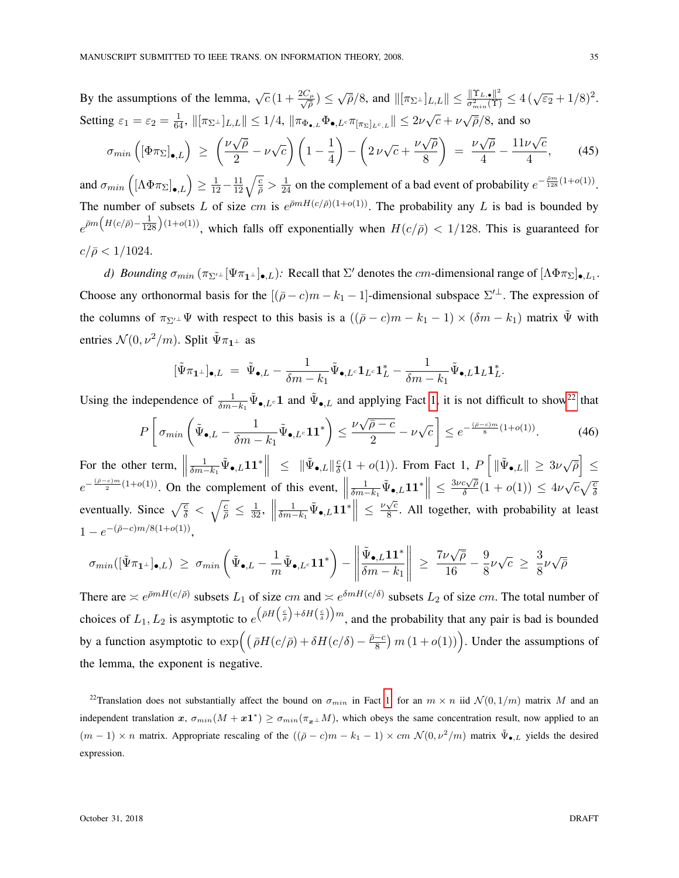By the assumptions of the lemma, $\sqrt{c}\,(1 + \frac{2C_\mu}{\sqrt{\bar\rho}}) \le \sqrt{\bar\rho}/8$, and $\|[\pi_{\Sigma^\perp}]_{L,L}\| \le \frac{\|\Upsilon_{L,\bullet}\|^2}{\sigma^2_{min}(\Upsilon)} \le 4\,(\sqrt{\varepsilon_2} + 1/8)^2$. Setting $\varepsilon_1 = \varepsilon_2 = \frac{1}{64}$, $\|[\pi_{\Sigma^\perp}]_{L,L}\| \le 1/4$, $\|\pi_{\Phi_{\bullet,L}} \Phi_{\bullet,L^c} \pi_{[\pi_\Sigma]_{L^c,L}}\| \le 2\nu\sqrt{c} + \nu\sqrt{\bar\rho}/8$, and so

$$
\sigma_{min}\left([\Phi\pi_\Sigma]_{\bullet,L}\right) \;\ge\; \left(\frac{\nu\sqrt{\bar\rho}}{2} - \nu\sqrt{c}\right)\left(1 - \frac{1}{4}\right) - \left(2\,\nu\sqrt{c} + \frac{\nu\sqrt{\bar\rho}}{8}\right) \;=\; \frac{\nu\sqrt{\bar\rho}}{4} - \frac{11\nu\sqrt{c}}{4}, \tag{45}
$$

and $\sigma_{min}\left([\Lambda\Phi\pi_\Sigma]_{\bullet,L}\right) \ge \frac{1}{12} - \frac{11}{12}\sqrt{\frac{c}{\bar\rho}} > \frac{1}{24}$ on the complement of a bad event of probability $e^{-\frac{\bar\rho m}{128}(1+o(1))}$. The number of subsets $L$ of size $cm$ is $e^{\bar\rho m H(c/\bar\rho)(1+o(1))}$. The probability any $L$ is bad is bounded by $e^{\bar\rho m\left(H(c/\bar\rho) - \frac{1}{128}\right)(1+o(1))}$, which falls off exponentially when $H(c/\bar\rho) < 1/128$. This is guaranteed for $c/\bar\rho < 1/1024$.

*d) Bounding $\sigma_{min}\left(\pi_{\Sigma'^\perp}[\Psi\pi_{\mathbf{1}^\perp}]_{\bullet,L}\right)$:* Recall that $\Sigma'$ denotes the $cm$-dimensional range of $[\Lambda\Phi\pi_\Sigma]_{\bullet,L_1}$. Choose any orthonormal basis for the $[(\bar\rho - c)m - k_1 - 1]$-dimensional subspace $\Sigma'^\perp$. The expression of the columns of $\pi_{\Sigma'^\perp}\Psi$ with respect to this basis is a $((\bar\rho - c)m - k_1 - 1) \times (\delta m - k_1)$ matrix $\tilde\Psi$ with entries $\mathcal{N}(0, \nu^2/m)$. Split $\tilde\Psi\pi_{\mathbf{1}^\perp}$ as

$$
[\tilde\Psi\pi_{\mathbf{1}^\perp}]_{\bullet,L} \;=\; \tilde\Psi_{\bullet,L} - \frac{1}{\delta m - k_1}\tilde\Psi_{\bullet,L^c}\mathbf{1}_{L^c}\mathbf{1}_L^* - \frac{1}{\delta m - k_1}\tilde\Psi_{\bullet,L}\mathbf{1}_L\mathbf{1}_L^*.
$$

Using the independence of $\frac{1}{\delta m - k_1}\tilde\Psi_{\bullet,L^c}\mathbf{1}$ and $\tilde\Psi_{\bullet,L}$ and applying Fact 1, it is not difficult to show[22] that

$$
P\left[\,\sigma_{min}\left(\tilde\Psi_{\bullet,L} - \frac{1}{\delta m - k_1}\tilde\Psi_{\bullet,L^c}\mathbf{1}\mathbf{1}^*\right) \le \frac{\nu\sqrt{\bar\rho - c}}{2} - \nu\sqrt{c}\,\right] \le e^{-\frac{(\bar\rho - c)m}{8}(1+o(1))}. \tag{46}
$$

For the other term, $\left\|\frac{1}{\delta m - k_1}\tilde\Psi_{\bullet,L}\mathbf{1}\mathbf{1}^*\right\| \;\le\; \|\tilde\Psi_{\bullet,L}\|\frac{c}{\delta}(1 + o(1))$. From Fact 1, $P\left[\,\|\tilde\Psi_{\bullet,L}\| \ge 3\nu\sqrt{\bar\rho}\,\right] \le e^{-\frac{(\bar\rho - c)m}{2}(1+o(1))}$. On the complement of this event, $\left\|\frac{1}{\delta m - k_1}\tilde\Psi_{\bullet,L}\mathbf{1}^*\right\| \le \frac{3\nu c\sqrt{\bar\rho}}{\delta}(1 + o(1)) \le 4\nu\sqrt{c}\sqrt{\frac{c}{\delta}}$ eventually. Since $\sqrt{\frac{c}{\delta}} < \sqrt{\frac{c}{\bar\rho}} \le \frac{1}{32}$, $\left\|\frac{1}{\delta m - k_1}\tilde\Psi_{\bullet,L}\mathbf{1}\mathbf{1}^*\right\| \le \frac{\nu\sqrt{c}}{8}$. All together, with probability at least $1 - e^{-(\bar\rho - c)m/8(1+o(1))}$,

$$
\sigma_{min}([\tilde\Psi\pi_{\mathbf{1}^\perp}]_{\bullet,L}) \;\ge\; \sigma_{min}\left(\tilde\Psi_{\bullet,L} - \frac{1}{m}\tilde\Psi_{\bullet,L^c}\mathbf{1}\mathbf{1}^*\right) - \left\|\frac{\tilde\Psi_{\bullet,L}\mathbf{1}\mathbf{1}^*}{\delta m - k_1}\right\| \;\ge\; \frac{7\nu\sqrt{\bar\rho}}{16} - \frac{9}{8}\nu\sqrt{c} \;\ge\; \frac{3}{8}\nu\sqrt{\bar\rho}
$$

There are $\asymp e^{\bar\rho m H(c/\bar\rho)}$ subsets $L_1$ of size $cm$ and $\asymp e^{\delta m H(c/\delta)}$ subsets $L_2$ of size $cm$. The total number of choices of $L_1, L_2$ is asymptotic to $e^{\left(\bar\rho H\left(\frac{c}{\bar\rho}\right) + \delta H\left(\frac{c}{\delta}\right)\right)m}$, and the probability that any pair is bad is bounded by a function asymptotic to $\exp\Big(\big(\,\bar\rho H(c/\bar\rho) + \delta H(c/\delta) - \frac{\bar\rho - c}{8}\big)\, m\,(1 + o(1))\Big)$. Under the assumptions of the lemma, the exponent is negative.

[22] Translation does not substantially affect the bound on $\sigma_{min}$ in Fact 1: for an $m \times n$ iid $\mathcal{N}(0, 1/m)$ matrix $M$ and an independent translation $\boldsymbol{x}$, $\sigma_{min}(M + \boldsymbol{x}\mathbf{1}^*) \ge \sigma_{min}(\pi_{\boldsymbol{x}^\perp} M)$, which obeys the same concentration result, now applied to an $(m-1) \times n$ matrix. Appropriate rescaling of the $((\bar\rho - c)m - k_1 - 1) \times cm$ $\mathcal{N}(0, \nu^2/m)$ matrix $\tilde\Psi_{\bullet,L}$ yields the desired expression.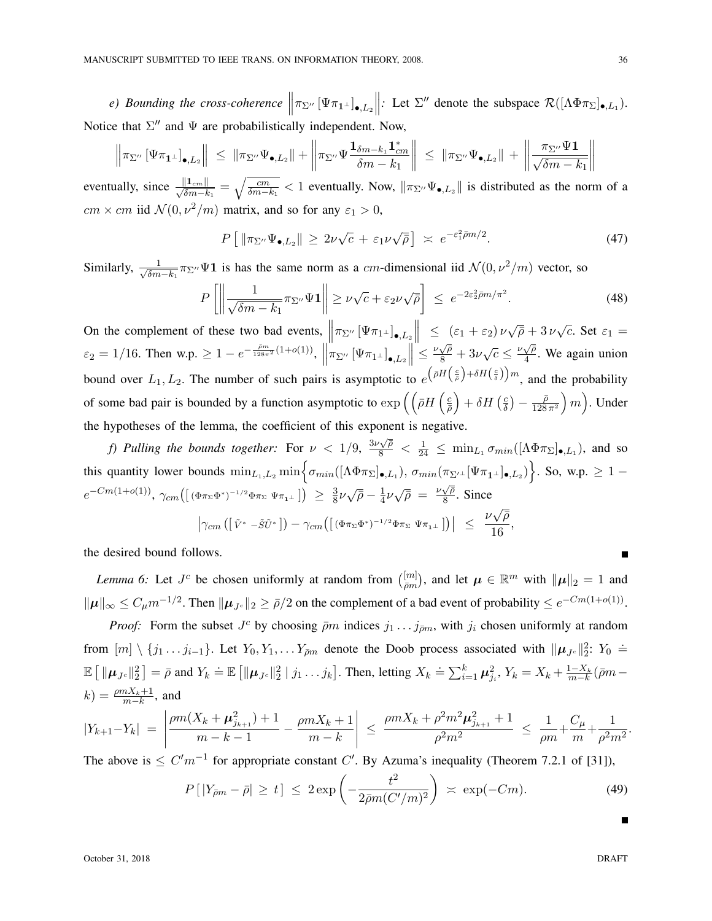*e) Bounding the cross-coherence* $\left\| \pi_{\Sigma''} \left[ \Psi \pi_{\mathbf{1}^\perp} \right]_{\bullet, L_2} \right\|$*:* Let $\Sigma''$ denote the subspace $\mathcal{R}([\Lambda \Phi \pi_\Sigma]_{\bullet, L_1})$. Notice that $\Sigma''$ and $\Psi$ are probabilistically independent. Now,

$$\left\| \pi_{\Sigma''} \left[ \Psi \pi_{\mathbf{1}^\perp} \right]_{\bullet, L_2} \right\| \;\leq\; \| \pi_{\Sigma''} \Psi_{\bullet, L_2} \| + \left\| \pi_{\Sigma''} \Psi \frac{\mathbf{1}_{\delta m - k_1} \mathbf{1}_{cm}^*}{\delta m - k_1} \right\| \;\leq\; \| \pi_{\Sigma''} \Psi_{\bullet, L_2} \| \,+\, \left\| \frac{\pi_{\Sigma''} \Psi \mathbf{1}}{\sqrt{\delta m - k_1}} \right\|$$

eventually, since $\frac{\|\mathbf{1}_{cm}\|}{\sqrt{\delta m - k_1}} = \sqrt{\frac{cm}{\delta m - k_1}} < 1$ eventually. Now, $\|\pi_{\Sigma''} \Psi_{\bullet, L_2}\|$ is distributed as the norm of a $cm \times cm$ iid $\mathcal{N}(0, \nu^2/m)$ matrix, and so for any $\varepsilon_1 > 0$,

$$P\left[ \, \|\pi_{\Sigma''} \Psi_{\bullet, L_2}\| \,\geq\, 2\nu\sqrt{c} \,+\, \varepsilon_1 \nu \sqrt{\bar\rho} \, \right] \;\asymp\; e^{-\varepsilon_1^2 \bar\rho m/2}. \tag{47}$$

Similarly, $\frac{1}{\sqrt{\delta m - k_1}} \pi_{\Sigma''} \Psi \mathbf{1}$ is has the same norm as a $cm$-dimensional iid $\mathcal{N}(0, \nu^2/m)$ vector, so

$$P\left[ \left\| \frac{1}{\sqrt{\delta m - k_1}} \pi_{\Sigma''} \Psi \mathbf{1} \right\| \geq \nu \sqrt{c} + \varepsilon_2 \nu \sqrt{\bar\rho} \right] \;\leq\; e^{-2\varepsilon_2^2 \bar\rho m/\pi^2}. \tag{48}$$

On the complement of these two bad events, $\left\| \pi_{\Sigma''} \left[ \Psi \pi_{1^\perp} \right]_{\bullet, L_2} \right\| \;\leq\; (\varepsilon_1 + \varepsilon_2)\, \nu \sqrt{\bar\rho} + 3\, \nu\sqrt{c}$. Set $\varepsilon_1 = \varepsilon_2 = 1/16$. Then w.p. $\geq 1 - e^{-\frac{\bar\rho m}{128\pi^2}(1+o(1))}$, $\left\| \pi_{\Sigma''} \left[ \Psi \pi_{1^\perp} \right]_{\bullet, L_2} \right\| \leq \frac{\nu \sqrt{\bar\rho}}{8} + 3\nu\sqrt{c} \leq \frac{\nu\sqrt{\bar\rho}}{4}$. We again union bound over $L_1, L_2$. The number of such pairs is asymptotic to $e^{\left(\bar\rho H\left(\frac{c}{\bar\rho}\right) + \delta H\left(\frac{c}{\delta}\right)\right) m}$, and the probability of some bad pair is bounded by a function asymptotic to $\exp\left( \left( \bar\rho H\left(\frac{c}{\bar\rho}\right) + \delta H\left(\frac{c}{\delta}\right) - \frac{\bar\rho}{128\,\pi^2} \right) m \right)$. Under the hypotheses of the lemma, the coefficient of this exponent is negative.

*f) Pulling the bounds together:* For $\nu < 1/9$, $\frac{3\nu\sqrt{\bar\rho}}{8} < \frac{1}{24} \leq \min_{L_1} \sigma_{min}([\Lambda \Phi \pi_\Sigma]_{\bullet, L_1})$, and so this quantity lower bounds $\min_{L_1, L_2} \min\left\{ \sigma_{min}([\Lambda\Phi\pi_\Sigma]_{\bullet, L_1}),\, \sigma_{min}(\pi_{\Sigma'^\perp}[\Psi \pi_{\mathbf{1}^\perp}]_{\bullet, L_2}) \right\}$. So, w.p. $\geq 1 - e^{-Cm(1+o(1))}$, $\gamma_{cm}\left( \left[\, (\Phi \pi_\Sigma \Phi^*)^{-1/2} \Phi \pi_\Sigma \;\; \Psi \pi_{\mathbf{1}^\perp} \,\right] \right) \;\geq\; \frac{3}{8}\nu\sqrt{\bar\rho} - \frac{1}{4}\nu\sqrt{\bar\rho} \;=\; \frac{\nu\sqrt{\bar\rho}}{8}$. Since

$$\left| \gamma_{cm}\left( \left[\, \tilde V^* \;\; -\tilde S \tilde U^* \,\right] \right) - \gamma_{cm}\left( \left[\, (\Phi \pi_\Sigma \Phi^*)^{-1/2} \Phi \pi_\Sigma \;\; \Psi \pi_{\mathbf{1}^\perp} \,\right] \right) \right| \;\leq\; \frac{\nu\sqrt{\bar\rho}}{16},$$

the desired bound follows. ∎

*Lemma 6:* Let $J^c$ be chosen uniformly at random from $\binom{[m]}{\bar\rho m}$, and let $\boldsymbol{\mu} \in \mathbb{R}^m$ with $\|\boldsymbol{\mu}\|_2 = 1$ and $\|\boldsymbol{\mu}\|_\infty \leq C_\mu m^{-1/2}$. Then $\|\boldsymbol{\mu}_{J^c}\|_2 \geq \bar\rho/2$ on the complement of a bad event of probability $\leq e^{-Cm(1+o(1))}$.

*Proof:* Form the subset $J^c$ by choosing $\bar\rho m$ indices $j_1 \dots j_{\bar\rho m}$, with $j_i$ chosen uniformly at random from $[m] \setminus \{j_1 \dots j_{i-1}\}$. Let $Y_0, Y_1, \dots Y_{\bar\rho m}$ denote the Doob process associated with $\|\boldsymbol{\mu}_{J^c}\|_2^2$: $Y_0 \doteq \mathbb{E}\left[ \, \|\boldsymbol{\mu}_{J^c}\|_2^2 \right] = \bar\rho$ and $Y_k \doteq \mathbb{E}\left[ \|\boldsymbol{\mu}_{J^c}\|_2^2 \mid j_1 \dots j_k \right]$. Then, letting $X_k \doteq \sum_{i=1}^k \boldsymbol{\mu}_{j_i}^2$, $Y_k = X_k + \frac{1 - X_k}{m-k}(\bar\rho m - k) = \frac{\rho m X_k + 1}{m - k}$, and

$$|Y_{k+1} - Y_k| \;=\; \left| \frac{\rho m (X_k + \boldsymbol{\mu}_{j_{k+1}}^2) + 1}{m - k - 1} - \frac{\rho m X_k + 1}{m - k} \right| \;\leq\; \frac{\rho m X_k + \rho^2 m^2 \boldsymbol{\mu}_{j_{k+1}}^2 + 1}{\rho^2 m^2} \;\leq\; \frac{1}{\rho m} + \frac{C_\mu}{m} + \frac{1}{\rho^2 m^2}.$$

The above is $\leq C' m^{-1}$ for appropriate constant $C'$. By Azuma's inequality (Theorem 7.2.1 of [31]),

$$P\left[ \, |Y_{\bar\rho m} - \bar\rho| \,\geq\, t \, \right] \;\leq\; 2\exp\left( -\frac{t^2}{2\bar\rho m (C'/m)^2} \right) \;\asymp\; \exp(-Cm). \tag{49}$$

∎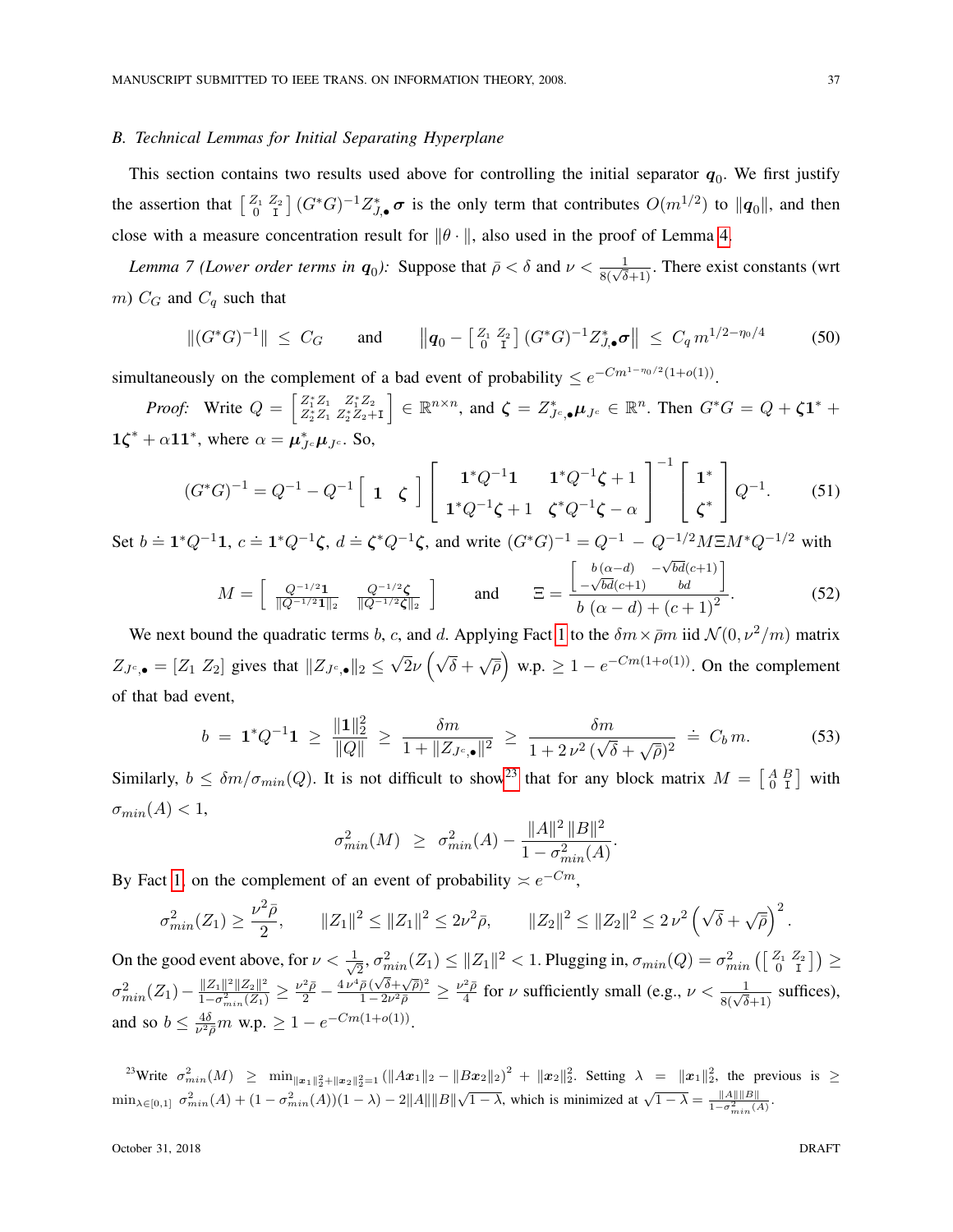### B. Technical Lemmas for Initial Separating Hyperplane

This section contains two results used above for controlling the initial separator $\boldsymbol{q}_0$. We first justify the assertion that $\left[\begin{smallmatrix} Z_1 & Z_2 \\ 0 & \mathrm{I} \end{smallmatrix}\right](G^*G)^{-1}Z_{J,\bullet}^*\boldsymbol{\sigma}$ is the only term that contributes $O(m^{1/2})$ to $\|\boldsymbol{q}_0\|$, and then close with a measure concentration result for $\|\theta\cdot\|$, also used in the proof of Lemma 4.

*Lemma 7 (Lower order terms in $\boldsymbol{q}_0$):* Suppose that $\bar\rho < \delta$ and $\nu < \frac{1}{8(\sqrt{\delta}+1)}$. There exist constants (wrt $m$) $C_G$ and $C_q$ such that

$$\|(G^*G)^{-1}\| \;\le\; C_G \qquad \text{and} \qquad \left\|\boldsymbol{q}_0 - \left[\begin{smallmatrix} Z_1 & Z_2 \\ 0 & \mathrm{I} \end{smallmatrix}\right](G^*G)^{-1}Z_{J,\bullet}^*\boldsymbol{\sigma}\right\| \;\le\; C_q\, m^{1/2-\eta_0/4} \tag{50}$$

simultaneously on the complement of a bad event of probability $\le e^{-Cm^{1-\eta_0/2}(1+o(1))}$.

*Proof:* Write $Q = \left[\begin{smallmatrix} Z_1^*Z_1 & Z_1^*Z_2 \\ Z_2^*Z_1 & Z_2^*Z_2+\mathrm{I} \end{smallmatrix}\right] \in \mathbb{R}^{n\times n}$, and $\boldsymbol{\zeta} = Z_{J^c,\bullet}^*\boldsymbol{\mu}_{J^c} \in \mathbb{R}^n$. Then $G^*G = Q + \boldsymbol{\zeta}\mathbf{1}^* + \mathbf{1}\boldsymbol{\zeta}^* + \alpha\mathbf{1}\mathbf{1}^*$, where $\alpha = \boldsymbol{\mu}_{J^c}^*\boldsymbol{\mu}_{J^c}$. So,

$$(G^*G)^{-1} = Q^{-1} - Q^{-1}\left[\begin{array}{cc} \mathbf{1} & \boldsymbol{\zeta} \end{array}\right]\left[\begin{array}{cc} \mathbf{1}^*Q^{-1}\mathbf{1} & \mathbf{1}^*Q^{-1}\boldsymbol{\zeta}+1 \\ \mathbf{1}^*Q^{-1}\boldsymbol{\zeta}+1 & \boldsymbol{\zeta}^*Q^{-1}\boldsymbol{\zeta}-\alpha \end{array}\right]^{-1}\left[\begin{array}{c} \mathbf{1}^* \\ \boldsymbol{\zeta}^* \end{array}\right]Q^{-1}. \tag{51}$$

Set $b \doteq \mathbf{1}^*Q^{-1}\mathbf{1}$, $c \doteq \mathbf{1}^*Q^{-1}\boldsymbol{\zeta}$, $d \doteq \boldsymbol{\zeta}^*Q^{-1}\boldsymbol{\zeta}$, and write $(G^*G)^{-1} = Q^{-1} - Q^{-1/2}M\Xi M^*Q^{-1/2}$ with

$$M = \left[\begin{array}{cc} \frac{Q^{-1/2}\mathbf{1}}{\|Q^{-1/2}\mathbf{1}\|_2} & \frac{Q^{-1/2}\boldsymbol{\zeta}}{\|Q^{-1/2}\boldsymbol{\zeta}\|_2} \end{array}\right] \qquad \text{and} \qquad \Xi = \frac{\left[\begin{array}{cc} b\,(\alpha-d) & -\sqrt{bd}(c+1) \\ -\sqrt{bd}(c+1) & bd \end{array}\right]}{b\,(\alpha-d)+(c+1)^2}. \tag{52}$$

We next bound the quadratic terms $b$, $c$, and $d$. Applying Fact 1 to the $\delta m\times\bar\rho m$ iid $\mathcal{N}(0,\nu^2/m)$ matrix $Z_{J^c,\bullet} = [Z_1\ Z_2]$ gives that $\|Z_{J^c,\bullet}\|_2 \le \sqrt{2}\nu\left(\sqrt{\delta}+\sqrt{\bar\rho}\right)$ w.p. $\ge 1-e^{-Cm(1+o(1))}$. On the complement of that bad event,

$$b \;=\; \mathbf{1}^*Q^{-1}\mathbf{1} \;\ge\; \frac{\|\mathbf{1}\|_2^2}{\|Q\|} \;\ge\; \frac{\delta m}{1+\|Z_{J^c,\bullet}\|^2} \;\ge\; \frac{\delta m}{1+2\,\nu^2\,(\sqrt{\delta}+\sqrt{\bar\rho})^2} \;\doteq\; C_b\, m. \tag{53}$$

Similarly, $b \le \delta m/\sigma_{min}(Q)$. It is not difficult to show[23] that for any block matrix $M = \left[\begin{smallmatrix} A & B \\ 0 & \mathrm{I} \end{smallmatrix}\right]$ with $\sigma_{min}(A) < 1$,

$$\sigma_{min}^2(M) \;\ge\; \sigma_{min}^2(A) - \frac{\|A\|^2\,\|B\|^2}{1-\sigma_{min}^2(A)}.$$

By Fact 1, on the complement of an event of probability $\asymp e^{-Cm}$,

$$\sigma_{min}^2(Z_1) \ge \frac{\nu^2\bar\rho}{2}, \qquad \|Z_1\|^2 \le \|Z_1\|^2 \le 2\nu^2\bar\rho, \qquad \|Z_2\|^2 \le \|Z_2\|^2 \le 2\,\nu^2\left(\sqrt{\delta}+\sqrt{\bar\rho}\right)^2.$$

On the good event above, for $\nu < \frac{1}{\sqrt{2}}$, $\sigma_{min}^2(Z_1) \le \|Z_1\|^2 < 1$. Plugging in, $\sigma_{min}(Q) = \sigma_{min}^2\left(\left[\begin{smallmatrix} Z_1 & Z_2 \\ 0 & \mathrm{I} \end{smallmatrix}\right]\right) \ge \sigma_{min}^2(Z_1) - \frac{\|Z_1\|^2\|Z_2\|^2}{1-\sigma_{min}^2(Z_1)} \ge \frac{\nu^2\bar\rho}{2} - \frac{4\,\nu^4\bar\rho\,(\sqrt{\delta}+\sqrt{\bar\rho})^2}{1-2\nu^2\bar\rho} \ge \frac{\nu^2\bar\rho}{4}$ for $\nu$ sufficiently small (e.g., $\nu < \frac{1}{8(\sqrt{\delta}+1)}$ suffices), and so $b \le \frac{4\delta}{\nu^2\bar\rho}m$ w.p. $\ge 1-e^{-Cm(1+o(1))}$.

[23] Write $\sigma_{min}^2(M) \;\ge\; \min_{\|\boldsymbol{x}_1\|_2^2+\|\boldsymbol{x}_2\|_2^2=1}\left(\|A\boldsymbol{x}_1\|_2 - \|B\boldsymbol{x}_2\|_2\right)^2 + \|\boldsymbol{x}_2\|_2^2$. Setting $\lambda = \|\boldsymbol{x}_1\|_2^2$, the previous is $\ge \min_{\lambda\in[0,1]}\ \sigma_{min}^2(A) + (1-\sigma_{min}^2(A))(1-\lambda) - 2\|A\|\|B\|\sqrt{1-\lambda}$, which is minimized at $\sqrt{1-\lambda} = \frac{\|A\|\|B\|}{1-\sigma_{min}^2(A)}$.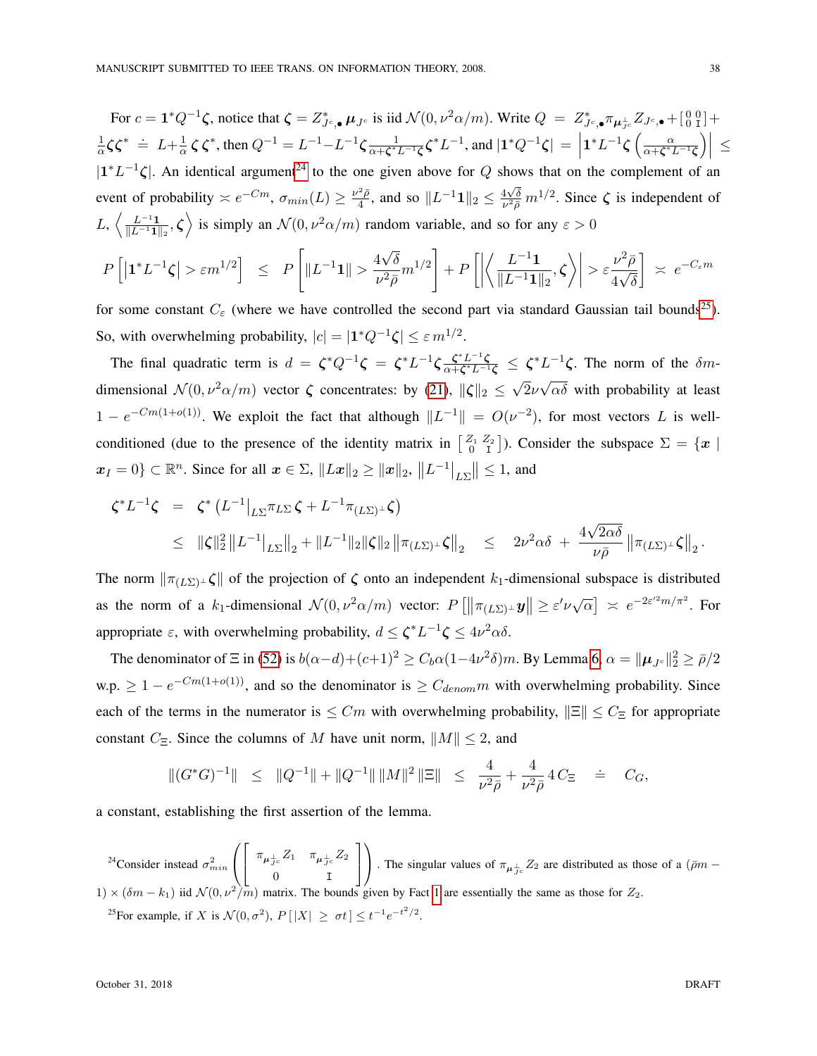For $c = \mathbf{1}^* Q^{-1} \boldsymbol{\zeta}$, notice that $\boldsymbol{\zeta} = Z_{J^c,\bullet}^* \boldsymbol{\mu}_{J^c}$ is iid $\mathcal{N}(0, \nu^2 \alpha / m)$. Write $Q = Z_{J^c,\bullet}^* \pi_{\boldsymbol{\mu}_{J^c}^\perp} Z_{J^c,\bullet} + \left[\begin{smallmatrix} 0 & 0 \\ 0 & \mathrm{I} \end{smallmatrix}\right] + \frac{1}{\alpha} \boldsymbol{\zeta}\boldsymbol{\zeta}^* \doteq L + \frac{1}{\alpha}\boldsymbol{\zeta}\boldsymbol{\zeta}^*$, then $Q^{-1} = L^{-1} - L^{-1}\boldsymbol{\zeta}\frac{1}{\alpha + \boldsymbol{\zeta}^* L^{-1}\boldsymbol{\zeta}}\boldsymbol{\zeta}^* L^{-1}$, and $|\mathbf{1}^* Q^{-1}\boldsymbol{\zeta}| = \left|\mathbf{1}^* L^{-1}\boldsymbol{\zeta}\left(\frac{\alpha}{\alpha + \boldsymbol{\zeta}^* L^{-1}\boldsymbol{\zeta}}\right)\right| \leq |\mathbf{1}^* L^{-1}\boldsymbol{\zeta}|$. An identical argument[24] to the one given above for $Q$ shows that on the complement of an event of probability $\asymp e^{-Cm}$, $\sigma_{min}(L) \geq \frac{\nu^2 \bar{\rho}}{4}$, and so $\|L^{-1}\mathbf{1}\|_2 \leq \frac{4\sqrt{\delta}}{\nu^2\bar{\rho}} m^{1/2}$. Since $\boldsymbol{\zeta}$ is independent of $L$, $\left\langle \frac{L^{-1}\mathbf{1}}{\|L^{-1}\mathbf{1}\|_2}, \boldsymbol{\zeta} \right\rangle$ is simply an $\mathcal{N}(0, \nu^2\alpha/m)$ random variable, and so for any $\varepsilon > 0$

$$
P\left[\left|\mathbf{1}^* L^{-1}\boldsymbol{\zeta}\right| > \varepsilon m^{1/2}\right] \;\leq\; P\left[\|L^{-1}\mathbf{1}\| > \frac{4\sqrt{\delta}}{\nu^2\bar{\rho}} m^{1/2}\right] + P\left[\left|\left\langle \frac{L^{-1}\mathbf{1}}{\|L^{-1}\mathbf{1}\|_2}, \boldsymbol{\zeta}\right\rangle\right| > \varepsilon \frac{\nu^2\bar{\rho}}{4\sqrt{\delta}}\right] \;\asymp\; e^{-C_\varepsilon m}
$$

for some constant $C_\varepsilon$ (where we have controlled the second part via standard Gaussian tail bounds[25]). So, with overwhelming probability, $|c| = |\mathbf{1}^* Q^{-1}\boldsymbol{\zeta}| \leq \varepsilon\, m^{1/2}$.

The final quadratic term is $d = \boldsymbol{\zeta}^* Q^{-1}\boldsymbol{\zeta} = \boldsymbol{\zeta}^* L^{-1}\boldsymbol{\zeta}\frac{\boldsymbol{\zeta}^* L^{-1}\boldsymbol{\zeta}}{\alpha + \boldsymbol{\zeta}^* L^{-1}\boldsymbol{\zeta}} \leq \boldsymbol{\zeta}^* L^{-1}\boldsymbol{\zeta}$. The norm of the $\delta m$-dimensional $\mathcal{N}(0, \nu^2\alpha/m)$ vector $\boldsymbol{\zeta}$ concentrates: by (21), $\|\boldsymbol{\zeta}\|_2 \leq \sqrt{2}\nu\sqrt{\alpha\delta}$ with probability at least $1 - e^{-Cm(1+o(1))}$. We exploit the fact that although $\|L^{-1}\| = O(\nu^{-2})$, for most vectors $L$ is well-conditioned (due to the presence of the identity matrix in $\left[\begin{smallmatrix} Z_1 & Z_2 \\ 0 & \mathrm{I} \end{smallmatrix}\right]$). Consider the subspace $\Sigma = \{\boldsymbol{x} \mid \boldsymbol{x}_I = 0\} \subset \mathbb{R}^n$. Since for all $\boldsymbol{x} \in \Sigma$, $\|L\boldsymbol{x}\|_2 \geq \|\boldsymbol{x}\|_2$, $\left\|L^{-1}\big|_{L\Sigma}\right\| \leq 1$, and

$$
\begin{aligned}
\boldsymbol{\zeta}^* L^{-1}\boldsymbol{\zeta} &= \boldsymbol{\zeta}^*\left(L^{-1}\big|_{L\Sigma}\pi_{L\Sigma}\,\boldsymbol{\zeta} + L^{-1}\pi_{(L\Sigma)^\perp}\boldsymbol{\zeta}\right) \\
&\leq \|\boldsymbol{\zeta}\|_2^2\left\|L^{-1}\big|_{L\Sigma}\right\|_2 + \|L^{-1}\|_2\|\boldsymbol{\zeta}\|_2\left\|\pi_{(L\Sigma)^\perp}\boldsymbol{\zeta}\right\|_2 \;\leq\; 2\nu^2\alpha\delta \;+\; \frac{4\sqrt{2\alpha\delta}}{\nu\bar{\rho}}\left\|\pi_{(L\Sigma)^\perp}\boldsymbol{\zeta}\right\|_2.
\end{aligned}
$$

The norm $\|\pi_{(L\Sigma)^\perp}\boldsymbol{\zeta}\|$ of the projection of $\boldsymbol{\zeta}$ onto an independent $k_1$-dimensional subspace is distributed as the norm of a $k_1$-dimensional $\mathcal{N}(0, \nu^2\alpha/m)$ vector: $P\left[\left\|\pi_{(L\Sigma)^\perp}\boldsymbol{y}\right\| \geq \varepsilon'\nu\sqrt{\alpha}\right] \asymp e^{-2\varepsilon'^2 m/\pi^2}$. For appropriate $\varepsilon$, with overwhelming probability, $d \leq \boldsymbol{\zeta}^* L^{-1}\boldsymbol{\zeta} \leq 4\nu^2\alpha\delta$.

The denominator of $\Xi$ in (52) is $b(\alpha - d) + (c+1)^2 \geq C_b\alpha(1 - 4\nu^2\delta)m$. By Lemma 6, $\alpha = \|\boldsymbol{\mu}_{J^c}\|_2^2 \geq \bar{\rho}/2$ w.p. $\geq 1 - e^{-Cm(1+o(1))}$, and so the denominator is $\geq C_{denom} m$ with overwhelming probability. Since each of the terms in the numerator is $\leq Cm$ with overwhelming probability, $\|\Xi\| \leq C_\Xi$ for appropriate constant $C_\Xi$. Since the columns of $M$ have unit norm, $\|M\| \leq 2$, and

$$
\|(G^*G)^{-1}\| \;\leq\; \|Q^{-1}\| + \|Q^{-1}\|\,\|M\|^2\,\|\Xi\| \;\leq\; \frac{4}{\nu^2\bar{\rho}} + \frac{4}{\nu^2\bar{\rho}}4\,C_\Xi \;\doteq\; C_G,
$$

a constant, establishing the first assertion of the lemma.

[24] Consider instead $\sigma_{min}^2\left(\left[\begin{array}{cc} \pi_{\boldsymbol{\mu}_{J^c}^\perp} Z_1 & \pi_{\boldsymbol{\mu}_{J^c}^\perp} Z_2 \\ 0 & \mathrm{I} \end{array}\right]\right)$. The singular values of $\pi_{\boldsymbol{\mu}_{J^c}^\perp} Z_2$ are distributed as those of a $(\bar{\rho}m - 1) \times (\delta m - k_1)$ iid $\mathcal{N}(0, \nu^2/m)$ matrix. The bounds given by Fact 1 are essentially the same as those for $Z_2$.

[25] For example, if $X$ is $\mathcal{N}(0, \sigma^2)$, $P\left[\,|X| \geq \sigma t\right] \leq t^{-1} e^{-t^2/2}$.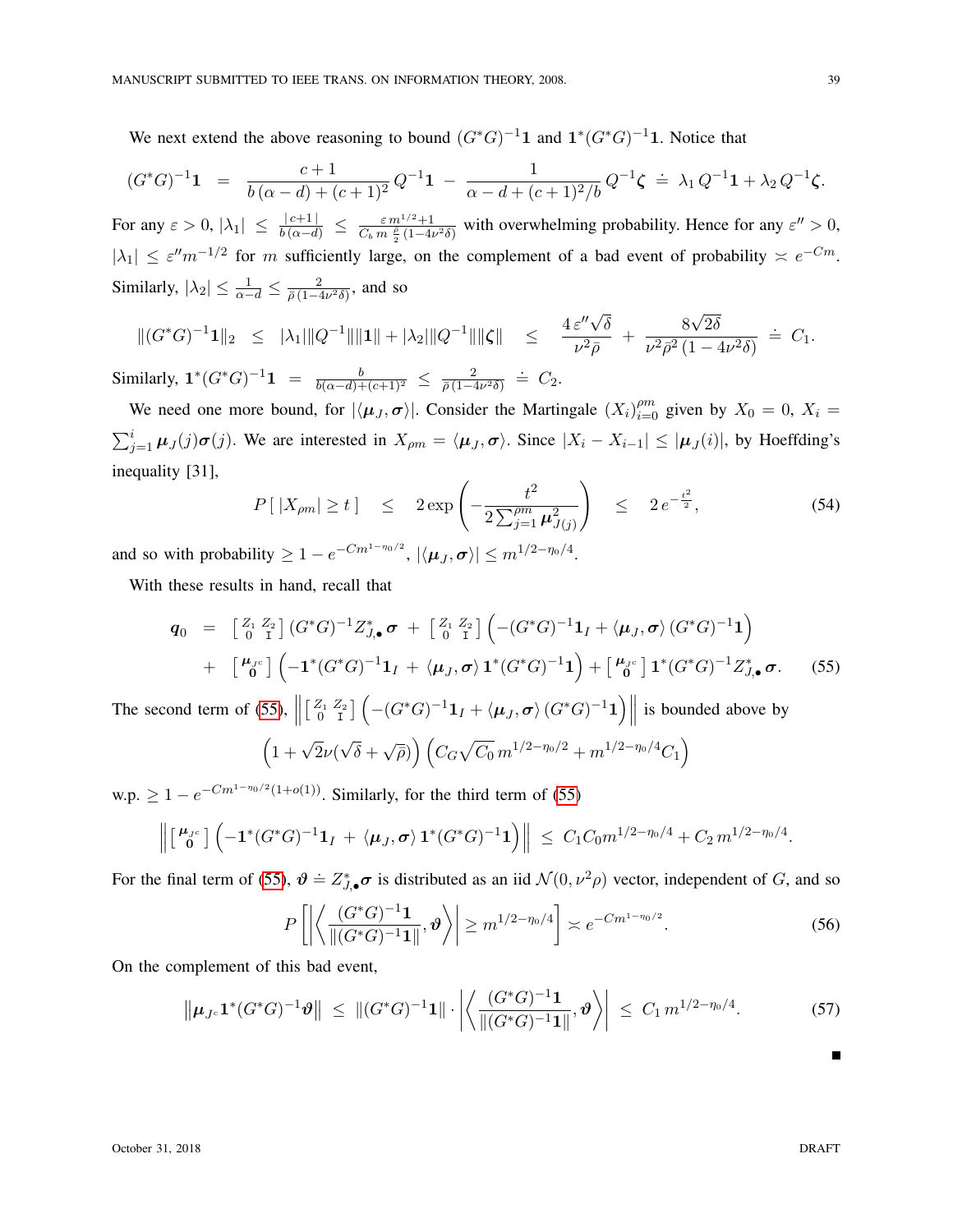We next extend the above reasoning to bound $(G^*G)^{-1}\mathbf{1}$ and $\mathbf{1}^*(G^*G)^{-1}\mathbf{1}$. Notice that

$$(G^*G)^{-1}\mathbf{1} \;=\; \frac{c+1}{b\,(\alpha-d)+(c+1)^2}\,Q^{-1}\mathbf{1} \;-\; \frac{1}{\alpha-d+(c+1)^2/b}\,Q^{-1}\boldsymbol{\zeta} \;\doteq\; \lambda_1\,Q^{-1}\mathbf{1} + \lambda_2\,Q^{-1}\boldsymbol{\zeta}.$$

For any $\varepsilon>0$, $|\lambda_1| \le \frac{|\,c+1\,|}{b\,(\alpha-d)} \le \frac{\varepsilon\, m^{1/2}+1}{C_b\, m\, \frac{\bar\rho}{2}\,(1-4\nu^2\delta)}$ with overwhelming probability. Hence for any $\varepsilon''>0$, $|\lambda_1| \le \varepsilon'' m^{-1/2}$ for $m$ sufficiently large, on the complement of a bad event of probability $\asymp e^{-Cm}$. Similarly, $|\lambda_2| \le \frac{1}{\alpha-d} \le \frac{2}{\bar\rho\,(1-4\nu^2\delta)}$, and so

$$\|(G^*G)^{-1}\mathbf{1}\|_2 \;\le\; |\lambda_1|\|Q^{-1}\|\|\mathbf{1}\| + |\lambda_2|\|Q^{-1}\|\|\boldsymbol{\zeta}\| \;\le\; \frac{4\,\varepsilon''\sqrt{\delta}}{\nu^2\bar\rho} + \frac{8\sqrt{2\delta}}{\nu^2\bar\rho^2\,(1-4\nu^2\delta)} \;\doteq\; C_1.$$

Similarly, $\mathbf{1}^*(G^*G)^{-1}\mathbf{1} \;=\; \frac{b}{b(\alpha-d)+(c+1)^2} \;\le\; \frac{2}{\bar\rho\,(1-4\nu^2\delta)} \;\doteq\; C_2$.

We need one more bound, for $|\langle \boldsymbol{\mu}_J, \boldsymbol{\sigma}\rangle|$. Consider the Martingale $(X_i)_{i=0}^{\rho m}$ given by $X_0=0$, $X_i = \sum_{j=1}^{i}\boldsymbol{\mu}_J(j)\boldsymbol{\sigma}(j)$. We are interested in $X_{\rho m} = \langle \boldsymbol{\mu}_J, \boldsymbol{\sigma}\rangle$. Since $|X_i - X_{i-1}| \le |\boldsymbol{\mu}_J(i)|$, by Hoeffding's inequality [31],

$$P\left[\,|X_{\rho m}| \ge t\,\right] \;\le\; 2\exp\left(-\frac{t^2}{2\sum_{j=1}^{\rho m}\boldsymbol{\mu}_{J(j)}^2}\right) \;\le\; 2\,e^{-\frac{t^2}{2}}, \tag{54}$$

and so with probability $\ge 1-e^{-Cm^{1-\eta_0/2}}$, $|\langle \boldsymbol{\mu}_J, \boldsymbol{\sigma}\rangle| \le m^{1/2-\eta_0/4}$.

With these results in hand, recall that

$$\begin{aligned}\boldsymbol{q}_0 \;&=\; \left[\begin{smallmatrix} Z_1 & Z_2 \\ 0 & \mathrm{I}\end{smallmatrix}\right](G^*G)^{-1}Z_{J,\bullet}^*\boldsymbol{\sigma} \;+\; \left[\begin{smallmatrix} Z_1 & Z_2 \\ 0 & \mathrm{I}\end{smallmatrix}\right]\Big(-(G^*G)^{-1}\mathbf{1}_I + \langle \boldsymbol{\mu}_J,\boldsymbol{\sigma}\rangle\,(G^*G)^{-1}\mathbf{1}\Big)\\ &+\; \left[\begin{smallmatrix} \boldsymbol{\mu}_{J^c} \\ \mathbf{0}\end{smallmatrix}\right]\Big(-\mathbf{1}^*(G^*G)^{-1}\mathbf{1}_I \;+\; \langle \boldsymbol{\mu}_J,\boldsymbol{\sigma}\rangle\,\mathbf{1}^*(G^*G)^{-1}\mathbf{1}\Big) + \left[\begin{smallmatrix} \boldsymbol{\mu}_{J^c} \\ \mathbf{0}\end{smallmatrix}\right]\mathbf{1}^*(G^*G)^{-1}Z_{J,\bullet}^*\boldsymbol{\sigma}.\end{aligned} \tag{55}$$

The second term of (55), $\left\|\left[\begin{smallmatrix} Z_1 & Z_2 \\ 0 & \mathrm{I}\end{smallmatrix}\right]\Big(-(G^*G)^{-1}\mathbf{1}_I + \langle \boldsymbol{\mu}_J,\boldsymbol{\sigma}\rangle\,(G^*G)^{-1}\mathbf{1}\Big)\right\|$ is bounded above by

$$\Big(1+\sqrt{2}\nu(\sqrt{\delta}+\sqrt{\rho})\Big)\Big(C_G\sqrt{C_0}\,m^{1/2-\eta_0/2} + m^{1/2-\eta_0/4}C_1\Big)$$

w.p. $\ge 1-e^{-Cm^{1-\eta_0/2}(1+o(1))}$. Similarly, for the third term of (55)

$$\left\|\left[\begin{smallmatrix} \boldsymbol{\mu}_{J^c} \\ \mathbf{0}\end{smallmatrix}\right]\Big(-\mathbf{1}^*(G^*G)^{-1}\mathbf{1}_I \;+\; \langle \boldsymbol{\mu}_J,\boldsymbol{\sigma}\rangle\,\mathbf{1}^*(G^*G)^{-1}\mathbf{1}\Big)\right\| \;\le\; C_1C_0m^{1/2-\eta_0/4} + C_2\,m^{1/2-\eta_0/4}.$$

For the final term of (55), $\boldsymbol{\vartheta} \doteq Z_{J,\bullet}^*\boldsymbol{\sigma}$ is distributed as an iid $\mathcal{N}(0,\nu^2\rho)$ vector, independent of $G$, and so

$$P\left[\left|\left\langle \frac{(G^*G)^{-1}\mathbf{1}}{\|(G^*G)^{-1}\mathbf{1}\|}, \boldsymbol{\vartheta}\right\rangle\right| \ge m^{1/2-\eta_0/4}\right] \asymp e^{-Cm^{1-\eta_0/2}}. \tag{56}$$

On the complement of this bad event,

$$\left\|\boldsymbol{\mu}_{J^c}\mathbf{1}^*(G^*G)^{-1}\boldsymbol{\vartheta}\right\| \;\le\; \|(G^*G)^{-1}\mathbf{1}\|\cdot\left|\left\langle \frac{(G^*G)^{-1}\mathbf{1}}{\|(G^*G)^{-1}\mathbf{1}\|}, \boldsymbol{\vartheta}\right\rangle\right| \;\le\; C_1\,m^{1/2-\eta_0/4}. \tag{57}$$

■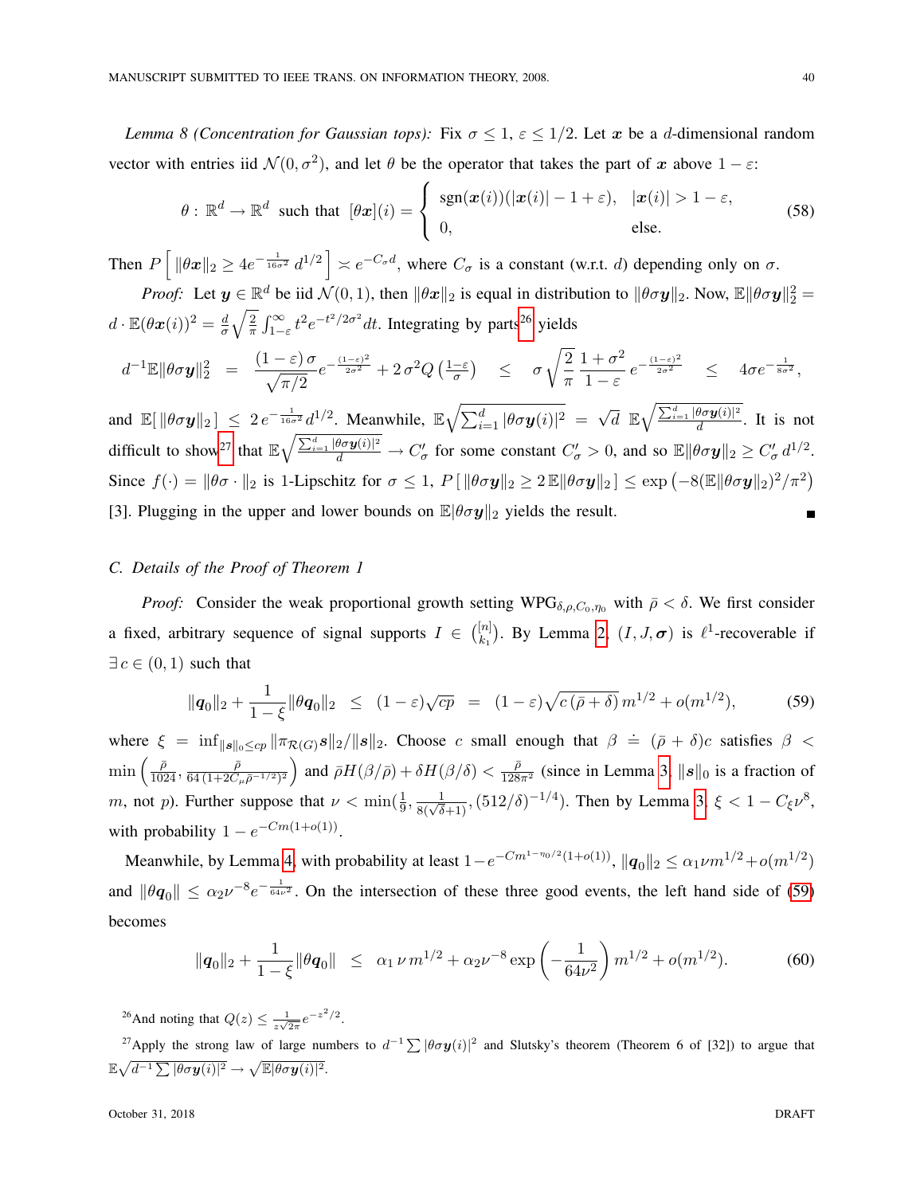*Lemma 8 (Concentration for Gaussian tops):* Fix $\sigma \leq 1$, $\varepsilon \leq 1/2$. Let $\boldsymbol{x}$ be a $d$-dimensional random vector with entries iid $\mathcal{N}(0, \sigma^2)$, and let $\theta$ be the operator that takes the part of $\boldsymbol{x}$ above $1-\varepsilon$:

$$\theta : \mathbb{R}^d \to \mathbb{R}^d \text{ such that } [\theta \boldsymbol{x}](i) = \begin{cases} \operatorname{sgn}(\boldsymbol{x}(i))(|\boldsymbol{x}(i)| - 1 + \varepsilon), & |\boldsymbol{x}(i)| > 1 - \varepsilon, \\ 0, & \text{else.} \end{cases} \tag{58}$$

Then $P\left[\, \|\theta \boldsymbol{x}\|_2 \geq 4 e^{-\frac{1}{16\sigma^2}} d^{1/2} \right] \asymp e^{-C_\sigma d}$, where $C_\sigma$ is a constant (w.r.t. $d$) depending only on $\sigma$.

*Proof:* Let $\boldsymbol{y} \in \mathbb{R}^d$ be iid $\mathcal{N}(0,1)$, then $\|\theta \boldsymbol{x}\|_2$ is equal in distribution to $\|\theta \sigma \boldsymbol{y}\|_2$. Now, $\mathbb{E}\|\theta\sigma\boldsymbol{y}\|_2^2 = d \cdot \mathbb{E}(\theta \boldsymbol{x}(i))^2 = \frac{d}{\sigma}\sqrt{\frac{2}{\pi}} \int_{1-\varepsilon}^{\infty} t^2 e^{-t^2/2\sigma^2} dt$. Integrating by parts[26] yields

$$d^{-1}\mathbb{E}\|\theta\sigma\boldsymbol{y}\|_2^2 \;=\; \frac{(1-\varepsilon)\,\sigma}{\sqrt{\pi/2}} e^{-\frac{(1-\varepsilon)^2}{2\sigma^2}} + 2\,\sigma^2 Q\left(\tfrac{1-\varepsilon}{\sigma}\right) \;\leq\; \sigma\sqrt{\frac{2}{\pi}}\,\frac{1+\sigma^2}{1-\varepsilon}\, e^{-\frac{(1-\varepsilon)^2}{2\sigma^2}} \;\leq\; 4\sigma e^{-\frac{1}{8\sigma^2}},$$

and $\mathbb{E}[\,\|\theta\sigma\boldsymbol{y}\|_2\,] \leq 2\,e^{-\frac{1}{16\sigma^2}} d^{1/2}$. Meanwhile, $\mathbb{E}\sqrt{\sum_{i=1}^d |\theta\sigma\boldsymbol{y}(i)|^2} = \sqrt{d}\;\mathbb{E}\sqrt{\frac{\sum_{i=1}^d |\theta\sigma\boldsymbol{y}(i)|^2}{d}}$. It is not difficult to show[27] that $\mathbb{E}\sqrt{\frac{\sum_{i=1}^d |\theta\sigma\boldsymbol{y}(i)|^2}{d}} \to C'_\sigma$ for some constant $C'_\sigma > 0$, and so $\mathbb{E}\|\theta\sigma\boldsymbol{y}\|_2 \geq C'_\sigma\, d^{1/2}$. Since $f(\cdot) = \|\theta\sigma\cdot\|_2$ is 1-Lipschitz for $\sigma \leq 1$, $P\left[\,\|\theta\sigma\boldsymbol{y}\|_2 \geq 2\,\mathbb{E}\|\theta\sigma\boldsymbol{y}\|_2\right] \leq \exp\left(-8(\mathbb{E}\|\theta\sigma\boldsymbol{y}\|_2)^2/\pi^2\right)$ [3]. Plugging in the upper and lower bounds on $\mathbb{E}|\theta\sigma\boldsymbol{y}\|_2$ yields the result. ■

### C. Details of the Proof of Theorem 1

*Proof:* Consider the weak proportional growth setting $\mathrm{WPG}_{\delta,\rho,C_0,\eta_0}$ with $\bar{\rho} < \delta$. We first consider a fixed, arbitrary sequence of signal supports $I \in \binom{[n]}{k_1}$. By Lemma 2, $(I, J, \boldsymbol{\sigma})$ is $\ell^1$-recoverable if $\exists\, c \in (0,1)$ such that

$$\|\boldsymbol{q}_0\|_2 + \frac{1}{1-\xi}\|\theta\boldsymbol{q}_0\|_2 \;\leq\; (1-\varepsilon)\sqrt{cp} \;=\; (1-\varepsilon)\sqrt{c\,(\bar{\rho}+\delta)}\, m^{1/2} + o(m^{1/2}), \tag{59}$$

where $\xi = \inf_{\|\boldsymbol{s}\|_0 \leq cp} \|\pi_{\mathcal{R}(G)}\boldsymbol{s}\|_2 / \|\boldsymbol{s}\|_2$. Choose $c$ small enough that $\beta \doteq (\bar{\rho}+\delta)c$ satisfies $\beta < \min\left(\frac{\bar{\rho}}{1024}, \frac{\bar{\rho}}{64\,(1+2C_\mu\bar{\rho}^{-1/2})^2}\right)$ and $\bar{\rho}H(\beta/\bar{\rho}) + \delta H(\beta/\delta) < \frac{\bar{\rho}}{128\pi^2}$ (since in Lemma 3, $\|\boldsymbol{s}\|_0$ is a fraction of $m$, not $p$). Further suppose that $\nu < \min(\frac{1}{9}, \frac{1}{8(\sqrt{\delta}+1)}, (512/\delta)^{-1/4})$. Then by Lemma 3, $\xi < 1 - C_\xi \nu^8$, with probability $1 - e^{-Cm(1+o(1))}$.

Meanwhile, by Lemma 4, with probability at least $1 - e^{-Cm^{1-\eta_0/2}(1+o(1))}$, $\|\boldsymbol{q}_0\|_2 \leq \alpha_1 \nu m^{1/2} + o(m^{1/2})$ and $\|\theta\boldsymbol{q}_0\| \leq \alpha_2 \nu^{-8} e^{-\frac{1}{64\nu^2}}$. On the intersection of these three good events, the left hand side of (59) becomes

$$\|\boldsymbol{q}_0\|_2 + \frac{1}{1-\xi}\|\theta\boldsymbol{q}_0\| \;\leq\; \alpha_1\,\nu\, m^{1/2} + \alpha_2 \nu^{-8}\exp\left(-\frac{1}{64\nu^2}\right) m^{1/2} + o(m^{1/2}). \tag{60}$$

[26] And noting that $Q(z) \leq \frac{1}{z\sqrt{2\pi}} e^{-z^2/2}$.

[27] Apply the strong law of large numbers to $d^{-1}\sum |\theta\sigma\boldsymbol{y}(i)|^2$ and Slutsky's theorem (Theorem 6 of [32]) to argue that $\mathbb{E}\sqrt{d^{-1}\sum|\theta\sigma\boldsymbol{y}(i)|^2} \to \sqrt{\mathbb{E}|\theta\sigma\boldsymbol{y}(i)|^2}$.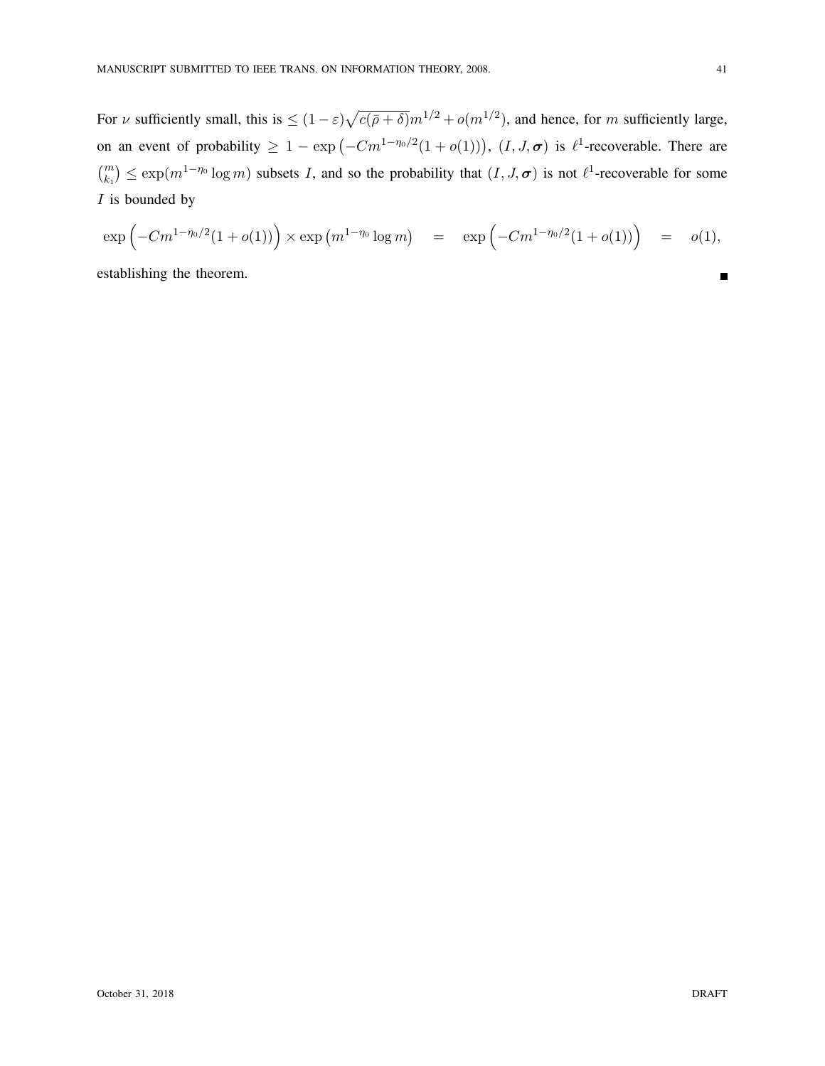For $\nu$ sufficiently small, this is $\leq (1-\varepsilon)\sqrt{c(\bar{\rho}+\delta)}m^{1/2} + o(m^{1/2})$, and hence, for $m$ sufficiently large, on an event of probability $\geq 1 - \exp\left(-Cm^{1-\eta_0/2}(1+o(1))\right)$, $(I, J, \boldsymbol{\sigma})$ is $\ell^1$-recoverable. There are $\binom{m}{k_1} \leq \exp(m^{1-\eta_0}\log m)$ subsets $I$, and so the probability that $(I, J, \boldsymbol{\sigma})$ is not $\ell^1$-recoverable for some $I$ is bounded by

$$\exp\left(-Cm^{1-\eta_0/2}(1+o(1))\right) \times \exp\left(m^{1-\eta_0}\log m\right) = \exp\left(-Cm^{1-\eta_0/2}(1+o(1))\right) = o(1),$$

establishing the theorem. ∎